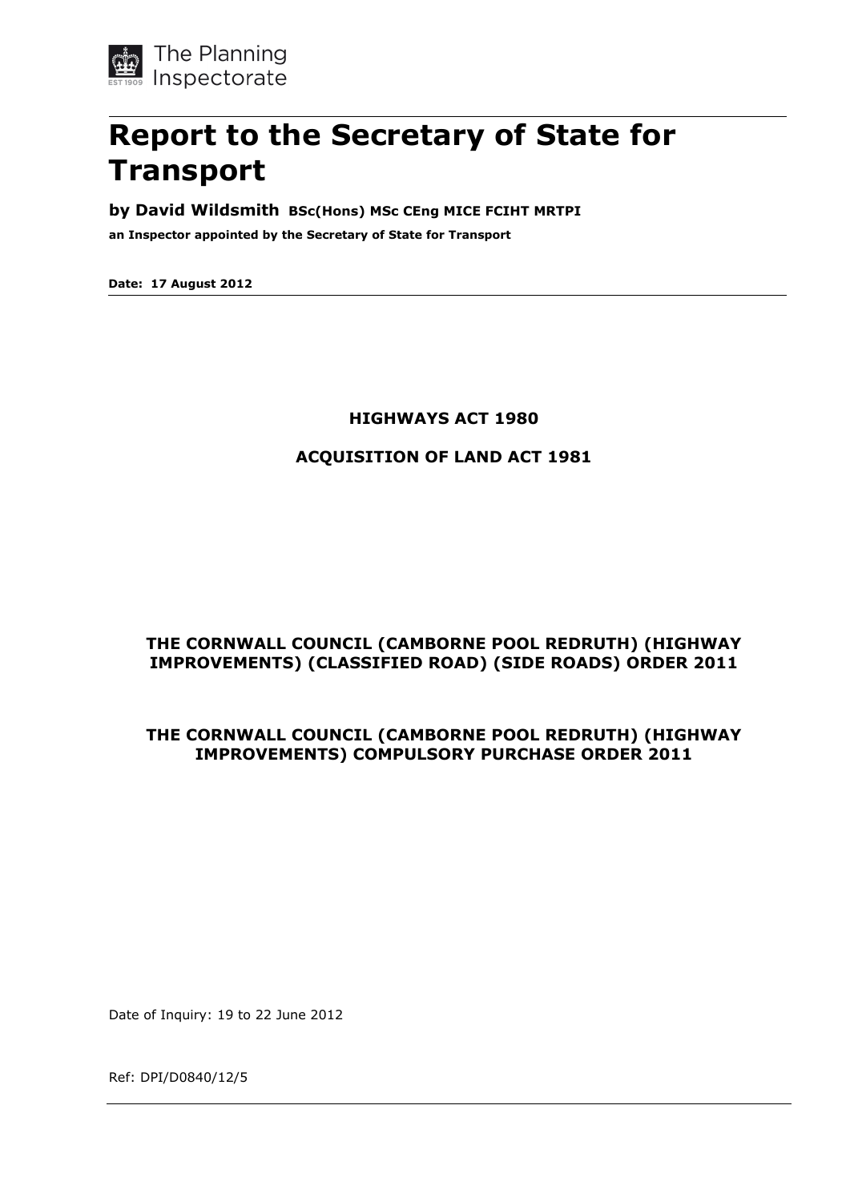The Planning Inspectorate

# Report to the Secretary of State for Transport

**by David Wildsmith BSc(Hons) MSc CEng MICE FCIHT MRTPI**

**an Inspector appointed by the Secretary of State for Transport**

**Date: 17 August 2012**

**HIGHWAYS ACT 1980**

**ACQUISITION OF LAND ACT 1981**

**THE CORNWALL COUNCIL (CAMBORNE POOL REDRUTH) (HIGHWAY IMPROVEMENTS) (CLASSIFIED ROAD) (SIDE ROADS) ORDER 2011**

**THE CORNWALL COUNCIL (CAMBORNE POOL REDRUTH) (HIGHWAY IMPROVEMENTS) COMPULSORY PURCHASE ORDER 2011**

Date of Inquiry: 19 to 22 June 2012

Ref: DPI/D0840/12/5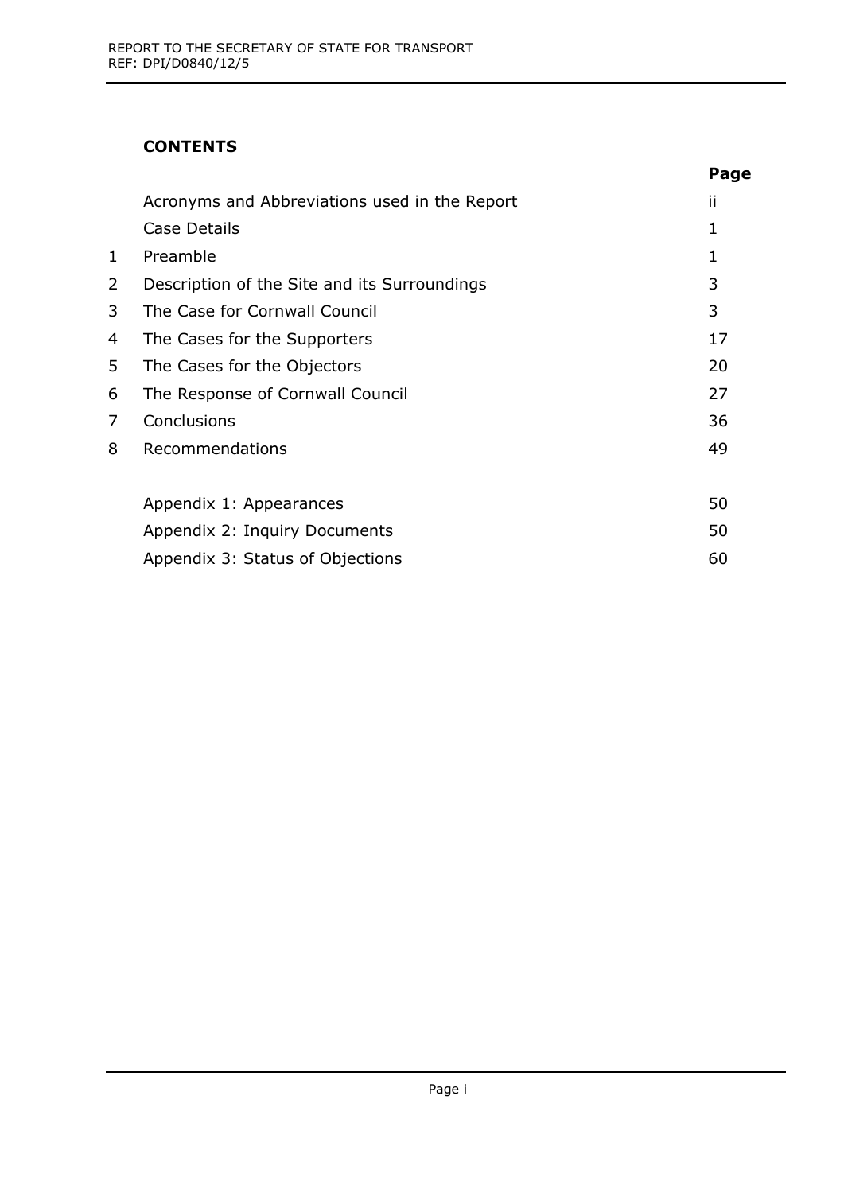## CONTENTS

| | | Page |
|---|---|---|
| | Acronyms and Abbreviations used in the Report | ii |
| | Case Details | 1 |
| 1 | Preamble | 1 |
| 2 | Description of the Site and its Surroundings | 3 |
| 3 | The Case for Cornwall Council | 3 |
| 4 | The Cases for the Supporters | 17 |
| 5 | The Cases for the Objectors | 20 |
| 6 | The Response of Cornwall Council | 27 |
| 7 | Conclusions | 36 |
| 8 | Recommendations | 49 |
| | | |
| | Appendix 1: Appearances | 50 |
| | Appendix 2: Inquiry Documents | 50 |
| | Appendix 3: Status of Objections | 60 |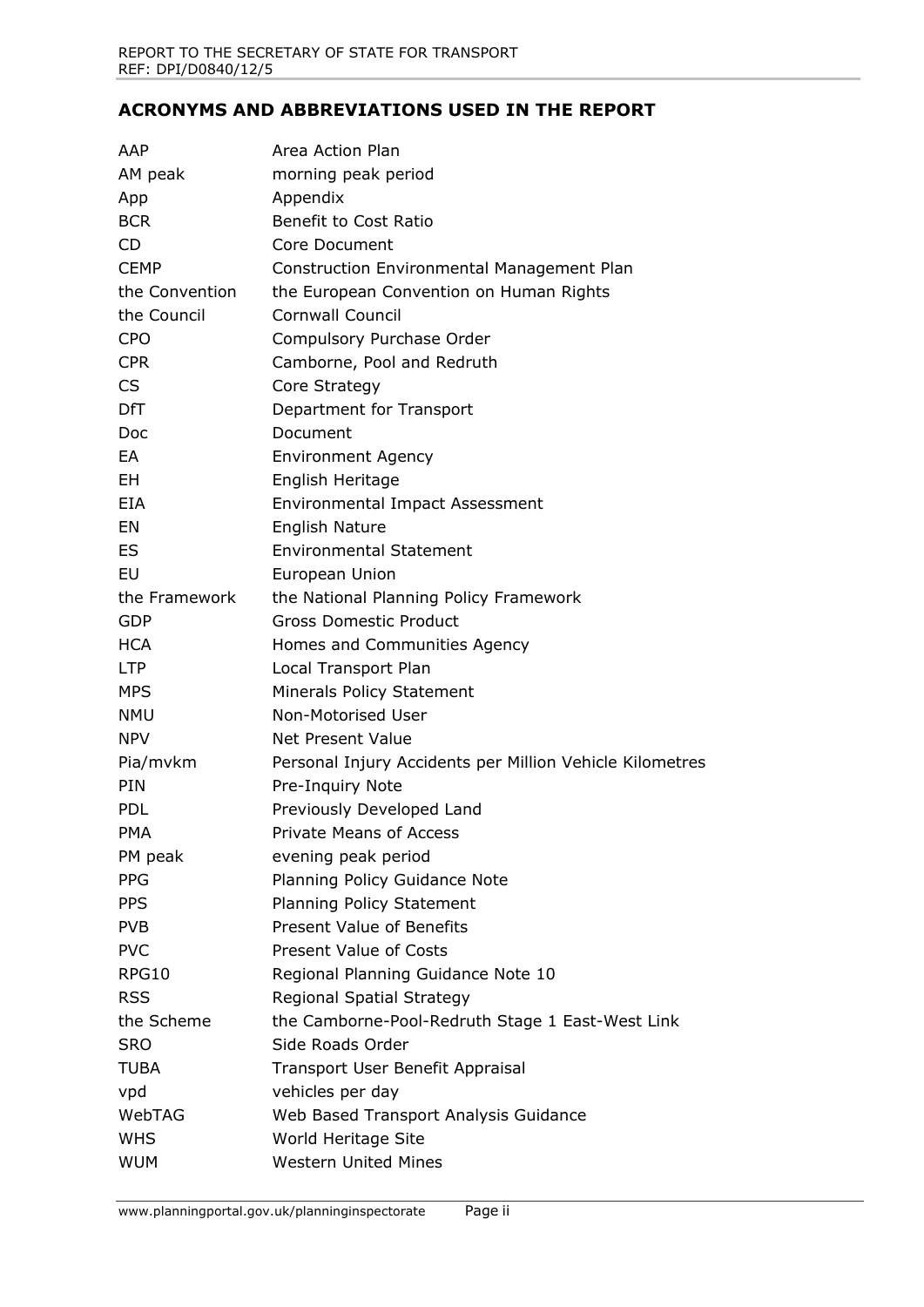## ACRONYMS AND ABBREVIATIONS USED IN THE REPORT

| | |
|---|---|
| AAP | Area Action Plan |
| AM peak | morning peak period |
| App | Appendix |
| BCR | Benefit to Cost Ratio |
| CD | Core Document |
| CEMP | Construction Environmental Management Plan |
| the Convention | the European Convention on Human Rights |
| the Council | Cornwall Council |
| CPO | Compulsory Purchase Order |
| CPR | Camborne, Pool and Redruth |
| CS | Core Strategy |
| DfT | Department for Transport |
| Doc | Document |
| EA | Environment Agency |
| EH | English Heritage |
| EIA | Environmental Impact Assessment |
| EN | English Nature |
| ES | Environmental Statement |
| EU | European Union |
| the Framework | the National Planning Policy Framework |
| GDP | Gross Domestic Product |
| HCA | Homes and Communities Agency |
| LTP | Local Transport Plan |
| MPS | Minerals Policy Statement |
| NMU | Non-Motorised User |
| NPV | Net Present Value |
| Pia/mvkm | Personal Injury Accidents per Million Vehicle Kilometres |
| PIN | Pre-Inquiry Note |
| PDL | Previously Developed Land |
| PMA | Private Means of Access |
| PM peak | evening peak period |
| PPG | Planning Policy Guidance Note |
| PPS | Planning Policy Statement |
| PVB | Present Value of Benefits |
| PVC | Present Value of Costs |
| RPG10 | Regional Planning Guidance Note 10 |
| RSS | Regional Spatial Strategy |
| the Scheme | the Camborne-Pool-Redruth Stage 1 East-West Link |
| SRO | Side Roads Order |
| TUBA | Transport User Benefit Appraisal |
| vpd | vehicles per day |
| WebTAG | Web Based Transport Analysis Guidance |
| WHS | World Heritage Site |
| WUM | Western United Mines |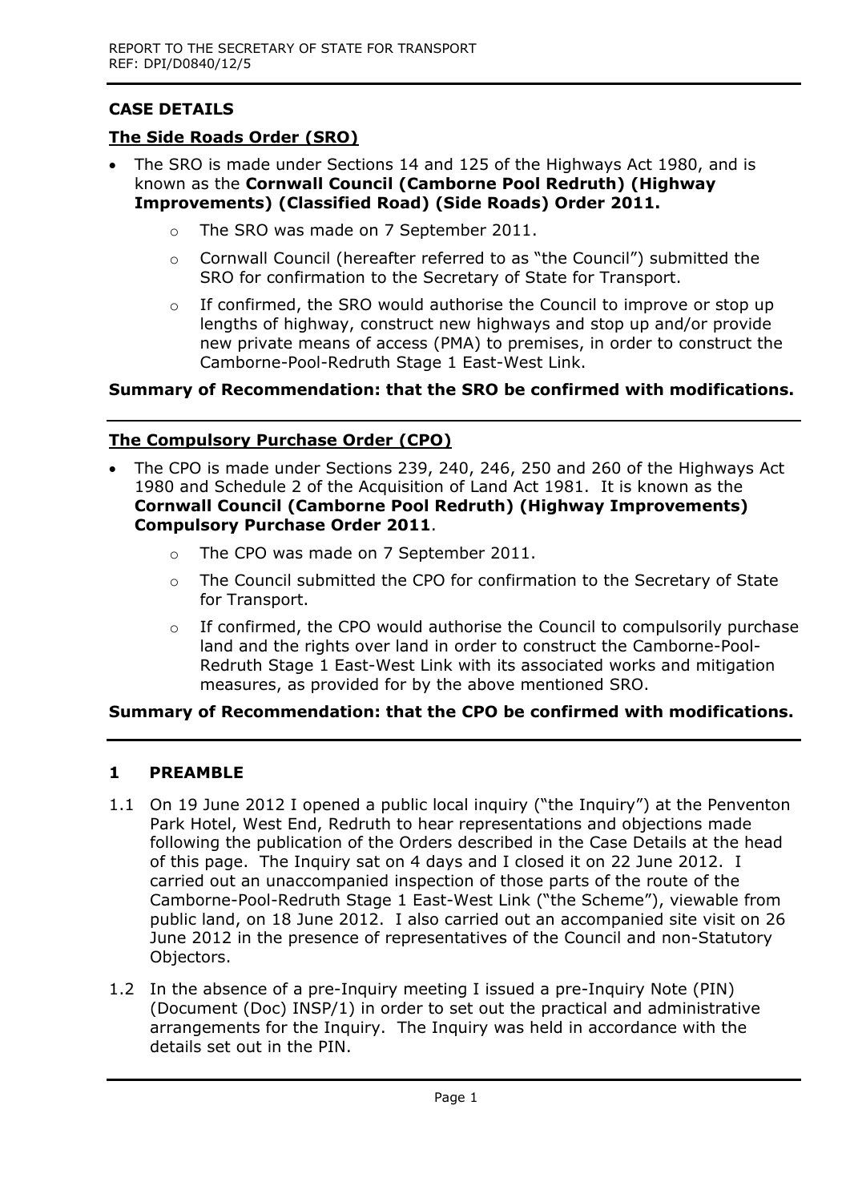## CASE DETAILS

### The Side Roads Order (SRO)

- The SRO is made under Sections 14 and 125 of the Highways Act 1980, and is known as the **Cornwall Council (Camborne Pool Redruth) (Highway Improvements) (Classified Road) (Side Roads) Order 2011.**
    - The SRO was made on 7 September 2011.
    - Cornwall Council (hereafter referred to as "the Council") submitted the SRO for confirmation to the Secretary of State for Transport.
    - If confirmed, the SRO would authorise the Council to improve or stop up lengths of highway, construct new highways and stop up and/or provide new private means of access (PMA) to premises, in order to construct the Camborne-Pool-Redruth Stage 1 East-West Link.

**Summary of Recommendation: that the SRO be confirmed with modifications.**

### The Compulsory Purchase Order (CPO)

- The CPO is made under Sections 239, 240, 246, 250 and 260 of the Highways Act 1980 and Schedule 2 of the Acquisition of Land Act 1981. It is known as the **Cornwall Council (Camborne Pool Redruth) (Highway Improvements) Compulsory Purchase Order 2011**.
    - The CPO was made on 7 September 2011.
    - The Council submitted the CPO for confirmation to the Secretary of State for Transport.
    - If confirmed, the CPO would authorise the Council to compulsorily purchase land and the rights over land in order to construct the Camborne-Pool-Redruth Stage 1 East-West Link with its associated works and mitigation measures, as provided for by the above mentioned SRO.

**Summary of Recommendation: that the CPO be confirmed with modifications.**

## 1 PREAMBLE

1.1 On 19 June 2012 I opened a public local inquiry ("the Inquiry") at the Penventon Park Hotel, West End, Redruth to hear representations and objections made following the publication of the Orders described in the Case Details at the head of this page. The Inquiry sat on 4 days and I closed it on 22 June 2012. I carried out an unaccompanied inspection of those parts of the route of the Camborne-Pool-Redruth Stage 1 East-West Link ("the Scheme"), viewable from public land, on 18 June 2012. I also carried out an accompanied site visit on 26 June 2012 in the presence of representatives of the Council and non-Statutory Objectors.

1.2 In the absence of a pre-Inquiry meeting I issued a pre-Inquiry Note (PIN) (Document (Doc) INSP/1) in order to set out the practical and administrative arrangements for the Inquiry. The Inquiry was held in accordance with the details set out in the PIN.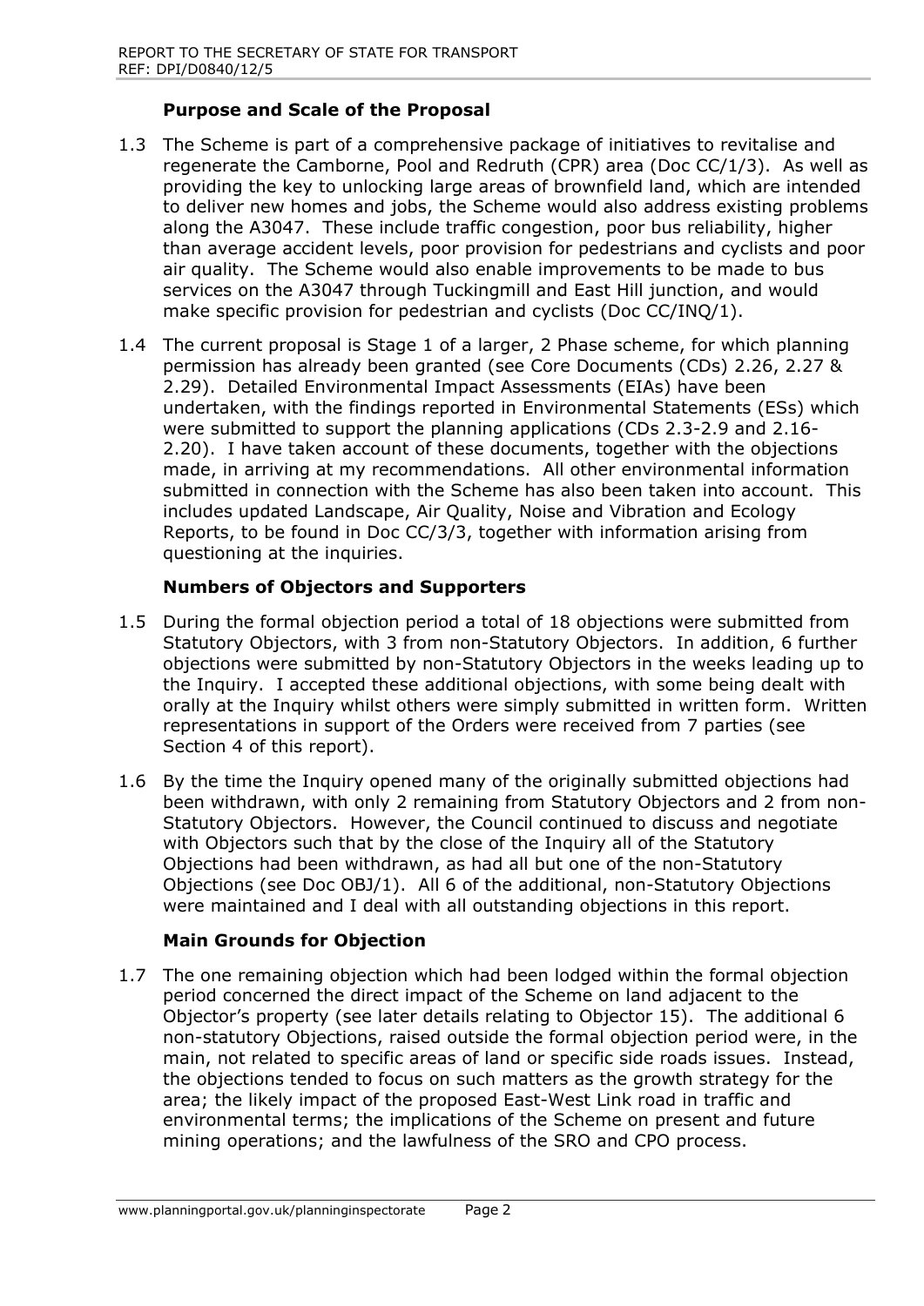### Purpose and Scale of the Proposal

1.3 The Scheme is part of a comprehensive package of initiatives to revitalise and regenerate the Camborne, Pool and Redruth (CPR) area (Doc CC/1/3). As well as providing the key to unlocking large areas of brownfield land, which are intended to deliver new homes and jobs, the Scheme would also address existing problems along the A3047. These include traffic congestion, poor bus reliability, higher than average accident levels, poor provision for pedestrians and cyclists and poor air quality. The Scheme would also enable improvements to be made to bus services on the A3047 through Tuckingmill and East Hill junction, and would make specific provision for pedestrian and cyclists (Doc CC/INQ/1).

1.4 The current proposal is Stage 1 of a larger, 2 Phase scheme, for which planning permission has already been granted (see Core Documents (CDs) 2.26, 2.27 & 2.29). Detailed Environmental Impact Assessments (EIAs) have been undertaken, with the findings reported in Environmental Statements (ESs) which were submitted to support the planning applications (CDs 2.3-2.9 and 2.16-2.20). I have taken account of these documents, together with the objections made, in arriving at my recommendations. All other environmental information submitted in connection with the Scheme has also been taken into account. This includes updated Landscape, Air Quality, Noise and Vibration and Ecology Reports, to be found in Doc CC/3/3, together with information arising from questioning at the inquiries.

### Numbers of Objectors and Supporters

1.5 During the formal objection period a total of 18 objections were submitted from Statutory Objectors, with 3 from non-Statutory Objectors. In addition, 6 further objections were submitted by non-Statutory Objectors in the weeks leading up to the Inquiry. I accepted these additional objections, with some being dealt with orally at the Inquiry whilst others were simply submitted in written form. Written representations in support of the Orders were received from 7 parties (see Section 4 of this report).

1.6 By the time the Inquiry opened many of the originally submitted objections had been withdrawn, with only 2 remaining from Statutory Objectors and 2 from non-Statutory Objectors. However, the Council continued to discuss and negotiate with Objectors such that by the close of the Inquiry all of the Statutory Objections had been withdrawn, as had all but one of the non-Statutory Objections (see Doc OBJ/1). All 6 of the additional, non-Statutory Objections were maintained and I deal with all outstanding objections in this report.

### Main Grounds for Objection

1.7 The one remaining objection which had been lodged within the formal objection period concerned the direct impact of the Scheme on land adjacent to the Objector's property (see later details relating to Objector 15). The additional 6 non-statutory Objections, raised outside the formal objection period were, in the main, not related to specific areas of land or specific side roads issues. Instead, the objections tended to focus on such matters as the growth strategy for the area; the likely impact of the proposed East-West Link road in traffic and environmental terms; the implications of the Scheme on present and future mining operations; and the lawfulness of the SRO and CPO process.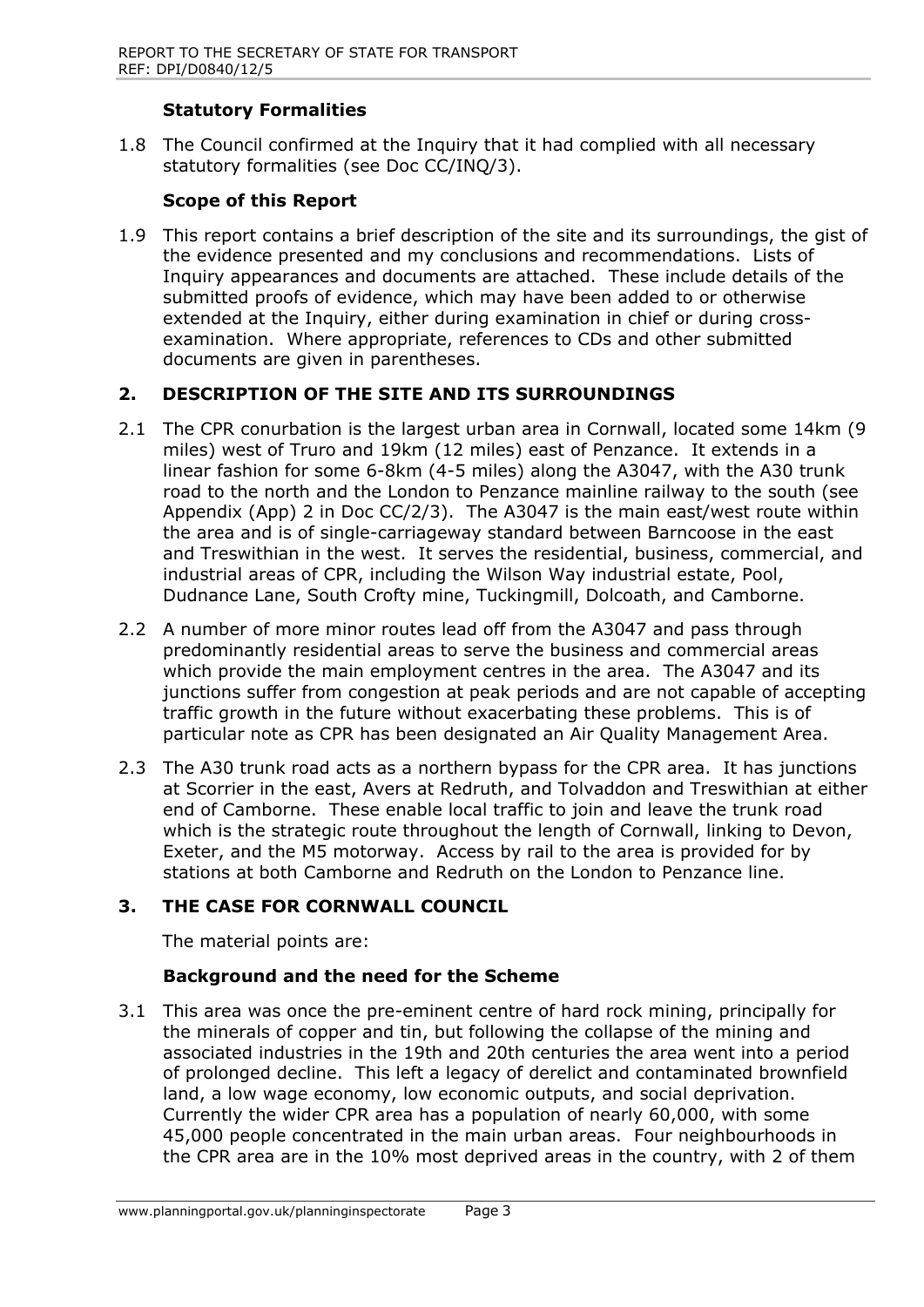### Statutory Formalities

1.8 The Council confirmed at the Inquiry that it had complied with all necessary statutory formalities (see Doc CC/INQ/3).

### Scope of this Report

1.9 This report contains a brief description of the site and its surroundings, the gist of the evidence presented and my conclusions and recommendations. Lists of Inquiry appearances and documents are attached. These include details of the submitted proofs of evidence, which may have been added to or otherwise extended at the Inquiry, either during examination in chief or during cross-examination. Where appropriate, references to CDs and other submitted documents are given in parentheses.

## 2. DESCRIPTION OF THE SITE AND ITS SURROUNDINGS

2.1 The CPR conurbation is the largest urban area in Cornwall, located some 14km (9 miles) west of Truro and 19km (12 miles) east of Penzance. It extends in a linear fashion for some 6-8km (4-5 miles) along the A3047, with the A30 trunk road to the north and the London to Penzance mainline railway to the south (see Appendix (App) 2 in Doc CC/2/3). The A3047 is the main east/west route within the area and is of single-carriageway standard between Barncoose in the east and Treswithian in the west. It serves the residential, business, commercial, and industrial areas of CPR, including the Wilson Way industrial estate, Pool, Dudnance Lane, South Crofty mine, Tuckingmill, Dolcoath, and Camborne.

2.2 A number of more minor routes lead off from the A3047 and pass through predominantly residential areas to serve the business and commercial areas which provide the main employment centres in the area. The A3047 and its junctions suffer from congestion at peak periods and are not capable of accepting traffic growth in the future without exacerbating these problems. This is of particular note as CPR has been designated an Air Quality Management Area.

2.3 The A30 trunk road acts as a northern bypass for the CPR area. It has junctions at Scorrier in the east, Avers at Redruth, and Tolvaddon and Treswithian at either end of Camborne. These enable local traffic to join and leave the trunk road which is the strategic route throughout the length of Cornwall, linking to Devon, Exeter, and the M5 motorway. Access by rail to the area is provided for by stations at both Camborne and Redruth on the London to Penzance line.

## 3. THE CASE FOR CORNWALL COUNCIL

The material points are:

### Background and the need for the Scheme

3.1 This area was once the pre-eminent centre of hard rock mining, principally for the minerals of copper and tin, but following the collapse of the mining and associated industries in the 19th and 20th centuries the area went into a period of prolonged decline. This left a legacy of derelict and contaminated brownfield land, a low wage economy, low economic outputs, and social deprivation. Currently the wider CPR area has a population of nearly 60,000, with some 45,000 people concentrated in the main urban areas. Four neighbourhoods in the CPR area are in the 10% most deprived areas in the country, with 2 of them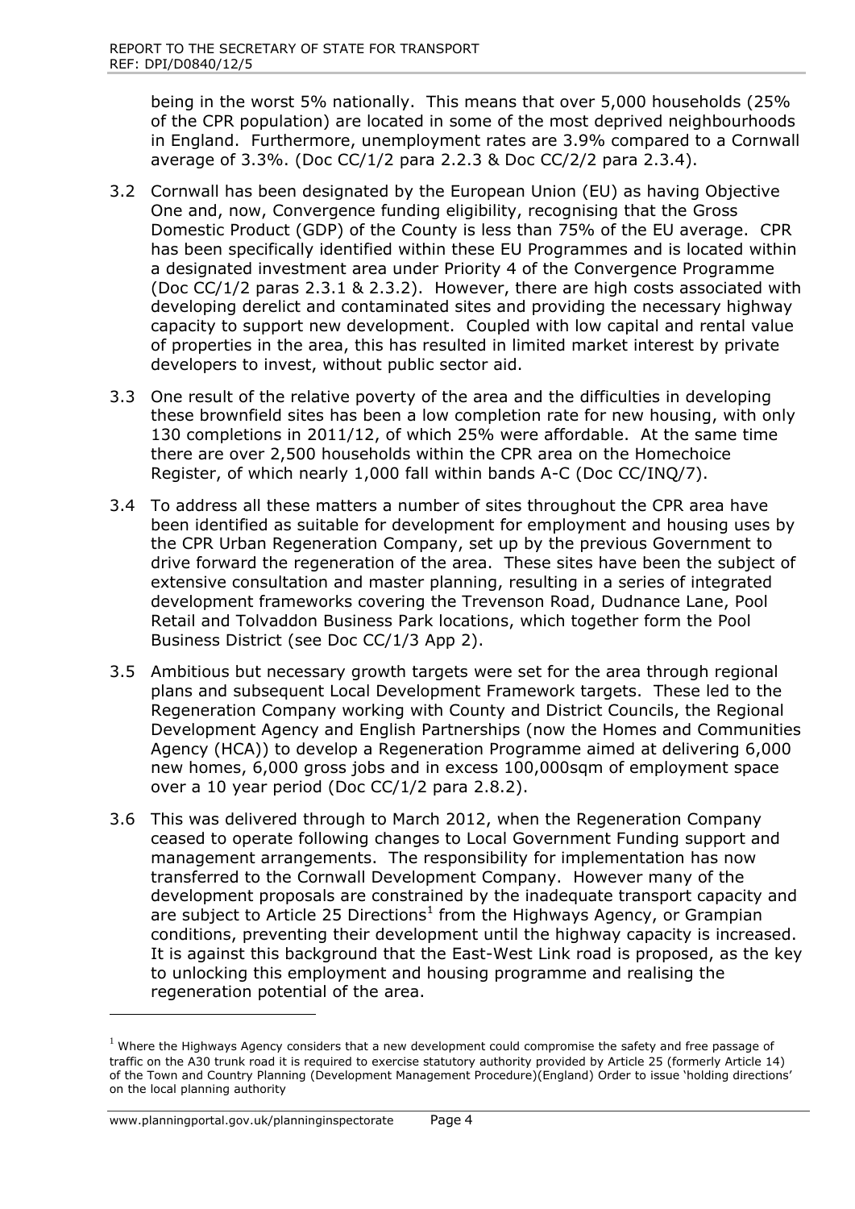being in the worst 5% nationally. This means that over 5,000 households (25% of the CPR population) are located in some of the most deprived neighbourhoods in England. Furthermore, unemployment rates are 3.9% compared to a Cornwall average of 3.3%. (Doc CC/1/2 para 2.2.3 & Doc CC/2/2 para 2.3.4).

3.2 Cornwall has been designated by the European Union (EU) as having Objective One and, now, Convergence funding eligibility, recognising that the Gross Domestic Product (GDP) of the County is less than 75% of the EU average. CPR has been specifically identified within these EU Programmes and is located within a designated investment area under Priority 4 of the Convergence Programme (Doc CC/1/2 paras 2.3.1 & 2.3.2). However, there are high costs associated with developing derelict and contaminated sites and providing the necessary highway capacity to support new development. Coupled with low capital and rental value of properties in the area, this has resulted in limited market interest by private developers to invest, without public sector aid.

3.3 One result of the relative poverty of the area and the difficulties in developing these brownfield sites has been a low completion rate for new housing, with only 130 completions in 2011/12, of which 25% were affordable. At the same time there are over 2,500 households within the CPR area on the Homechoice Register, of which nearly 1,000 fall within bands A-C (Doc CC/INQ/7).

3.4 To address all these matters a number of sites throughout the CPR area have been identified as suitable for development for employment and housing uses by the CPR Urban Regeneration Company, set up by the previous Government to drive forward the regeneration of the area. These sites have been the subject of extensive consultation and master planning, resulting in a series of integrated development frameworks covering the Trevenson Road, Dudnance Lane, Pool Retail and Tolvaddon Business Park locations, which together form the Pool Business District (see Doc CC/1/3 App 2).

3.5 Ambitious but necessary growth targets were set for the area through regional plans and subsequent Local Development Framework targets. These led to the Regeneration Company working with County and District Councils, the Regional Development Agency and English Partnerships (now the Homes and Communities Agency (HCA)) to develop a Regeneration Programme aimed at delivering 6,000 new homes, 6,000 gross jobs and in excess 100,000sqm of employment space over a 10 year period (Doc CC/1/2 para 2.8.2).

3.6 This was delivered through to March 2012, when the Regeneration Company ceased to operate following changes to Local Government Funding support and management arrangements. The responsibility for implementation has now transferred to the Cornwall Development Company. However many of the development proposals are constrained by the inadequate transport capacity and are subject to Article 25 Directions[1] from the Highways Agency, or Grampian conditions, preventing their development until the highway capacity is increased. It is against this background that the East-West Link road is proposed, as the key to unlocking this employment and housing programme and realising the regeneration potential of the area.

---

[1] Where the Highways Agency considers that a new development could compromise the safety and free passage of traffic on the A30 trunk road it is required to exercise statutory authority provided by Article 25 (formerly Article 14) of the Town and Country Planning (Development Management Procedure)(England) Order to issue 'holding directions' on the local planning authority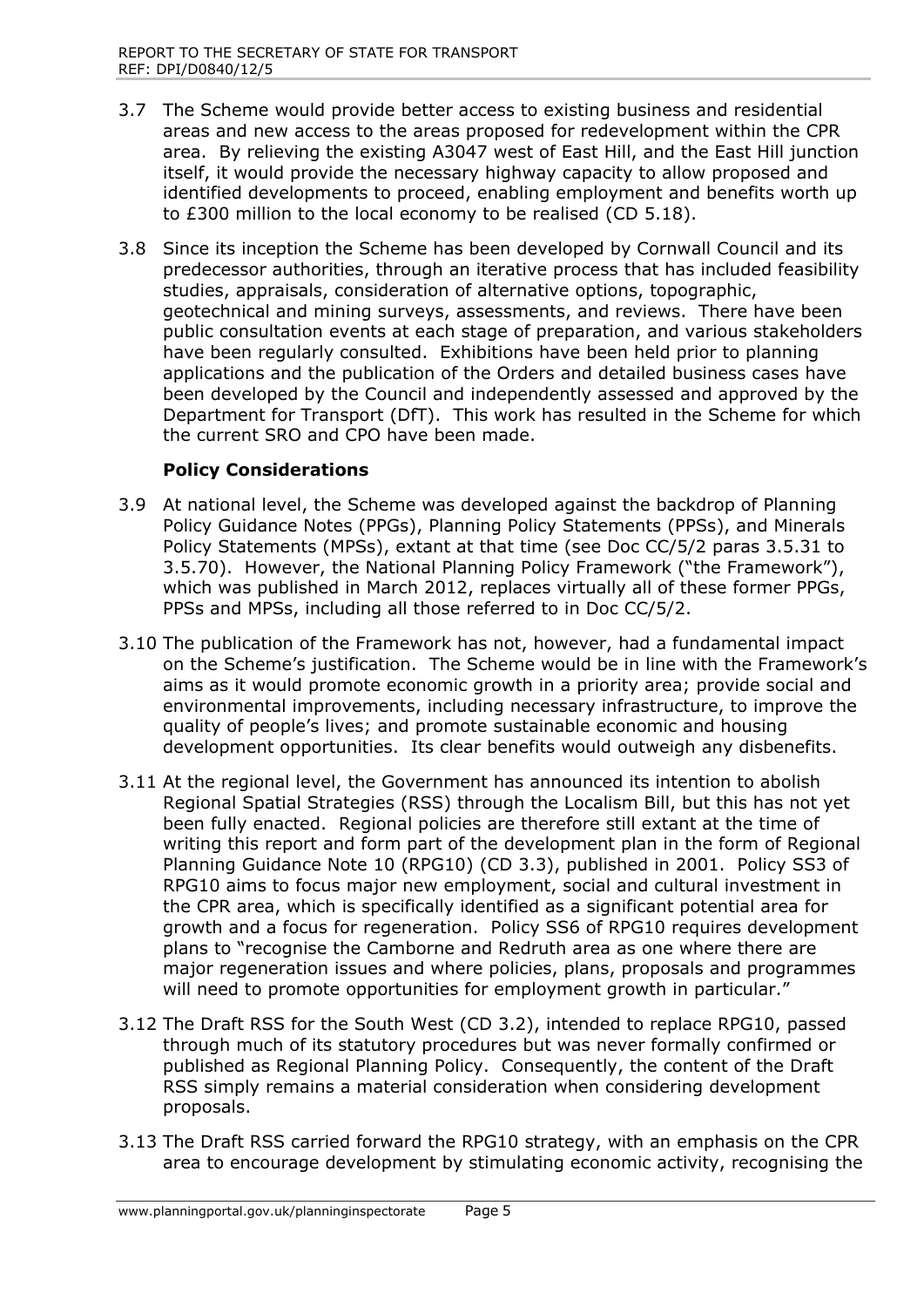3.7 The Scheme would provide better access to existing business and residential areas and new access to the areas proposed for redevelopment within the CPR area. By relieving the existing A3047 west of East Hill, and the East Hill junction itself, it would provide the necessary highway capacity to allow proposed and identified developments to proceed, enabling employment and benefits worth up to £300 million to the local economy to be realised (CD 5.18).

3.8 Since its inception the Scheme has been developed by Cornwall Council and its predecessor authorities, through an iterative process that has included feasibility studies, appraisals, consideration of alternative options, topographic, geotechnical and mining surveys, assessments, and reviews. There have been public consultation events at each stage of preparation, and various stakeholders have been regularly consulted. Exhibitions have been held prior to planning applications and the publication of the Orders and detailed business cases have been developed by the Council and independently assessed and approved by the Department for Transport (DfT). This work has resulted in the Scheme for which the current SRO and CPO have been made.

### Policy Considerations

3.9 At national level, the Scheme was developed against the backdrop of Planning Policy Guidance Notes (PPGs), Planning Policy Statements (PPSs), and Minerals Policy Statements (MPSs), extant at that time (see Doc CC/5/2 paras 3.5.31 to 3.5.70). However, the National Planning Policy Framework ("the Framework"), which was published in March 2012, replaces virtually all of these former PPGs, PPSs and MPSs, including all those referred to in Doc CC/5/2.

3.10 The publication of the Framework has not, however, had a fundamental impact on the Scheme's justification. The Scheme would be in line with the Framework's aims as it would promote economic growth in a priority area; provide social and environmental improvements, including necessary infrastructure, to improve the quality of people's lives; and promote sustainable economic and housing development opportunities. Its clear benefits would outweigh any disbenefits.

3.11 At the regional level, the Government has announced its intention to abolish Regional Spatial Strategies (RSS) through the Localism Bill, but this has not yet been fully enacted. Regional policies are therefore still extant at the time of writing this report and form part of the development plan in the form of Regional Planning Guidance Note 10 (RPG10) (CD 3.3), published in 2001. Policy SS3 of RPG10 aims to focus major new employment, social and cultural investment in the CPR area, which is specifically identified as a significant potential area for growth and a focus for regeneration. Policy SS6 of RPG10 requires development plans to "recognise the Camborne and Redruth area as one where there are major regeneration issues and where policies, plans, proposals and programmes will need to promote opportunities for employment growth in particular."

3.12 The Draft RSS for the South West (CD 3.2), intended to replace RPG10, passed through much of its statutory procedures but was never formally confirmed or published as Regional Planning Policy. Consequently, the content of the Draft RSS simply remains a material consideration when considering development proposals.

3.13 The Draft RSS carried forward the RPG10 strategy, with an emphasis on the CPR area to encourage development by stimulating economic activity, recognising the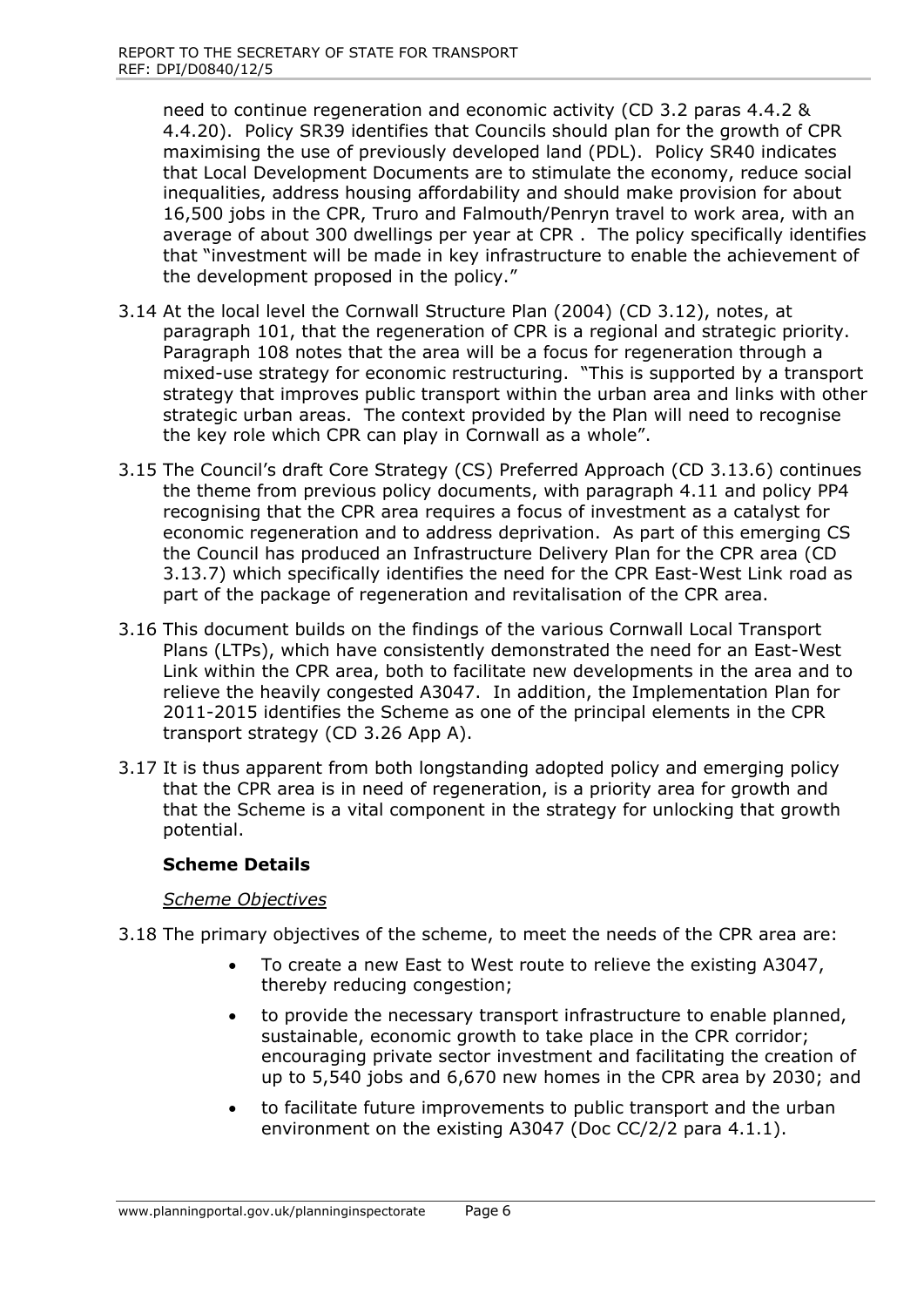need to continue regeneration and economic activity (CD 3.2 paras 4.4.2 & 4.4.20). Policy SR39 identifies that Councils should plan for the growth of CPR maximising the use of previously developed land (PDL). Policy SR40 indicates that Local Development Documents are to stimulate the economy, reduce social inequalities, address housing affordability and should make provision for about 16,500 jobs in the CPR, Truro and Falmouth/Penryn travel to work area, with an average of about 300 dwellings per year at CPR . The policy specifically identifies that "investment will be made in key infrastructure to enable the achievement of the development proposed in the policy."

3.14 At the local level the Cornwall Structure Plan (2004) (CD 3.12), notes, at paragraph 101, that the regeneration of CPR is a regional and strategic priority. Paragraph 108 notes that the area will be a focus for regeneration through a mixed-use strategy for economic restructuring. "This is supported by a transport strategy that improves public transport within the urban area and links with other strategic urban areas. The context provided by the Plan will need to recognise the key role which CPR can play in Cornwall as a whole".

3.15 The Council's draft Core Strategy (CS) Preferred Approach (CD 3.13.6) continues the theme from previous policy documents, with paragraph 4.11 and policy PP4 recognising that the CPR area requires a focus of investment as a catalyst for economic regeneration and to address deprivation. As part of this emerging CS the Council has produced an Infrastructure Delivery Plan for the CPR area (CD 3.13.7) which specifically identifies the need for the CPR East-West Link road as part of the package of regeneration and revitalisation of the CPR area.

3.16 This document builds on the findings of the various Cornwall Local Transport Plans (LTPs), which have consistently demonstrated the need for an East-West Link within the CPR area, both to facilitate new developments in the area and to relieve the heavily congested A3047. In addition, the Implementation Plan for 2011-2015 identifies the Scheme as one of the principal elements in the CPR transport strategy (CD 3.26 App A).

3.17 It is thus apparent from both longstanding adopted policy and emerging policy that the CPR area is in need of regeneration, is a priority area for growth and that the Scheme is a vital component in the strategy for unlocking that growth potential.

**Scheme Details**

*Scheme Objectives*

3.18 The primary objectives of the scheme, to meet the needs of the CPR area are:

- To create a new East to West route to relieve the existing A3047, thereby reducing congestion;
- to provide the necessary transport infrastructure to enable planned, sustainable, economic growth to take place in the CPR corridor; encouraging private sector investment and facilitating the creation of up to 5,540 jobs and 6,670 new homes in the CPR area by 2030; and
- to facilitate future improvements to public transport and the urban environment on the existing A3047 (Doc CC/2/2 para 4.1.1).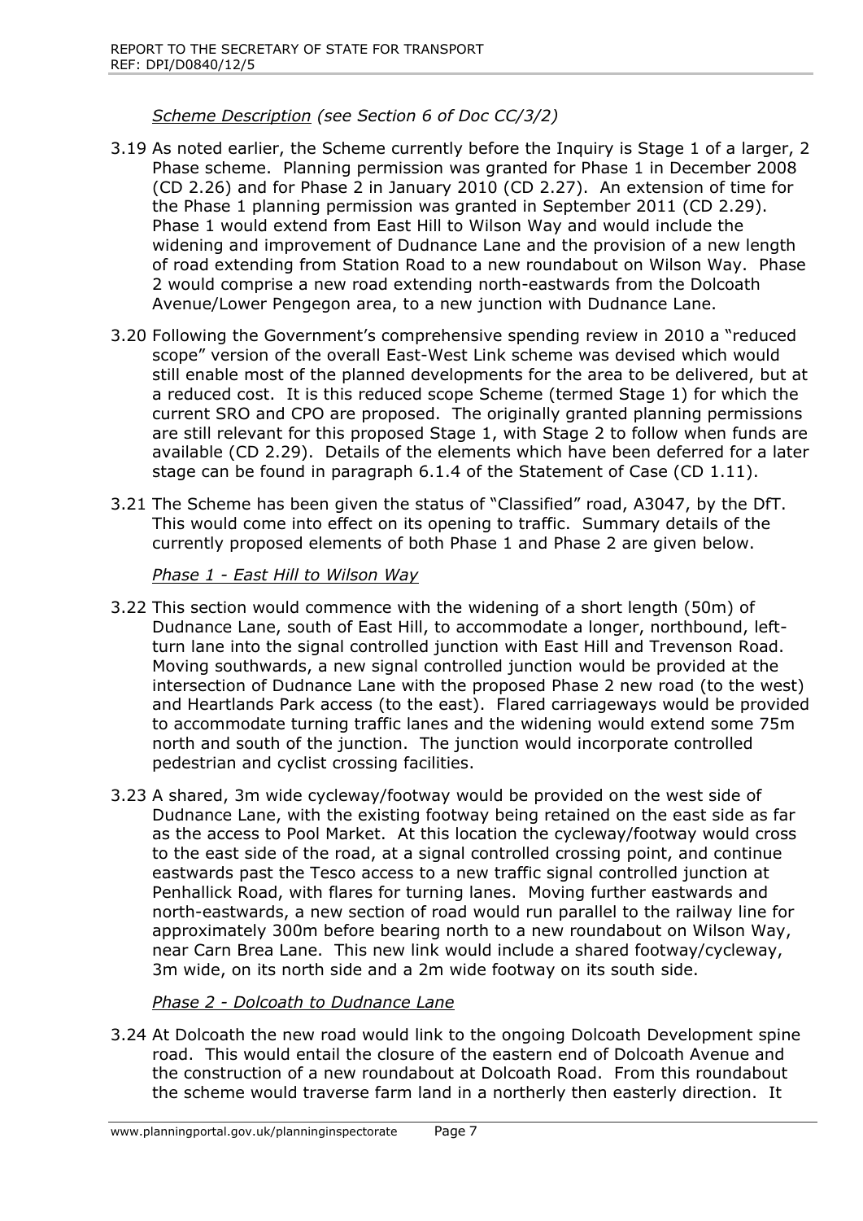*Scheme Description (see Section 6 of Doc CC/3/2)*

3.19 As noted earlier, the Scheme currently before the Inquiry is Stage 1 of a larger, 2 Phase scheme. Planning permission was granted for Phase 1 in December 2008 (CD 2.26) and for Phase 2 in January 2010 (CD 2.27). An extension of time for the Phase 1 planning permission was granted in September 2011 (CD 2.29). Phase 1 would extend from East Hill to Wilson Way and would include the widening and improvement of Dudnance Lane and the provision of a new length of road extending from Station Road to a new roundabout on Wilson Way. Phase 2 would comprise a new road extending north-eastwards from the Dolcoath Avenue/Lower Pengegon area, to a new junction with Dudnance Lane.

3.20 Following the Government's comprehensive spending review in 2010 a "reduced scope" version of the overall East-West Link scheme was devised which would still enable most of the planned developments for the area to be delivered, but at a reduced cost. It is this reduced scope Scheme (termed Stage 1) for which the current SRO and CPO are proposed. The originally granted planning permissions are still relevant for this proposed Stage 1, with Stage 2 to follow when funds are available (CD 2.29). Details of the elements which have been deferred for a later stage can be found in paragraph 6.1.4 of the Statement of Case (CD 1.11).

3.21 The Scheme has been given the status of "Classified" road, A3047, by the DfT. This would come into effect on its opening to traffic. Summary details of the currently proposed elements of both Phase 1 and Phase 2 are given below.

*Phase 1 - East Hill to Wilson Way*

3.22 This section would commence with the widening of a short length (50m) of Dudnance Lane, south of East Hill, to accommodate a longer, northbound, left-turn lane into the signal controlled junction with East Hill and Trevenson Road. Moving southwards, a new signal controlled junction would be provided at the intersection of Dudnance Lane with the proposed Phase 2 new road (to the west) and Heartlands Park access (to the east). Flared carriageways would be provided to accommodate turning traffic lanes and the widening would extend some 75m north and south of the junction. The junction would incorporate controlled pedestrian and cyclist crossing facilities.

3.23 A shared, 3m wide cycleway/footway would be provided on the west side of Dudnance Lane, with the existing footway being retained on the east side as far as the access to Pool Market. At this location the cycleway/footway would cross to the east side of the road, at a signal controlled crossing point, and continue eastwards past the Tesco access to a new traffic signal controlled junction at Penhallick Road, with flares for turning lanes. Moving further eastwards and north-eastwards, a new section of road would run parallel to the railway line for approximately 300m before bearing north to a new roundabout on Wilson Way, near Carn Brea Lane. This new link would include a shared footway/cycleway, 3m wide, on its north side and a 2m wide footway on its south side.

*Phase 2 - Dolcoath to Dudnance Lane*

3.24 At Dolcoath the new road would link to the ongoing Dolcoath Development spine road. This would entail the closure of the eastern end of Dolcoath Avenue and the construction of a new roundabout at Dolcoath Road. From this roundabout the scheme would traverse farm land in a northerly then easterly direction. It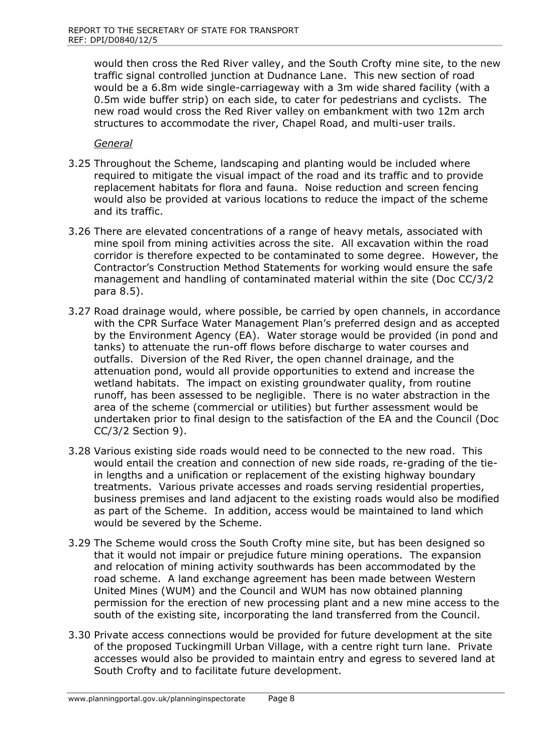would then cross the Red River valley, and the South Crofty mine site, to the new traffic signal controlled junction at Dudnance Lane. This new section of road would be a 6.8m wide single-carriageway with a 3m wide shared facility (with a 0.5m wide buffer strip) on each side, to cater for pedestrians and cyclists. The new road would cross the Red River valley on embankment with two 12m arch structures to accommodate the river, Chapel Road, and multi-user trails.

*General*

3.25 Throughout the Scheme, landscaping and planting would be included where required to mitigate the visual impact of the road and its traffic and to provide replacement habitats for flora and fauna. Noise reduction and screen fencing would also be provided at various locations to reduce the impact of the scheme and its traffic.

3.26 There are elevated concentrations of a range of heavy metals, associated with mine spoil from mining activities across the site. All excavation within the road corridor is therefore expected to be contaminated to some degree. However, the Contractor's Construction Method Statements for working would ensure the safe management and handling of contaminated material within the site (Doc CC/3/2 para 8.5).

3.27 Road drainage would, where possible, be carried by open channels, in accordance with the CPR Surface Water Management Plan's preferred design and as accepted by the Environment Agency (EA). Water storage would be provided (in pond and tanks) to attenuate the run-off flows before discharge to water courses and outfalls. Diversion of the Red River, the open channel drainage, and the attenuation pond, would all provide opportunities to extend and increase the wetland habitats. The impact on existing groundwater quality, from routine runoff, has been assessed to be negligible. There is no water abstraction in the area of the scheme (commercial or utilities) but further assessment would be undertaken prior to final design to the satisfaction of the EA and the Council (Doc CC/3/2 Section 9).

3.28 Various existing side roads would need to be connected to the new road. This would entail the creation and connection of new side roads, re-grading of the tie-in lengths and a unification or replacement of the existing highway boundary treatments. Various private accesses and roads serving residential properties, business premises and land adjacent to the existing roads would also be modified as part of the Scheme. In addition, access would be maintained to land which would be severed by the Scheme.

3.29 The Scheme would cross the South Crofty mine site, but has been designed so that it would not impair or prejudice future mining operations. The expansion and relocation of mining activity southwards has been accommodated by the road scheme. A land exchange agreement has been made between Western United Mines (WUM) and the Council and WUM has now obtained planning permission for the erection of new processing plant and a new mine access to the south of the existing site, incorporating the land transferred from the Council.

3.30 Private access connections would be provided for future development at the site of the proposed Tuckingmill Urban Village, with a centre right turn lane. Private accesses would also be provided to maintain entry and egress to severed land at South Crofty and to facilitate future development.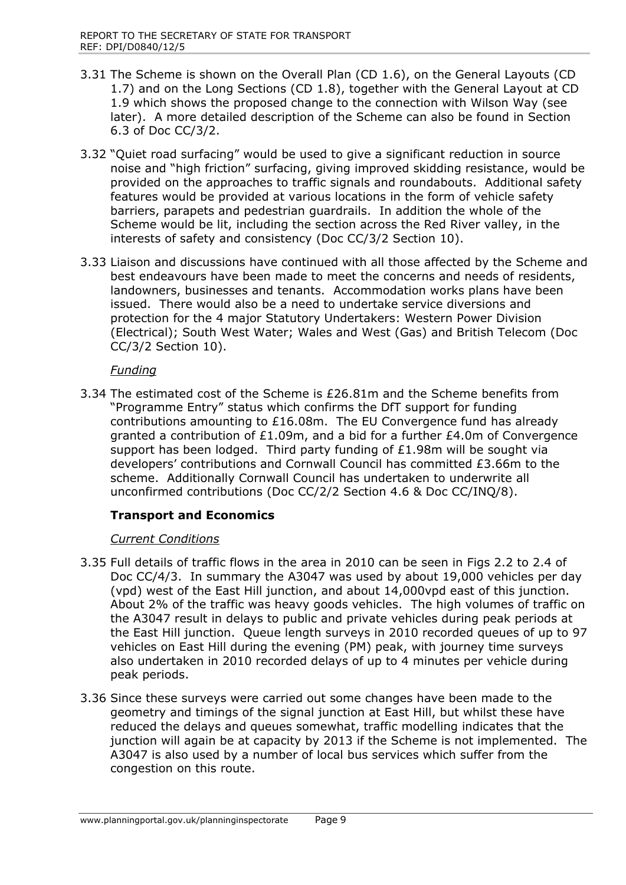3.31 The Scheme is shown on the Overall Plan (CD 1.6), on the General Layouts (CD 1.7) and on the Long Sections (CD 1.8), together with the General Layout at CD 1.9 which shows the proposed change to the connection with Wilson Way (see later). A more detailed description of the Scheme can also be found in Section 6.3 of Doc CC/3/2.

3.32 "Quiet road surfacing" would be used to give a significant reduction in source noise and "high friction" surfacing, giving improved skidding resistance, would be provided on the approaches to traffic signals and roundabouts. Additional safety features would be provided at various locations in the form of vehicle safety barriers, parapets and pedestrian guardrails. In addition the whole of the Scheme would be lit, including the section across the Red River valley, in the interests of safety and consistency (Doc CC/3/2 Section 10).

3.33 Liaison and discussions have continued with all those affected by the Scheme and best endeavours have been made to meet the concerns and needs of residents, landowners, businesses and tenants. Accommodation works plans have been issued. There would also be a need to undertake service diversions and protection for the 4 major Statutory Undertakers: Western Power Division (Electrical); South West Water; Wales and West (Gas) and British Telecom (Doc CC/3/2 Section 10).

*Funding*

3.34 The estimated cost of the Scheme is £26.81m and the Scheme benefits from "Programme Entry" status which confirms the DfT support for funding contributions amounting to £16.08m. The EU Convergence fund has already granted a contribution of £1.09m, and a bid for a further £4.0m of Convergence support has been lodged. Third party funding of £1.98m will be sought via developers' contributions and Cornwall Council has committed £3.66m to the scheme. Additionally Cornwall Council has undertaken to underwrite all unconfirmed contributions (Doc CC/2/2 Section 4.6 & Doc CC/INQ/8).

## Transport and Economics

*Current Conditions*

3.35 Full details of traffic flows in the area in 2010 can be seen in Figs 2.2 to 2.4 of Doc CC/4/3. In summary the A3047 was used by about 19,000 vehicles per day (vpd) west of the East Hill junction, and about 14,000vpd east of this junction. About 2% of the traffic was heavy goods vehicles. The high volumes of traffic on the A3047 result in delays to public and private vehicles during peak periods at the East Hill junction. Queue length surveys in 2010 recorded queues of up to 97 vehicles on East Hill during the evening (PM) peak, with journey time surveys also undertaken in 2010 recorded delays of up to 4 minutes per vehicle during peak periods.

3.36 Since these surveys were carried out some changes have been made to the geometry and timings of the signal junction at East Hill, but whilst these have reduced the delays and queues somewhat, traffic modelling indicates that the junction will again be at capacity by 2013 if the Scheme is not implemented. The A3047 is also used by a number of local bus services which suffer from the congestion on this route.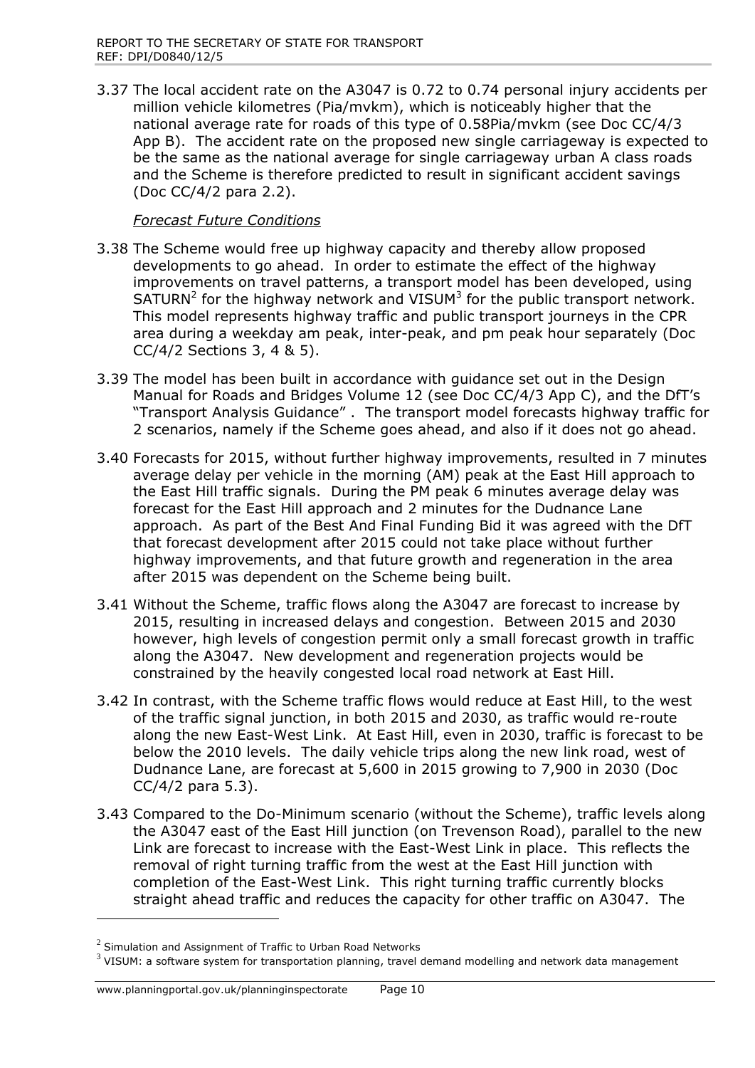3.37 The local accident rate on the A3047 is 0.72 to 0.74 personal injury accidents per million vehicle kilometres (Pia/mvkm), which is noticeably higher that the national average rate for roads of this type of 0.58Pia/mvkm (see Doc CC/4/3 App B). The accident rate on the proposed new single carriageway is expected to be the same as the national average for single carriageway urban A class roads and the Scheme is therefore predicted to result in significant accident savings (Doc CC/4/2 para 2.2).

*Forecast Future Conditions*

3.38 The Scheme would free up highway capacity and thereby allow proposed developments to go ahead. In order to estimate the effect of the highway improvements on travel patterns, a transport model has been developed, using SATURN[2] for the highway network and VISUM[3] for the public transport network. This model represents highway traffic and public transport journeys in the CPR area during a weekday am peak, inter-peak, and pm peak hour separately (Doc CC/4/2 Sections 3, 4 & 5).

3.39 The model has been built in accordance with guidance set out in the Design Manual for Roads and Bridges Volume 12 (see Doc CC/4/3 App C), and the DfT's "Transport Analysis Guidance" . The transport model forecasts highway traffic for 2 scenarios, namely if the Scheme goes ahead, and also if it does not go ahead.

3.40 Forecasts for 2015, without further highway improvements, resulted in 7 minutes average delay per vehicle in the morning (AM) peak at the East Hill approach to the East Hill traffic signals. During the PM peak 6 minutes average delay was forecast for the East Hill approach and 2 minutes for the Dudnance Lane approach. As part of the Best And Final Funding Bid it was agreed with the DfT that forecast development after 2015 could not take place without further highway improvements, and that future growth and regeneration in the area after 2015 was dependent on the Scheme being built.

3.41 Without the Scheme, traffic flows along the A3047 are forecast to increase by 2015, resulting in increased delays and congestion. Between 2015 and 2030 however, high levels of congestion permit only a small forecast growth in traffic along the A3047. New development and regeneration projects would be constrained by the heavily congested local road network at East Hill.

3.42 In contrast, with the Scheme traffic flows would reduce at East Hill, to the west of the traffic signal junction, in both 2015 and 2030, as traffic would re-route along the new East-West Link. At East Hill, even in 2030, traffic is forecast to be below the 2010 levels. The daily vehicle trips along the new link road, west of Dudnance Lane, are forecast at 5,600 in 2015 growing to 7,900 in 2030 (Doc CC/4/2 para 5.3).

3.43 Compared to the Do-Minimum scenario (without the Scheme), traffic levels along the A3047 east of the East Hill junction (on Trevenson Road), parallel to the new Link are forecast to increase with the East-West Link in place. This reflects the removal of right turning traffic from the west at the East Hill junction with completion of the East-West Link. This right turning traffic currently blocks straight ahead traffic and reduces the capacity for other traffic on A3047. The

---

[2] Simulation and Assignment of Traffic to Urban Road Networks

[3] VISUM: a software system for transportation planning, travel demand modelling and network data management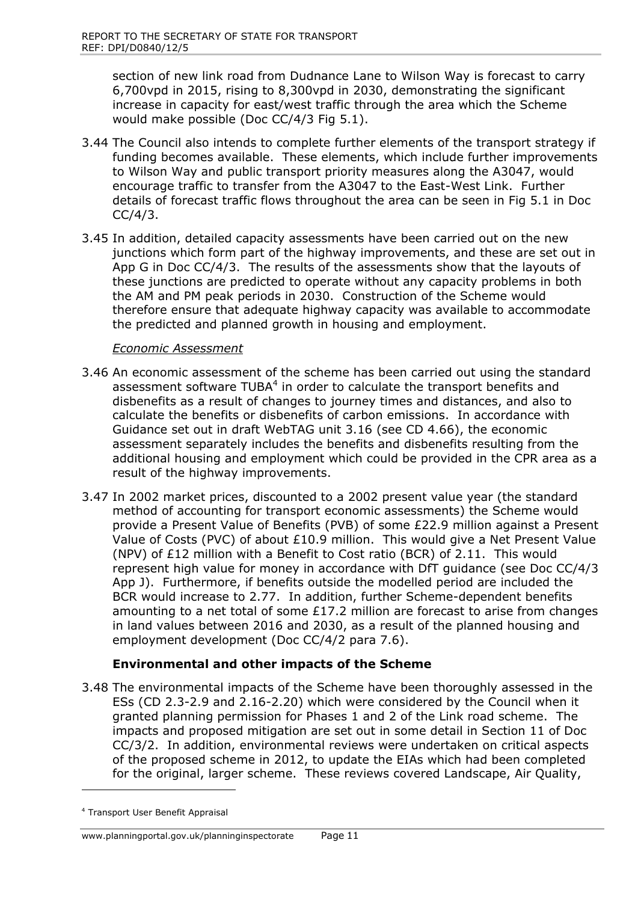section of new link road from Dudnance Lane to Wilson Way is forecast to carry 6,700vpd in 2015, rising to 8,300vpd in 2030, demonstrating the significant increase in capacity for east/west traffic through the area which the Scheme would make possible (Doc CC/4/3 Fig 5.1).

3.44 The Council also intends to complete further elements of the transport strategy if funding becomes available. These elements, which include further improvements to Wilson Way and public transport priority measures along the A3047, would encourage traffic to transfer from the A3047 to the East-West Link. Further details of forecast traffic flows throughout the area can be seen in Fig 5.1 in Doc CC/4/3.

3.45 In addition, detailed capacity assessments have been carried out on the new junctions which form part of the highway improvements, and these are set out in App G in Doc CC/4/3. The results of the assessments show that the layouts of these junctions are predicted to operate without any capacity problems in both the AM and PM peak periods in 2030. Construction of the Scheme would therefore ensure that adequate highway capacity was available to accommodate the predicted and planned growth in housing and employment.

*Economic Assessment*

3.46 An economic assessment of the scheme has been carried out using the standard assessment software TUBA[4] in order to calculate the transport benefits and disbenefits as a result of changes to journey times and distances, and also to calculate the benefits or disbenefits of carbon emissions. In accordance with Guidance set out in draft WebTAG unit 3.16 (see CD 4.66), the economic assessment separately includes the benefits and disbenefits resulting from the additional housing and employment which could be provided in the CPR area as a result of the highway improvements.

3.47 In 2002 market prices, discounted to a 2002 present value year (the standard method of accounting for transport economic assessments) the Scheme would provide a Present Value of Benefits (PVB) of some £22.9 million against a Present Value of Costs (PVC) of about £10.9 million. This would give a Net Present Value (NPV) of £12 million with a Benefit to Cost ratio (BCR) of 2.11. This would represent high value for money in accordance with DfT guidance (see Doc CC/4/3 App J). Furthermore, if benefits outside the modelled period are included the BCR would increase to 2.77. In addition, further Scheme-dependent benefits amounting to a net total of some £17.2 million are forecast to arise from changes in land values between 2016 and 2030, as a result of the planned housing and employment development (Doc CC/4/2 para 7.6).

**Environmental and other impacts of the Scheme**

3.48 The environmental impacts of the Scheme have been thoroughly assessed in the ESs (CD 2.3-2.9 and 2.16-2.20) which were considered by the Council when it granted planning permission for Phases 1 and 2 of the Link road scheme. The impacts and proposed mitigation are set out in some detail in Section 11 of Doc CC/3/2. In addition, environmental reviews were undertaken on critical aspects of the proposed scheme in 2012, to update the EIAs which had been completed for the original, larger scheme. These reviews covered Landscape, Air Quality,

[4] Transport User Benefit Appraisal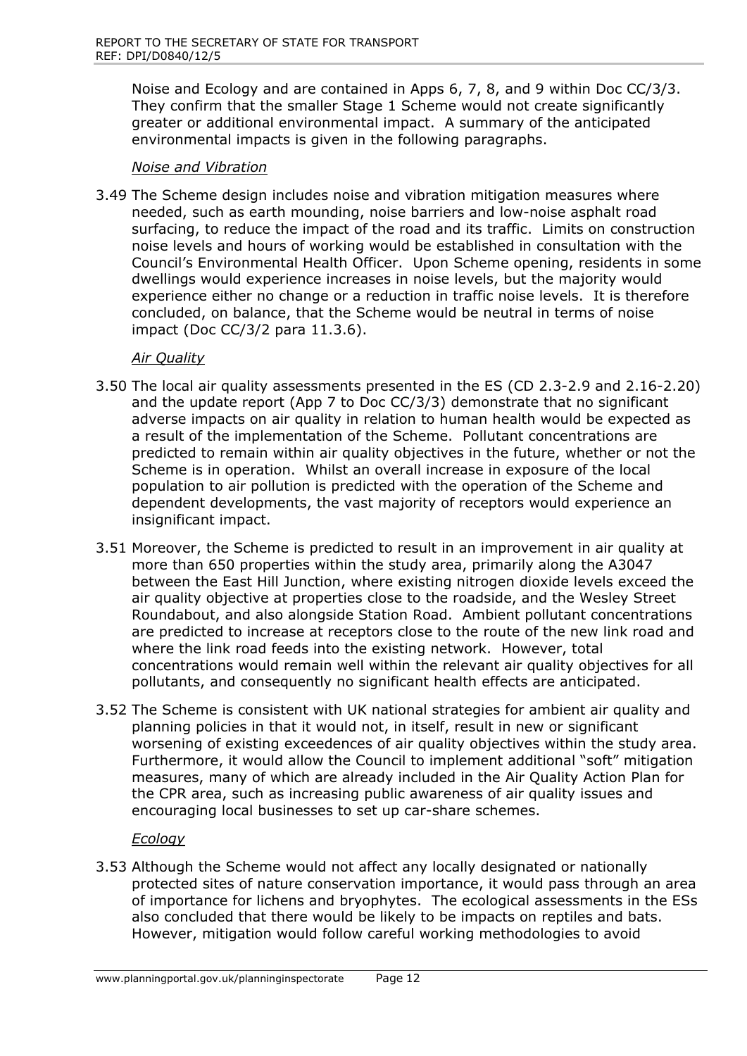Noise and Ecology and are contained in Apps 6, 7, 8, and 9 within Doc CC/3/3. They confirm that the smaller Stage 1 Scheme would not create significantly greater or additional environmental impact. A summary of the anticipated environmental impacts is given in the following paragraphs.

*Noise and Vibration*

3.49 The Scheme design includes noise and vibration mitigation measures where needed, such as earth mounding, noise barriers and low-noise asphalt road surfacing, to reduce the impact of the road and its traffic. Limits on construction noise levels and hours of working would be established in consultation with the Council's Environmental Health Officer. Upon Scheme opening, residents in some dwellings would experience increases in noise levels, but the majority would experience either no change or a reduction in traffic noise levels. It is therefore concluded, on balance, that the Scheme would be neutral in terms of noise impact (Doc CC/3/2 para 11.3.6).

*Air Quality*

3.50 The local air quality assessments presented in the ES (CD 2.3-2.9 and 2.16-2.20) and the update report (App 7 to Doc CC/3/3) demonstrate that no significant adverse impacts on air quality in relation to human health would be expected as a result of the implementation of the Scheme. Pollutant concentrations are predicted to remain within air quality objectives in the future, whether or not the Scheme is in operation. Whilst an overall increase in exposure of the local population to air pollution is predicted with the operation of the Scheme and dependent developments, the vast majority of receptors would experience an insignificant impact.

3.51 Moreover, the Scheme is predicted to result in an improvement in air quality at more than 650 properties within the study area, primarily along the A3047 between the East Hill Junction, where existing nitrogen dioxide levels exceed the air quality objective at properties close to the roadside, and the Wesley Street Roundabout, and also alongside Station Road. Ambient pollutant concentrations are predicted to increase at receptors close to the route of the new link road and where the link road feeds into the existing network. However, total concentrations would remain well within the relevant air quality objectives for all pollutants, and consequently no significant health effects are anticipated.

3.52 The Scheme is consistent with UK national strategies for ambient air quality and planning policies in that it would not, in itself, result in new or significant worsening of existing exceedences of air quality objectives within the study area. Furthermore, it would allow the Council to implement additional "soft" mitigation measures, many of which are already included in the Air Quality Action Plan for the CPR area, such as increasing public awareness of air quality issues and encouraging local businesses to set up car-share schemes.

*Ecology*

3.53 Although the Scheme would not affect any locally designated or nationally protected sites of nature conservation importance, it would pass through an area of importance for lichens and bryophytes. The ecological assessments in the ESs also concluded that there would be likely to be impacts on reptiles and bats. However, mitigation would follow careful working methodologies to avoid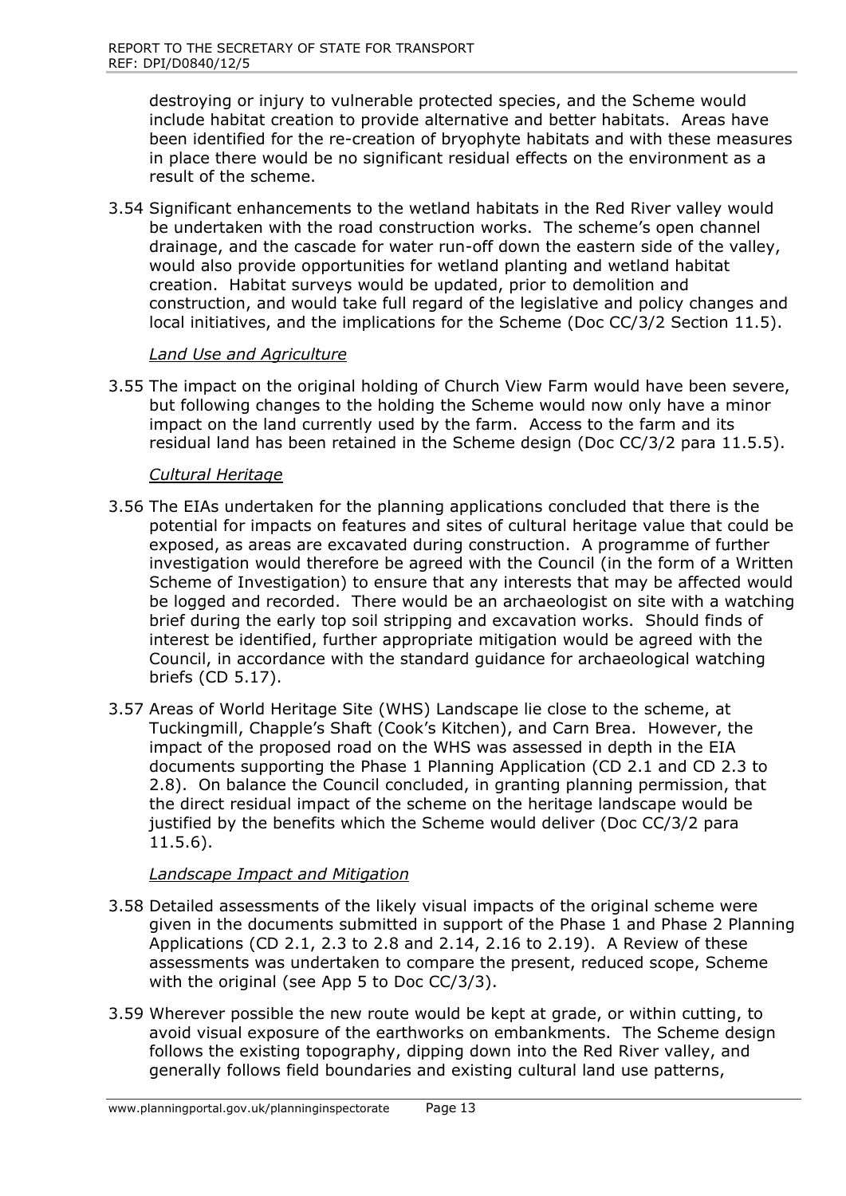destroying or injury to vulnerable protected species, and the Scheme would include habitat creation to provide alternative and better habitats. Areas have been identified for the re-creation of bryophyte habitats and with these measures in place there would be no significant residual effects on the environment as a result of the scheme.

3.54 Significant enhancements to the wetland habitats in the Red River valley would be undertaken with the road construction works. The scheme's open channel drainage, and the cascade for water run-off down the eastern side of the valley, would also provide opportunities for wetland planting and wetland habitat creation. Habitat surveys would be updated, prior to demolition and construction, and would take full regard of the legislative and policy changes and local initiatives, and the implications for the Scheme (Doc CC/3/2 Section 11.5).

*Land Use and Agriculture*

3.55 The impact on the original holding of Church View Farm would have been severe, but following changes to the holding the Scheme would now only have a minor impact on the land currently used by the farm. Access to the farm and its residual land has been retained in the Scheme design (Doc CC/3/2 para 11.5.5).

*Cultural Heritage*

3.56 The EIAs undertaken for the planning applications concluded that there is the potential for impacts on features and sites of cultural heritage value that could be exposed, as areas are excavated during construction. A programme of further investigation would therefore be agreed with the Council (in the form of a Written Scheme of Investigation) to ensure that any interests that may be affected would be logged and recorded. There would be an archaeologist on site with a watching brief during the early top soil stripping and excavation works. Should finds of interest be identified, further appropriate mitigation would be agreed with the Council, in accordance with the standard guidance for archaeological watching briefs (CD 5.17).

3.57 Areas of World Heritage Site (WHS) Landscape lie close to the scheme, at Tuckingmill, Chapple's Shaft (Cook's Kitchen), and Carn Brea. However, the impact of the proposed road on the WHS was assessed in depth in the EIA documents supporting the Phase 1 Planning Application (CD 2.1 and CD 2.3 to 2.8). On balance the Council concluded, in granting planning permission, that the direct residual impact of the scheme on the heritage landscape would be justified by the benefits which the Scheme would deliver (Doc CC/3/2 para 11.5.6).

*Landscape Impact and Mitigation*

3.58 Detailed assessments of the likely visual impacts of the original scheme were given in the documents submitted in support of the Phase 1 and Phase 2 Planning Applications (CD 2.1, 2.3 to 2.8 and 2.14, 2.16 to 2.19). A Review of these assessments was undertaken to compare the present, reduced scope, Scheme with the original (see App 5 to Doc CC/3/3).

3.59 Wherever possible the new route would be kept at grade, or within cutting, to avoid visual exposure of the earthworks on embankments. The Scheme design follows the existing topography, dipping down into the Red River valley, and generally follows field boundaries and existing cultural land use patterns,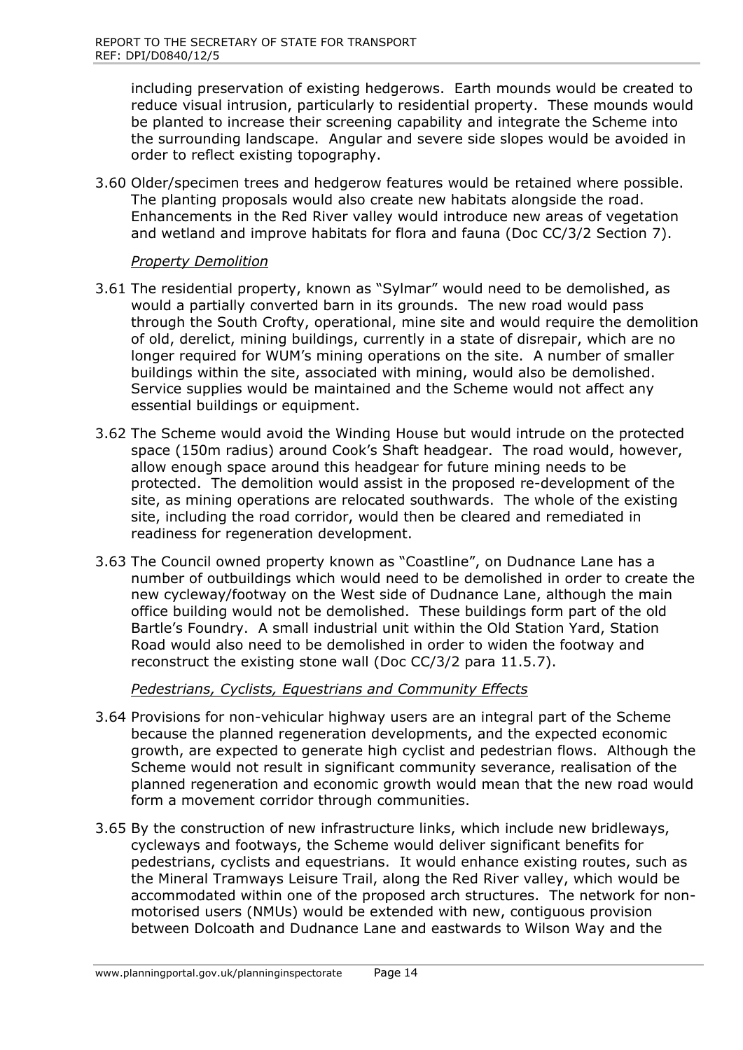including preservation of existing hedgerows. Earth mounds would be created to reduce visual intrusion, particularly to residential property. These mounds would be planted to increase their screening capability and integrate the Scheme into the surrounding landscape. Angular and severe side slopes would be avoided in order to reflect existing topography.

3.60 Older/specimen trees and hedgerow features would be retained where possible. The planting proposals would also create new habitats alongside the road. Enhancements in the Red River valley would introduce new areas of vegetation and wetland and improve habitats for flora and fauna (Doc CC/3/2 Section 7).

*Property Demolition*

3.61 The residential property, known as "Sylmar" would need to be demolished, as would a partially converted barn in its grounds. The new road would pass through the South Crofty, operational, mine site and would require the demolition of old, derelict, mining buildings, currently in a state of disrepair, which are no longer required for WUM's mining operations on the site. A number of smaller buildings within the site, associated with mining, would also be demolished. Service supplies would be maintained and the Scheme would not affect any essential buildings or equipment.

3.62 The Scheme would avoid the Winding House but would intrude on the protected space (150m radius) around Cook's Shaft headgear. The road would, however, allow enough space around this headgear for future mining needs to be protected. The demolition would assist in the proposed re-development of the site, as mining operations are relocated southwards. The whole of the existing site, including the road corridor, would then be cleared and remediated in readiness for regeneration development.

3.63 The Council owned property known as "Coastline", on Dudnance Lane has a number of outbuildings which would need to be demolished in order to create the new cycleway/footway on the West side of Dudnance Lane, although the main office building would not be demolished. These buildings form part of the old Bartle's Foundry. A small industrial unit within the Old Station Yard, Station Road would also need to be demolished in order to widen the footway and reconstruct the existing stone wall (Doc CC/3/2 para 11.5.7).

*Pedestrians, Cyclists, Equestrians and Community Effects*

3.64 Provisions for non-vehicular highway users are an integral part of the Scheme because the planned regeneration developments, and the expected economic growth, are expected to generate high cyclist and pedestrian flows. Although the Scheme would not result in significant community severance, realisation of the planned regeneration and economic growth would mean that the new road would form a movement corridor through communities.

3.65 By the construction of new infrastructure links, which include new bridleways, cycleways and footways, the Scheme would deliver significant benefits for pedestrians, cyclists and equestrians. It would enhance existing routes, such as the Mineral Tramways Leisure Trail, along the Red River valley, which would be accommodated within one of the proposed arch structures. The network for non-motorised users (NMUs) would be extended with new, contiguous provision between Dolcoath and Dudnance Lane and eastwards to Wilson Way and the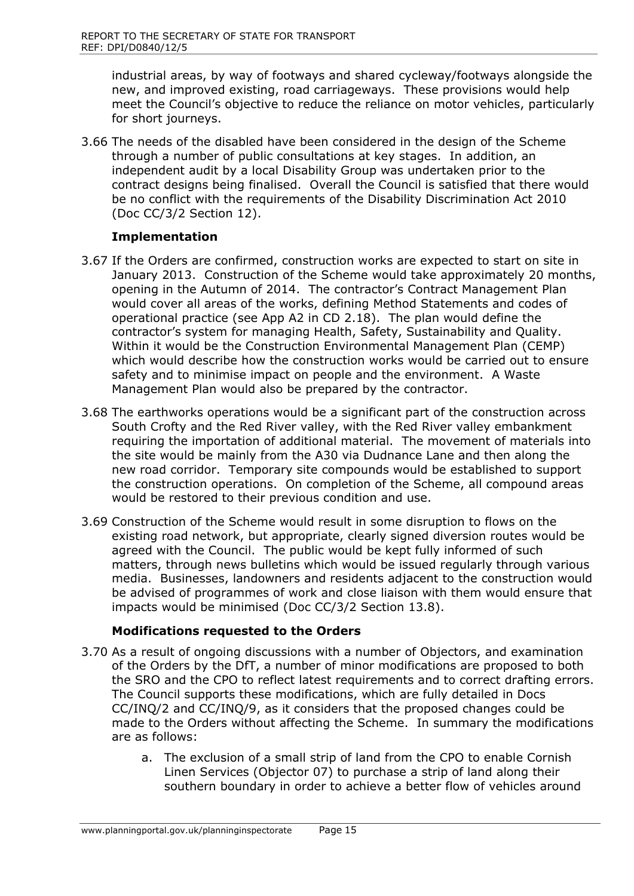industrial areas, by way of footways and shared cycleway/footways alongside the new, and improved existing, road carriageways. These provisions would help meet the Council's objective to reduce the reliance on motor vehicles, particularly for short journeys.

3.66 The needs of the disabled have been considered in the design of the Scheme through a number of public consultations at key stages. In addition, an independent audit by a local Disability Group was undertaken prior to the contract designs being finalised. Overall the Council is satisfied that there would be no conflict with the requirements of the Disability Discrimination Act 2010 (Doc CC/3/2 Section 12).

### Implementation

3.67 If the Orders are confirmed, construction works are expected to start on site in January 2013. Construction of the Scheme would take approximately 20 months, opening in the Autumn of 2014. The contractor's Contract Management Plan would cover all areas of the works, defining Method Statements and codes of operational practice (see App A2 in CD 2.18). The plan would define the contractor's system for managing Health, Safety, Sustainability and Quality. Within it would be the Construction Environmental Management Plan (CEMP) which would describe how the construction works would be carried out to ensure safety and to minimise impact on people and the environment. A Waste Management Plan would also be prepared by the contractor.

3.68 The earthworks operations would be a significant part of the construction across South Crofty and the Red River valley, with the Red River valley embankment requiring the importation of additional material. The movement of materials into the site would be mainly from the A30 via Dudnance Lane and then along the new road corridor. Temporary site compounds would be established to support the construction operations. On completion of the Scheme, all compound areas would be restored to their previous condition and use.

3.69 Construction of the Scheme would result in some disruption to flows on the existing road network, but appropriate, clearly signed diversion routes would be agreed with the Council. The public would be kept fully informed of such matters, through news bulletins which would be issued regularly through various media. Businesses, landowners and residents adjacent to the construction would be advised of programmes of work and close liaison with them would ensure that impacts would be minimised (Doc CC/3/2 Section 13.8).

### Modifications requested to the Orders

3.70 As a result of ongoing discussions with a number of Objectors, and examination of the Orders by the DfT, a number of minor modifications are proposed to both the SRO and the CPO to reflect latest requirements and to correct drafting errors. The Council supports these modifications, which are fully detailed in Docs CC/INQ/2 and CC/INQ/9, as it considers that the proposed changes could be made to the Orders without affecting the Scheme. In summary the modifications are as follows:

a. The exclusion of a small strip of land from the CPO to enable Cornish Linen Services (Objector 07) to purchase a strip of land along their southern boundary in order to achieve a better flow of vehicles around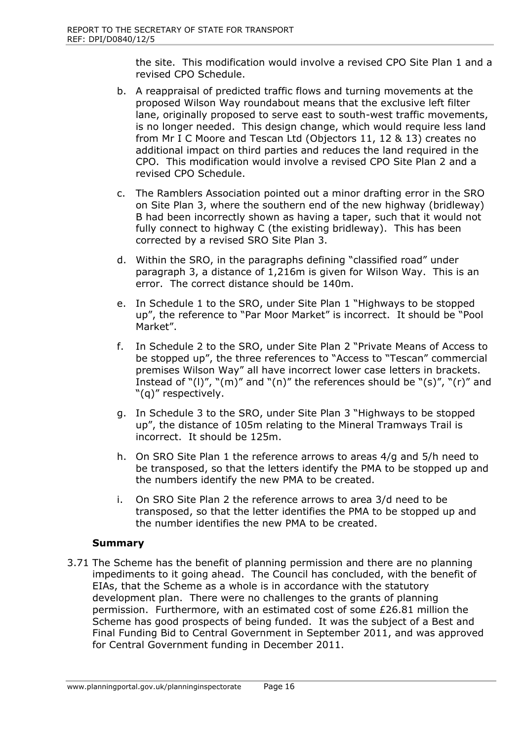the site. This modification would involve a revised CPO Site Plan 1 and a revised CPO Schedule.

b. A reappraisal of predicted traffic flows and turning movements at the proposed Wilson Way roundabout means that the exclusive left filter lane, originally proposed to serve east to south-west traffic movements, is no longer needed. This design change, which would require less land from Mr I C Moore and Tescan Ltd (Objectors 11, 12 & 13) creates no additional impact on third parties and reduces the land required in the CPO. This modification would involve a revised CPO Site Plan 2 and a revised CPO Schedule.

c. The Ramblers Association pointed out a minor drafting error in the SRO on Site Plan 3, where the southern end of the new highway (bridleway) B had been incorrectly shown as having a taper, such that it would not fully connect to highway C (the existing bridleway). This has been corrected by a revised SRO Site Plan 3.

d. Within the SRO, in the paragraphs defining "classified road" under paragraph 3, a distance of 1,216m is given for Wilson Way. This is an error. The correct distance should be 140m.

e. In Schedule 1 to the SRO, under Site Plan 1 "Highways to be stopped up", the reference to "Par Moor Market" is incorrect. It should be "Pool Market".

f. In Schedule 2 to the SRO, under Site Plan 2 "Private Means of Access to be stopped up", the three references to "Access to "Tescan" commercial premises Wilson Way" all have incorrect lower case letters in brackets. Instead of "(l)", "(m)" and "(n)" the references should be "(s)", "(r)" and "(q)" respectively.

g. In Schedule 3 to the SRO, under Site Plan 3 "Highways to be stopped up", the distance of 105m relating to the Mineral Tramways Trail is incorrect. It should be 125m.

h. On SRO Site Plan 1 the reference arrows to areas 4/g and 5/h need to be transposed, so that the letters identify the PMA to be stopped up and the numbers identify the new PMA to be created.

i. On SRO Site Plan 2 the reference arrows to area 3/d need to be transposed, so that the letter identifies the PMA to be stopped up and the number identifies the new PMA to be created.

**Summary**

3.71 The Scheme has the benefit of planning permission and there are no planning impediments to it going ahead. The Council has concluded, with the benefit of EIAs, that the Scheme as a whole is in accordance with the statutory development plan. There were no challenges to the grants of planning permission. Furthermore, with an estimated cost of some £26.81 million the Scheme has good prospects of being funded. It was the subject of a Best and Final Funding Bid to Central Government in September 2011, and was approved for Central Government funding in December 2011.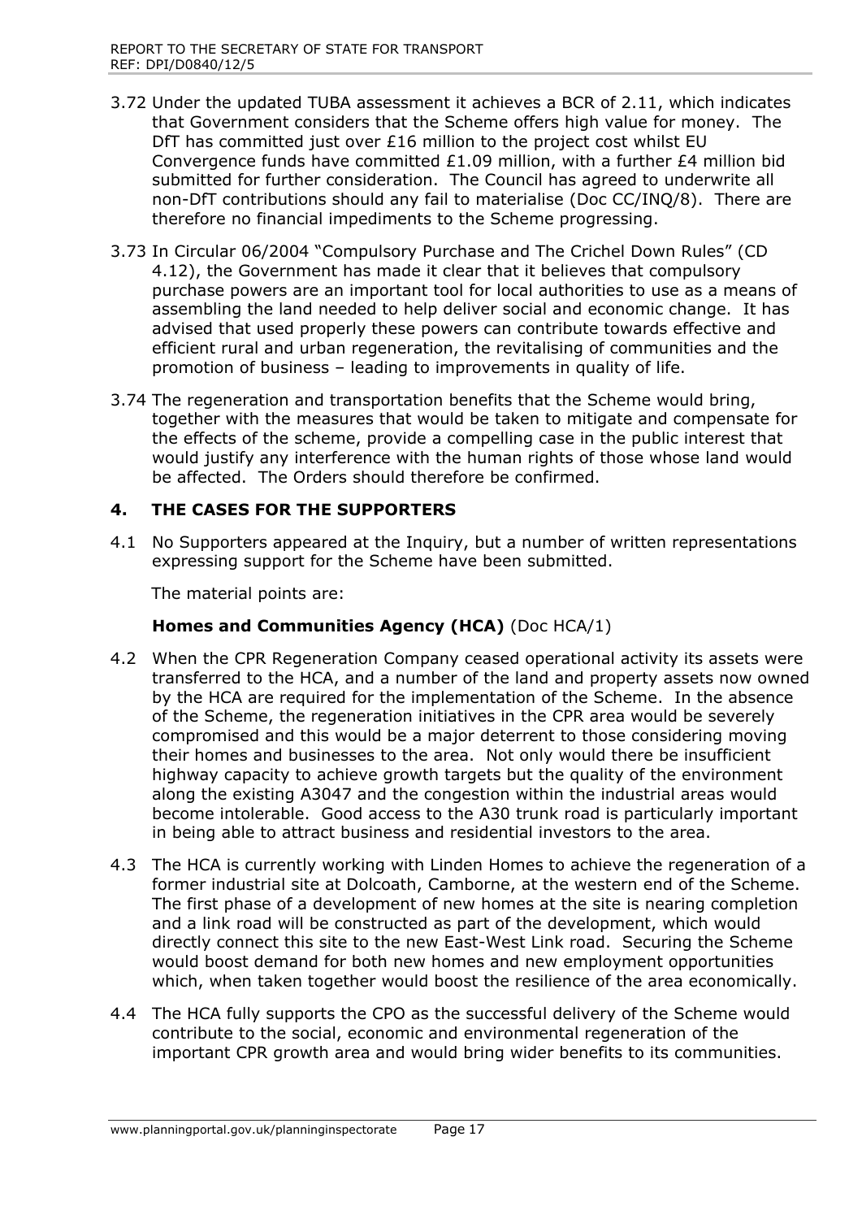3.72 Under the updated TUBA assessment it achieves a BCR of 2.11, which indicates that Government considers that the Scheme offers high value for money. The DfT has committed just over £16 million to the project cost whilst EU Convergence funds have committed £1.09 million, with a further £4 million bid submitted for further consideration. The Council has agreed to underwrite all non-DfT contributions should any fail to materialise (Doc CC/INQ/8). There are therefore no financial impediments to the Scheme progressing.

3.73 In Circular 06/2004 "Compulsory Purchase and The Crichel Down Rules" (CD 4.12), the Government has made it clear that it believes that compulsory purchase powers are an important tool for local authorities to use as a means of assembling the land needed to help deliver social and economic change. It has advised that used properly these powers can contribute towards effective and efficient rural and urban regeneration, the revitalising of communities and the promotion of business – leading to improvements in quality of life.

3.74 The regeneration and transportation benefits that the Scheme would bring, together with the measures that would be taken to mitigate and compensate for the effects of the scheme, provide a compelling case in the public interest that would justify any interference with the human rights of those whose land would be affected. The Orders should therefore be confirmed.

## 4. THE CASES FOR THE SUPPORTERS

4.1 No Supporters appeared at the Inquiry, but a number of written representations expressing support for the Scheme have been submitted.

The material points are:

**Homes and Communities Agency (HCA)** (Doc HCA/1)

4.2 When the CPR Regeneration Company ceased operational activity its assets were transferred to the HCA, and a number of the land and property assets now owned by the HCA are required for the implementation of the Scheme. In the absence of the Scheme, the regeneration initiatives in the CPR area would be severely compromised and this would be a major deterrent to those considering moving their homes and businesses to the area. Not only would there be insufficient highway capacity to achieve growth targets but the quality of the environment along the existing A3047 and the congestion within the industrial areas would become intolerable. Good access to the A30 trunk road is particularly important in being able to attract business and residential investors to the area.

4.3 The HCA is currently working with Linden Homes to achieve the regeneration of a former industrial site at Dolcoath, Camborne, at the western end of the Scheme. The first phase of a development of new homes at the site is nearing completion and a link road will be constructed as part of the development, which would directly connect this site to the new East-West Link road. Securing the Scheme would boost demand for both new homes and new employment opportunities which, when taken together would boost the resilience of the area economically.

4.4 The HCA fully supports the CPO as the successful delivery of the Scheme would contribute to the social, economic and environmental regeneration of the important CPR growth area and would bring wider benefits to its communities.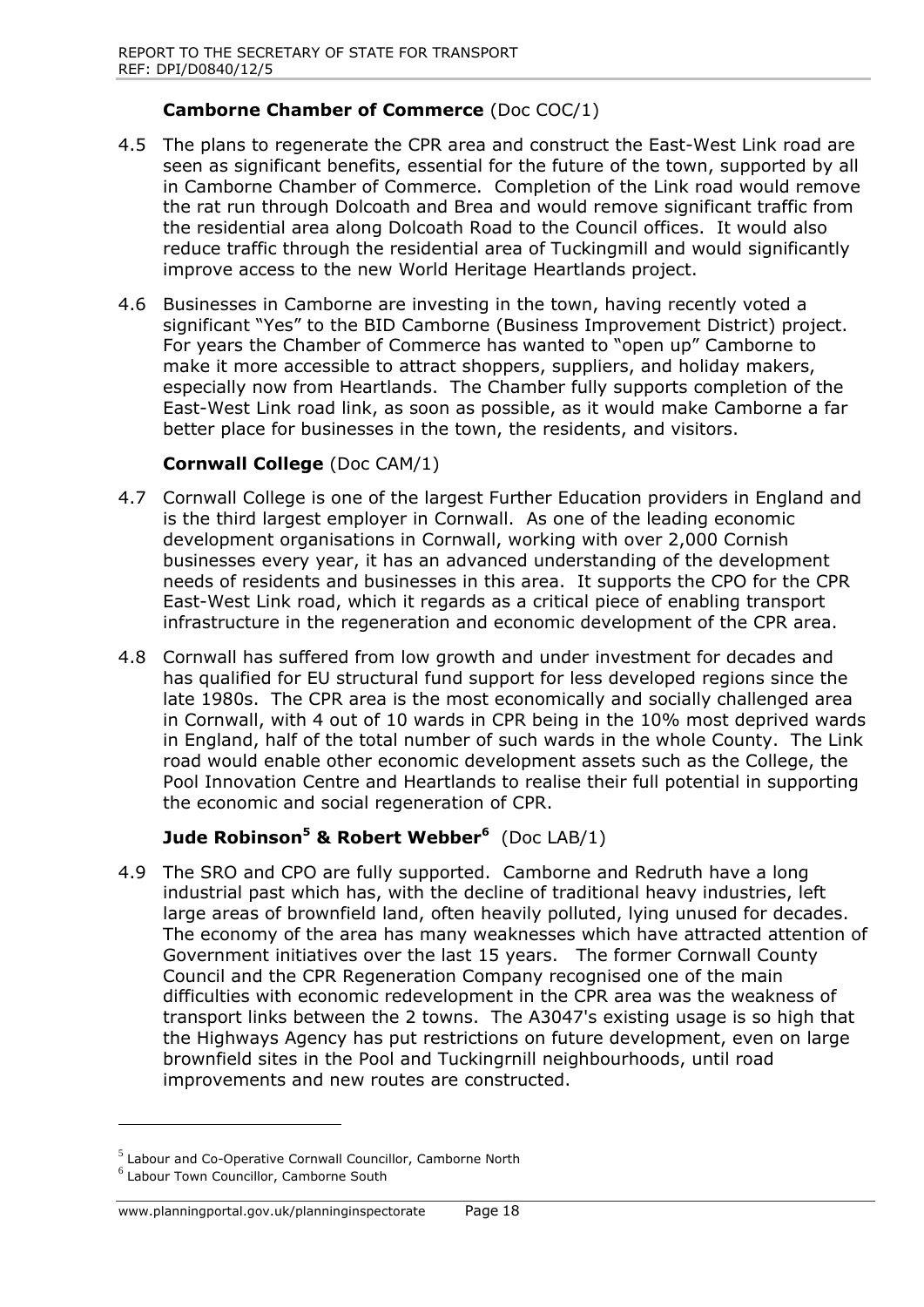### **Camborne Chamber of Commerce** (Doc COC/1)

4.5 The plans to regenerate the CPR area and construct the East-West Link road are seen as significant benefits, essential for the future of the town, supported by all in Camborne Chamber of Commerce. Completion of the Link road would remove the rat run through Dolcoath and Brea and would remove significant traffic from the residential area along Dolcoath Road to the Council offices. It would also reduce traffic through the residential area of Tuckingmill and would significantly improve access to the new World Heritage Heartlands project.

4.6 Businesses in Camborne are investing in the town, having recently voted a significant "Yes" to the BID Camborne (Business Improvement District) project. For years the Chamber of Commerce has wanted to "open up" Camborne to make it more accessible to attract shoppers, suppliers, and holiday makers, especially now from Heartlands. The Chamber fully supports completion of the East-West Link road link, as soon as possible, as it would make Camborne a far better place for businesses in the town, the residents, and visitors.

### **Cornwall College** (Doc CAM/1)

4.7 Cornwall College is one of the largest Further Education providers in England and is the third largest employer in Cornwall. As one of the leading economic development organisations in Cornwall, working with over 2,000 Cornish businesses every year, it has an advanced understanding of the development needs of residents and businesses in this area. It supports the CPO for the CPR East-West Link road, which it regards as a critical piece of enabling transport infrastructure in the regeneration and economic development of the CPR area.

4.8 Cornwall has suffered from low growth and under investment for decades and has qualified for EU structural fund support for less developed regions since the late 1980s. The CPR area is the most economically and socially challenged area in Cornwall, with 4 out of 10 wards in CPR being in the 10% most deprived wards in England, half of the total number of such wards in the whole County. The Link road would enable other economic development assets such as the College, the Pool Innovation Centre and Heartlands to realise their full potential in supporting the economic and social regeneration of CPR.

### **Jude Robinson[5] & Robert Webber[6]** (Doc LAB/1)

4.9 The SRO and CPO are fully supported. Camborne and Redruth have a long industrial past which has, with the decline of traditional heavy industries, left large areas of brownfield land, often heavily polluted, lying unused for decades. The economy of the area has many weaknesses which have attracted attention of Government initiatives over the last 15 years. The former Cornwall County Council and the CPR Regeneration Company recognised one of the main difficulties with economic redevelopment in the CPR area was the weakness of transport links between the 2 towns. The A3047's existing usage is so high that the Highways Agency has put restrictions on future development, even on large brownfield sites in the Pool and Tuckingrnill neighbourhoods, until road improvements and new routes are constructed.

---

[5] Labour and Co-Operative Cornwall Councillor, Camborne North

[6] Labour Town Councillor, Camborne South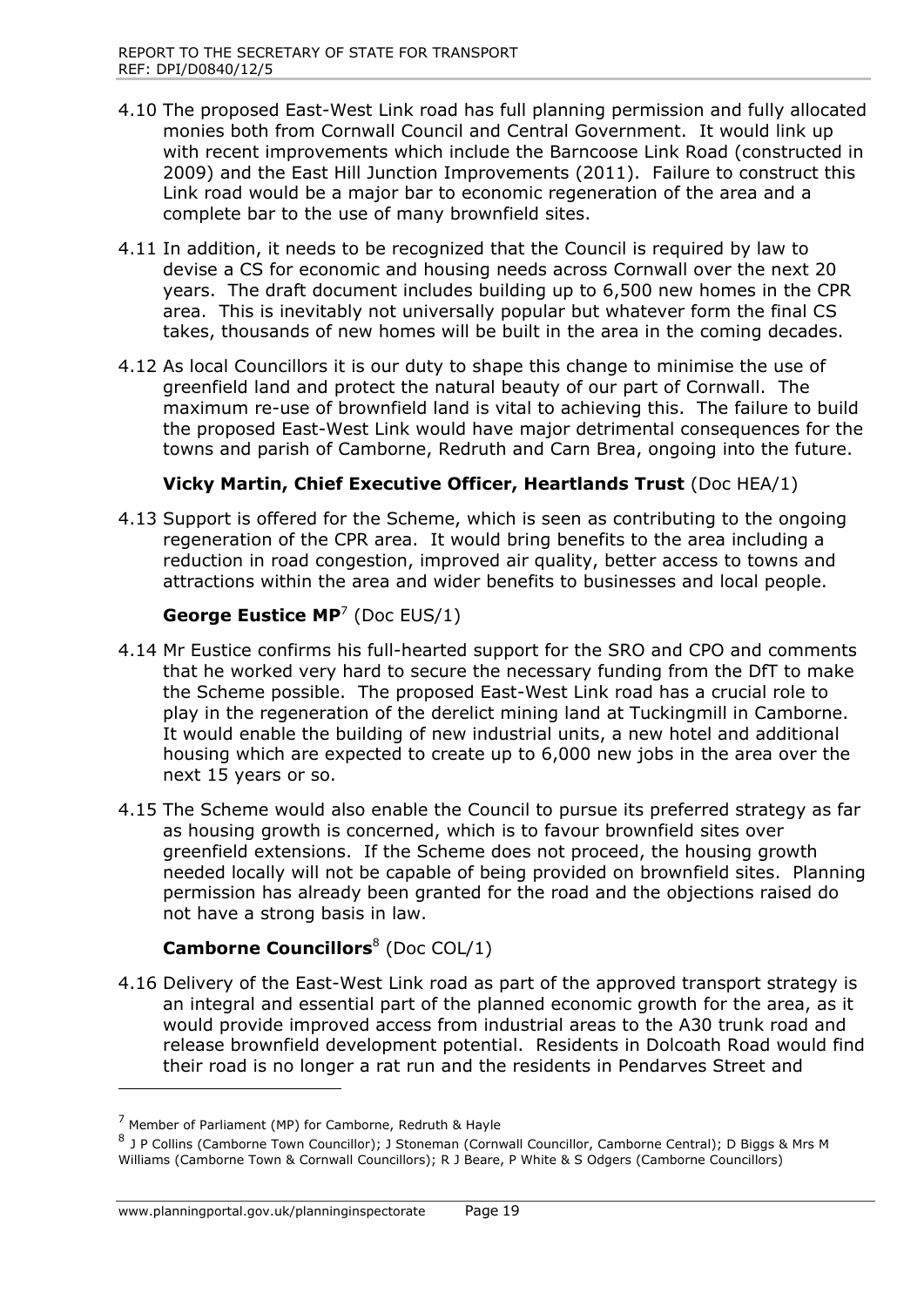4.10 The proposed East-West Link road has full planning permission and fully allocated monies both from Cornwall Council and Central Government. It would link up with recent improvements which include the Barncoose Link Road (constructed in 2009) and the East Hill Junction Improvements (2011). Failure to construct this Link road would be a major bar to economic regeneration of the area and a complete bar to the use of many brownfield sites.

4.11 In addition, it needs to be recognized that the Council is required by law to devise a CS for economic and housing needs across Cornwall over the next 20 years. The draft document includes building up to 6,500 new homes in the CPR area. This is inevitably not universally popular but whatever form the final CS takes, thousands of new homes will be built in the area in the coming decades.

4.12 As local Councillors it is our duty to shape this change to minimise the use of greenfield land and protect the natural beauty of our part of Cornwall. The maximum re-use of brownfield land is vital to achieving this. The failure to build the proposed East-West Link would have major detrimental consequences for the towns and parish of Camborne, Redruth and Carn Brea, ongoing into the future.

**Vicky Martin, Chief Executive Officer, Heartlands Trust** (Doc HEA/1)

4.13 Support is offered for the Scheme, which is seen as contributing to the ongoing regeneration of the CPR area. It would bring benefits to the area including a reduction in road congestion, improved air quality, better access to towns and attractions within the area and wider benefits to businesses and local people.

**George Eustice MP**[7] (Doc EUS/1)

4.14 Mr Eustice confirms his full-hearted support for the SRO and CPO and comments that he worked very hard to secure the necessary funding from the DfT to make the Scheme possible. The proposed East-West Link road has a crucial role to play in the regeneration of the derelict mining land at Tuckingmill in Camborne. It would enable the building of new industrial units, a new hotel and additional housing which are expected to create up to 6,000 new jobs in the area over the next 15 years or so.

4.15 The Scheme would also enable the Council to pursue its preferred strategy as far as housing growth is concerned, which is to favour brownfield sites over greenfield extensions. If the Scheme does not proceed, the housing growth needed locally will not be capable of being provided on brownfield sites. Planning permission has already been granted for the road and the objections raised do not have a strong basis in law.

**Camborne Councillors**[8] (Doc COL/1)

4.16 Delivery of the East-West Link road as part of the approved transport strategy is an integral and essential part of the planned economic growth for the area, as it would provide improved access from industrial areas to the A30 trunk road and release brownfield development potential. Residents in Dolcoath Road would find their road is no longer a rat run and the residents in Pendarves Street and

---

[7] Member of Parliament (MP) for Camborne, Redruth & Hayle

[8] J P Collins (Camborne Town Councillor); J Stoneman (Cornwall Councillor, Camborne Central); D Biggs & Mrs M Williams (Camborne Town & Cornwall Councillors); R J Beare, P White & S Odgers (Camborne Councillors)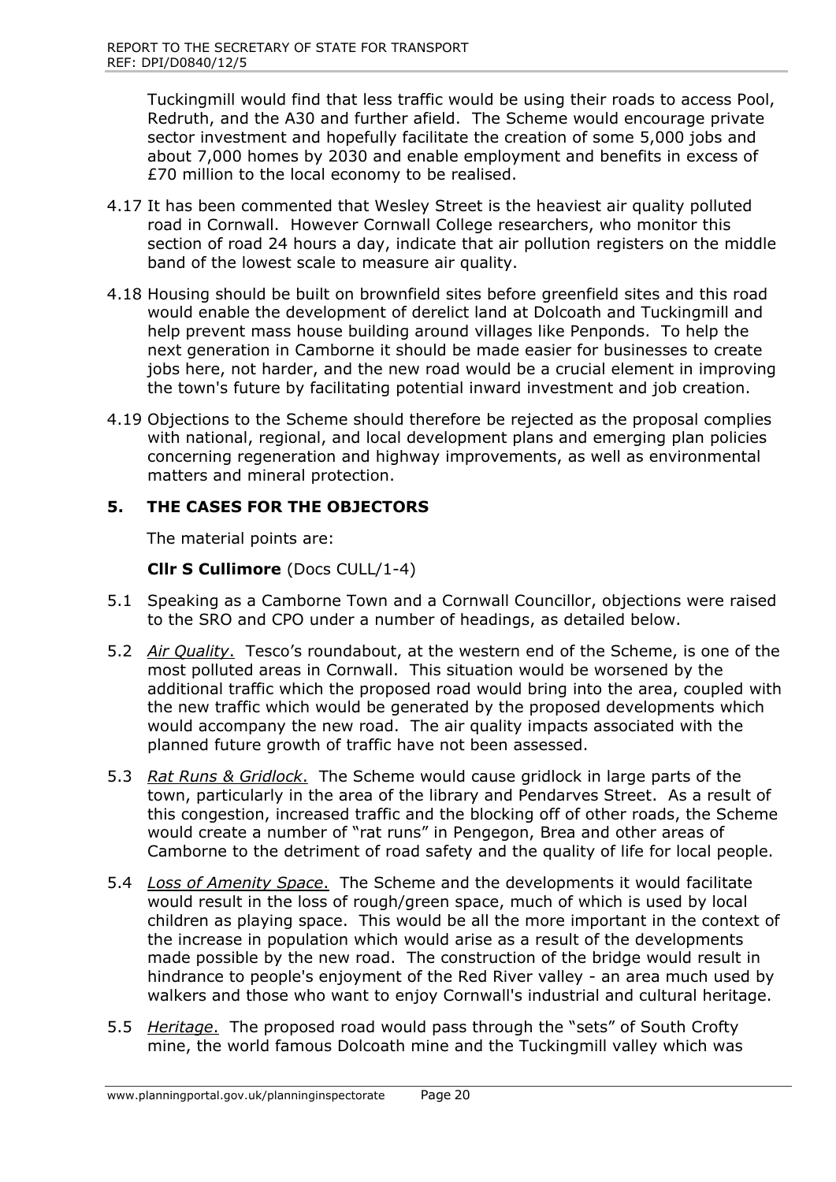Tuckingmill would find that less traffic would be using their roads to access Pool, Redruth, and the A30 and further afield. The Scheme would encourage private sector investment and hopefully facilitate the creation of some 5,000 jobs and about 7,000 homes by 2030 and enable employment and benefits in excess of £70 million to the local economy to be realised.

4.17 It has been commented that Wesley Street is the heaviest air quality polluted road in Cornwall. However Cornwall College researchers, who monitor this section of road 24 hours a day, indicate that air pollution registers on the middle band of the lowest scale to measure air quality.

4.18 Housing should be built on brownfield sites before greenfield sites and this road would enable the development of derelict land at Dolcoath and Tuckingmill and help prevent mass house building around villages like Penponds. To help the next generation in Camborne it should be made easier for businesses to create jobs here, not harder, and the new road would be a crucial element in improving the town's future by facilitating potential inward investment and job creation.

4.19 Objections to the Scheme should therefore be rejected as the proposal complies with national, regional, and local development plans and emerging plan policies concerning regeneration and highway improvements, as well as environmental matters and mineral protection.

## 5. THE CASES FOR THE OBJECTORS

The material points are:

**Cllr S Cullimore** (Docs CULL/1-4)

5.1 Speaking as a Camborne Town and a Cornwall Councillor, objections were raised to the SRO and CPO under a number of headings, as detailed below.

5.2 *Air Quality*. Tesco's roundabout, at the western end of the Scheme, is one of the most polluted areas in Cornwall. This situation would be worsened by the additional traffic which the proposed road would bring into the area, coupled with the new traffic which would be generated by the proposed developments which would accompany the new road. The air quality impacts associated with the planned future growth of traffic have not been assessed.

5.3 *Rat Runs & Gridlock*. The Scheme would cause gridlock in large parts of the town, particularly in the area of the library and Pendarves Street. As a result of this congestion, increased traffic and the blocking off of other roads, the Scheme would create a number of "rat runs" in Pengegon, Brea and other areas of Camborne to the detriment of road safety and the quality of life for local people.

5.4 *Loss of Amenity Space*. The Scheme and the developments it would facilitate would result in the loss of rough/green space, much of which is used by local children as playing space. This would be all the more important in the context of the increase in population which would arise as a result of the developments made possible by the new road. The construction of the bridge would result in hindrance to people's enjoyment of the Red River valley - an area much used by walkers and those who want to enjoy Cornwall's industrial and cultural heritage.

5.5 *Heritage*. The proposed road would pass through the "sets" of South Crofty mine, the world famous Dolcoath mine and the Tuckingmill valley which was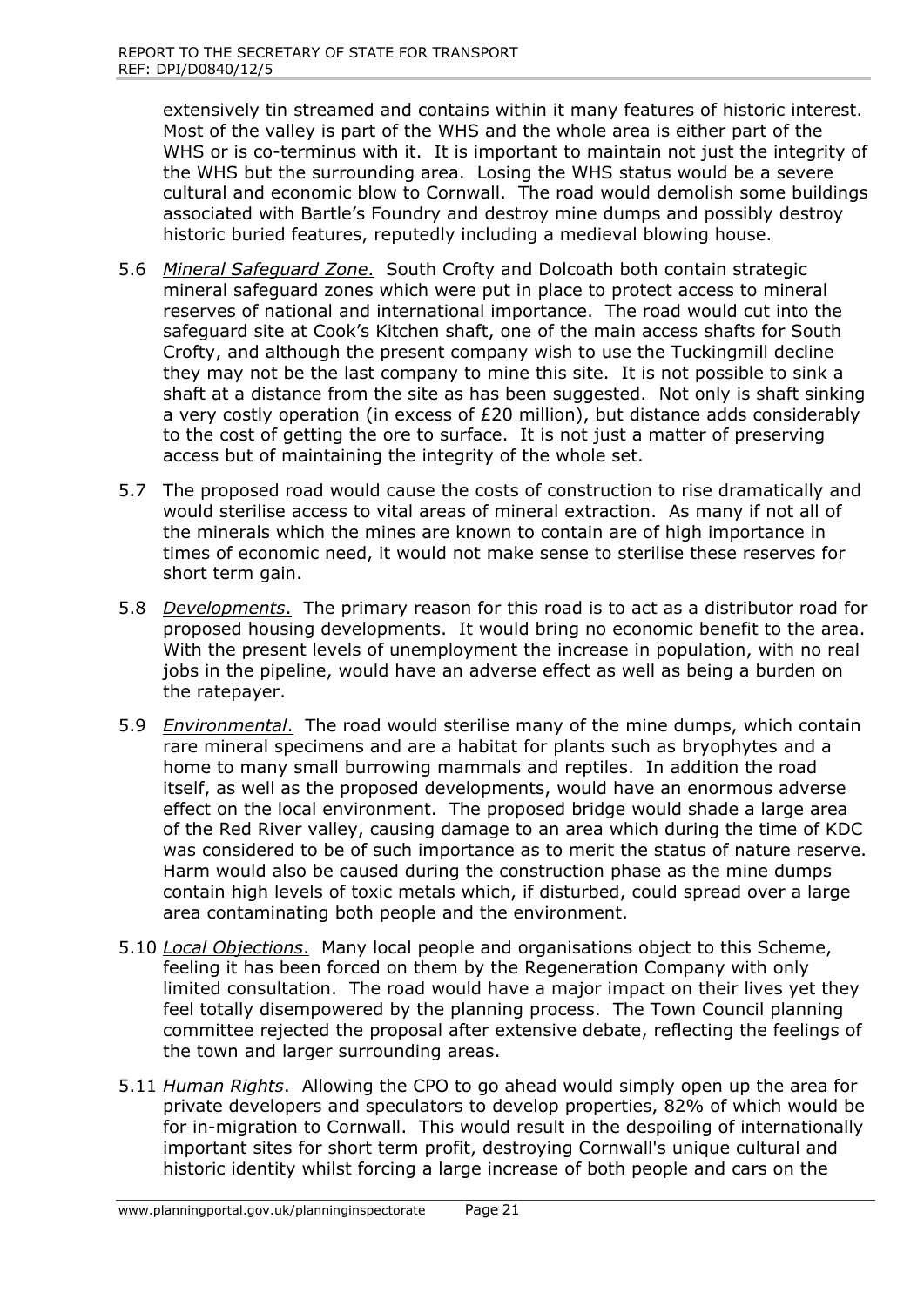extensively tin streamed and contains within it many features of historic interest. Most of the valley is part of the WHS and the whole area is either part of the WHS or is co-terminus with it. It is important to maintain not just the integrity of the WHS but the surrounding area. Losing the WHS status would be a severe cultural and economic blow to Cornwall. The road would demolish some buildings associated with Bartle's Foundry and destroy mine dumps and possibly destroy historic buried features, reputedly including a medieval blowing house.

5.6 *Mineral Safeguard Zone*. South Crofty and Dolcoath both contain strategic mineral safeguard zones which were put in place to protect access to mineral reserves of national and international importance. The road would cut into the safeguard site at Cook's Kitchen shaft, one of the main access shafts for South Crofty, and although the present company wish to use the Tuckingmill decline they may not be the last company to mine this site. It is not possible to sink a shaft at a distance from the site as has been suggested. Not only is shaft sinking a very costly operation (in excess of £20 million), but distance adds considerably to the cost of getting the ore to surface. It is not just a matter of preserving access but of maintaining the integrity of the whole set.

5.7 The proposed road would cause the costs of construction to rise dramatically and would sterilise access to vital areas of mineral extraction. As many if not all of the minerals which the mines are known to contain are of high importance in times of economic need, it would not make sense to sterilise these reserves for short term gain.

5.8 *Developments*. The primary reason for this road is to act as a distributor road for proposed housing developments. It would bring no economic benefit to the area. With the present levels of unemployment the increase in population, with no real jobs in the pipeline, would have an adverse effect as well as being a burden on the ratepayer.

5.9 *Environmental*. The road would sterilise many of the mine dumps, which contain rare mineral specimens and are a habitat for plants such as bryophytes and a home to many small burrowing mammals and reptiles. In addition the road itself, as well as the proposed developments, would have an enormous adverse effect on the local environment. The proposed bridge would shade a large area of the Red River valley, causing damage to an area which during the time of KDC was considered to be of such importance as to merit the status of nature reserve. Harm would also be caused during the construction phase as the mine dumps contain high levels of toxic metals which, if disturbed, could spread over a large area contaminating both people and the environment.

5.10 *Local Objections*. Many local people and organisations object to this Scheme, feeling it has been forced on them by the Regeneration Company with only limited consultation. The road would have a major impact on their lives yet they feel totally disempowered by the planning process. The Town Council planning committee rejected the proposal after extensive debate, reflecting the feelings of the town and larger surrounding areas.

5.11 *Human Rights*. Allowing the CPO to go ahead would simply open up the area for private developers and speculators to develop properties, 82% of which would be for in-migration to Cornwall. This would result in the despoiling of internationally important sites for short term profit, destroying Cornwall's unique cultural and historic identity whilst forcing a large increase of both people and cars on the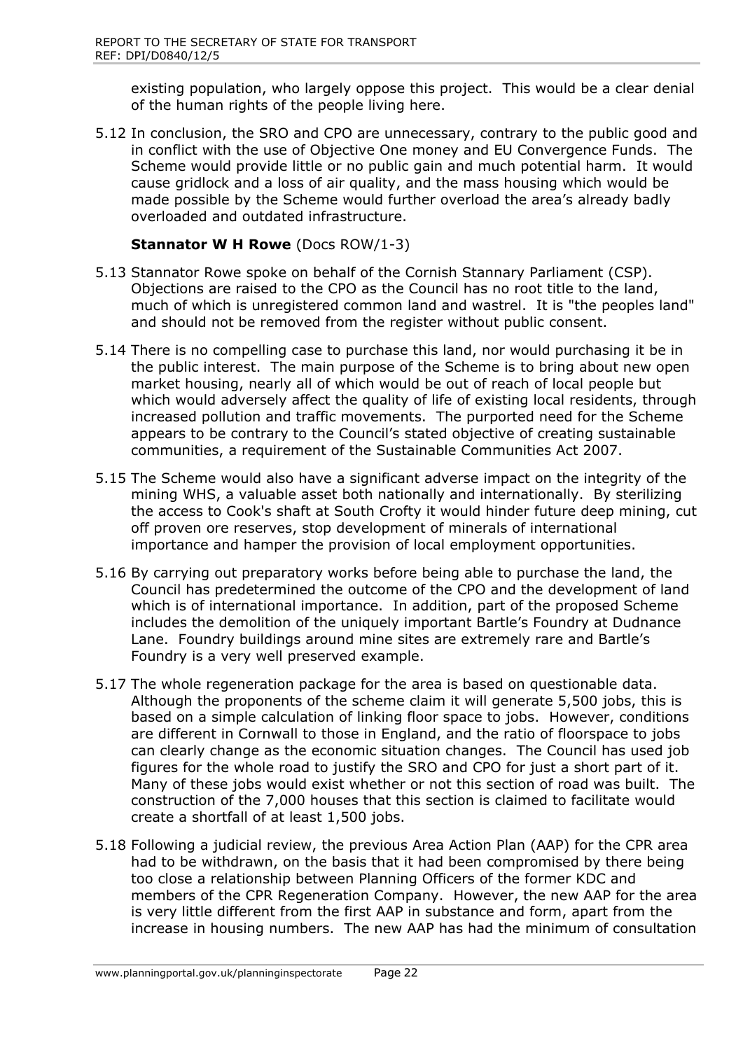existing population, who largely oppose this project. This would be a clear denial of the human rights of the people living here.

5.12 In conclusion, the SRO and CPO are unnecessary, contrary to the public good and in conflict with the use of Objective One money and EU Convergence Funds. The Scheme would provide little or no public gain and much potential harm. It would cause gridlock and a loss of air quality, and the mass housing which would be made possible by the Scheme would further overload the area's already badly overloaded and outdated infrastructure.

**Stannator W H Rowe** (Docs ROW/1-3)

5.13 Stannator Rowe spoke on behalf of the Cornish Stannary Parliament (CSP). Objections are raised to the CPO as the Council has no root title to the land, much of which is unregistered common land and wastrel. It is "the peoples land" and should not be removed from the register without public consent.

5.14 There is no compelling case to purchase this land, nor would purchasing it be in the public interest. The main purpose of the Scheme is to bring about new open market housing, nearly all of which would be out of reach of local people but which would adversely affect the quality of life of existing local residents, through increased pollution and traffic movements. The purported need for the Scheme appears to be contrary to the Council's stated objective of creating sustainable communities, a requirement of the Sustainable Communities Act 2007.

5.15 The Scheme would also have a significant adverse impact on the integrity of the mining WHS, a valuable asset both nationally and internationally. By sterilizing the access to Cook's shaft at South Crofty it would hinder future deep mining, cut off proven ore reserves, stop development of minerals of international importance and hamper the provision of local employment opportunities.

5.16 By carrying out preparatory works before being able to purchase the land, the Council has predetermined the outcome of the CPO and the development of land which is of international importance. In addition, part of the proposed Scheme includes the demolition of the uniquely important Bartle's Foundry at Dudnance Lane. Foundry buildings around mine sites are extremely rare and Bartle's Foundry is a very well preserved example.

5.17 The whole regeneration package for the area is based on questionable data. Although the proponents of the scheme claim it will generate 5,500 jobs, this is based on a simple calculation of linking floor space to jobs. However, conditions are different in Cornwall to those in England, and the ratio of floorspace to jobs can clearly change as the economic situation changes. The Council has used job figures for the whole road to justify the SRO and CPO for just a short part of it. Many of these jobs would exist whether or not this section of road was built. The construction of the 7,000 houses that this section is claimed to facilitate would create a shortfall of at least 1,500 jobs.

5.18 Following a judicial review, the previous Area Action Plan (AAP) for the CPR area had to be withdrawn, on the basis that it had been compromised by there being too close a relationship between Planning Officers of the former KDC and members of the CPR Regeneration Company. However, the new AAP for the area is very little different from the first AAP in substance and form, apart from the increase in housing numbers. The new AAP has had the minimum of consultation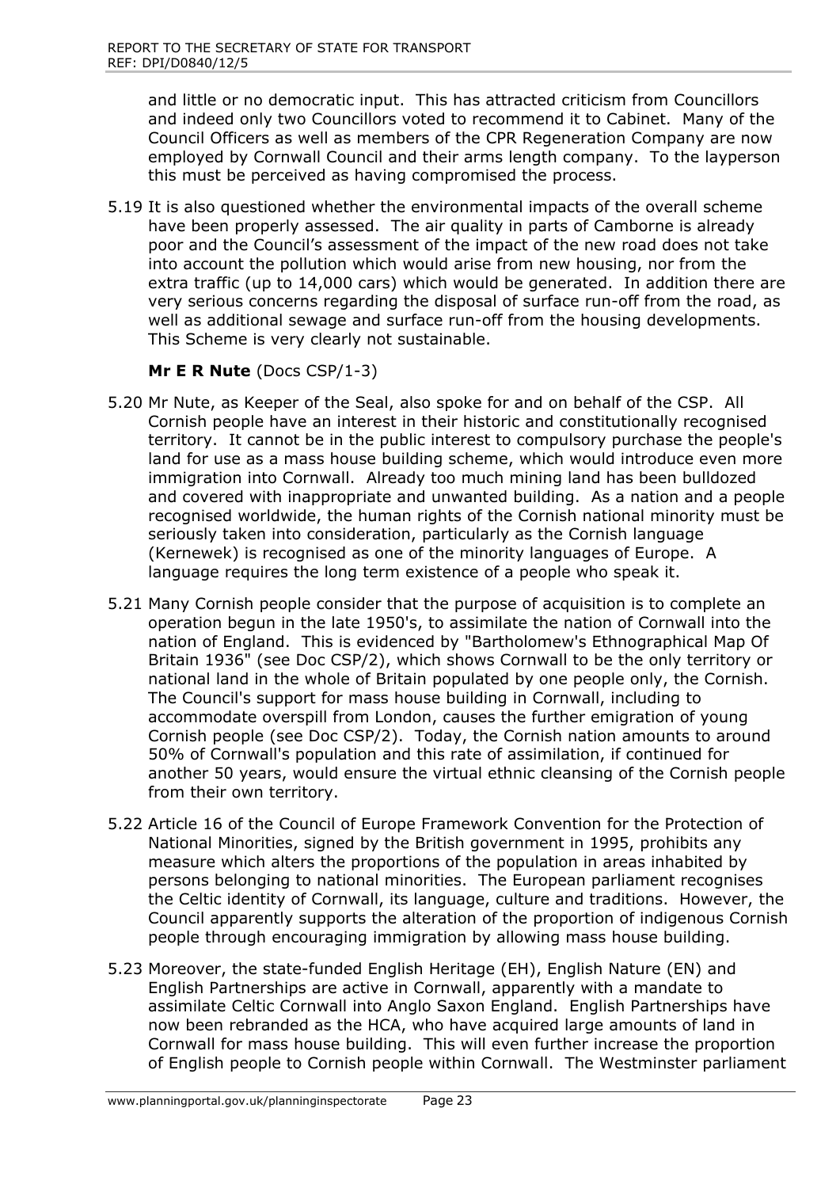and little or no democratic input. This has attracted criticism from Councillors and indeed only two Councillors voted to recommend it to Cabinet. Many of the Council Officers as well as members of the CPR Regeneration Company are now employed by Cornwall Council and their arms length company. To the layperson this must be perceived as having compromised the process.

5.19 It is also questioned whether the environmental impacts of the overall scheme have been properly assessed. The air quality in parts of Camborne is already poor and the Council's assessment of the impact of the new road does not take into account the pollution which would arise from new housing, nor from the extra traffic (up to 14,000 cars) which would be generated. In addition there are very serious concerns regarding the disposal of surface run-off from the road, as well as additional sewage and surface run-off from the housing developments. This Scheme is very clearly not sustainable.

**Mr E R Nute** (Docs CSP/1-3)

5.20 Mr Nute, as Keeper of the Seal, also spoke for and on behalf of the CSP. All Cornish people have an interest in their historic and constitutionally recognised territory. It cannot be in the public interest to compulsory purchase the people's land for use as a mass house building scheme, which would introduce even more immigration into Cornwall. Already too much mining land has been bulldozed and covered with inappropriate and unwanted building. As a nation and a people recognised worldwide, the human rights of the Cornish national minority must be seriously taken into consideration, particularly as the Cornish language (Kernewek) is recognised as one of the minority languages of Europe. A language requires the long term existence of a people who speak it.

5.21 Many Cornish people consider that the purpose of acquisition is to complete an operation begun in the late 1950's, to assimilate the nation of Cornwall into the nation of England. This is evidenced by "Bartholomew's Ethnographical Map Of Britain 1936" (see Doc CSP/2), which shows Cornwall to be the only territory or national land in the whole of Britain populated by one people only, the Cornish. The Council's support for mass house building in Cornwall, including to accommodate overspill from London, causes the further emigration of young Cornish people (see Doc CSP/2). Today, the Cornish nation amounts to around 50% of Cornwall's population and this rate of assimilation, if continued for another 50 years, would ensure the virtual ethnic cleansing of the Cornish people from their own territory.

5.22 Article 16 of the Council of Europe Framework Convention for the Protection of National Minorities, signed by the British government in 1995, prohibits any measure which alters the proportions of the population in areas inhabited by persons belonging to national minorities. The European parliament recognises the Celtic identity of Cornwall, its language, culture and traditions. However, the Council apparently supports the alteration of the proportion of indigenous Cornish people through encouraging immigration by allowing mass house building.

5.23 Moreover, the state-funded English Heritage (EH), English Nature (EN) and English Partnerships are active in Cornwall, apparently with a mandate to assimilate Celtic Cornwall into Anglo Saxon England. English Partnerships have now been rebranded as the HCA, who have acquired large amounts of land in Cornwall for mass house building. This will even further increase the proportion of English people to Cornish people within Cornwall. The Westminster parliament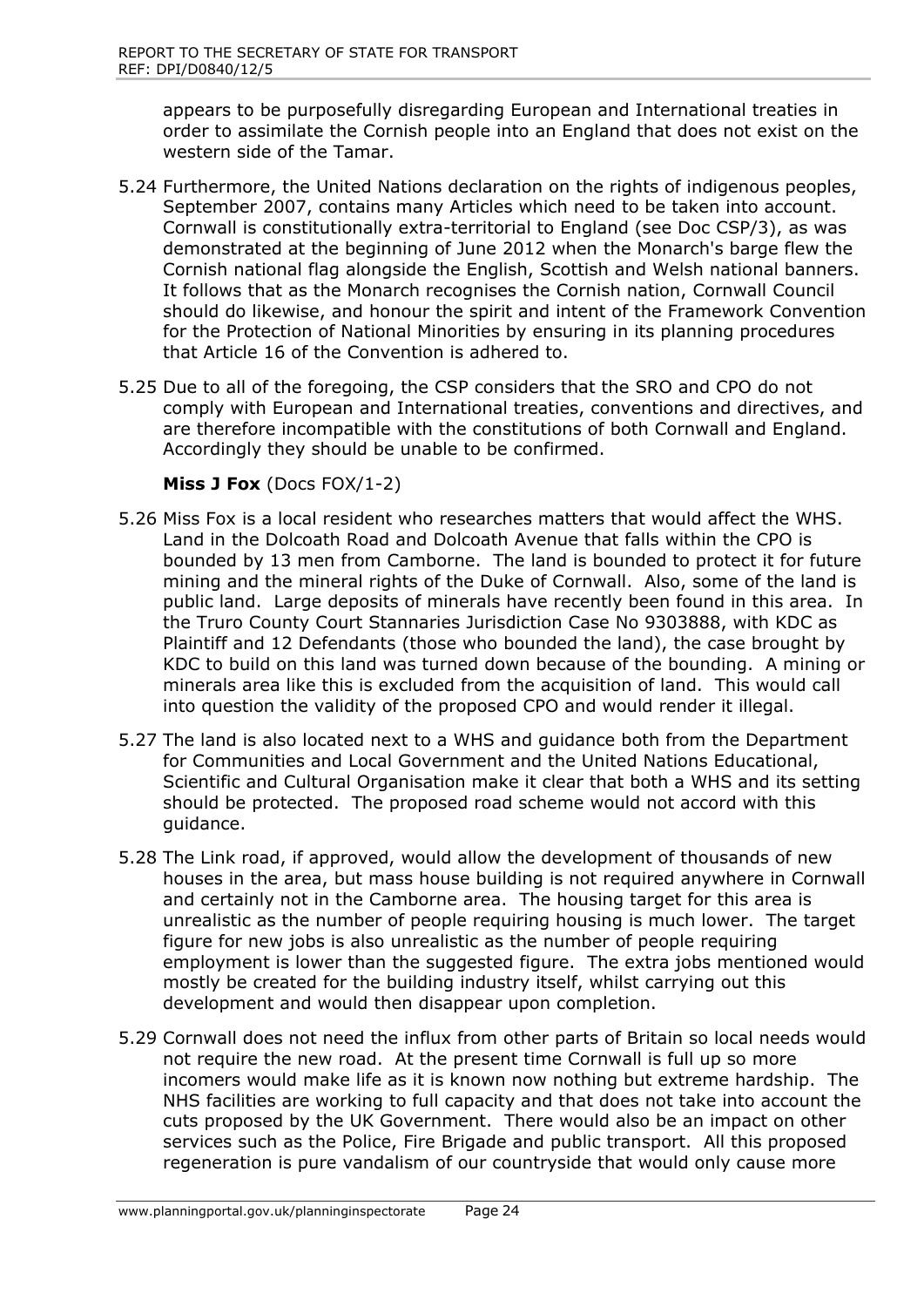appears to be purposefully disregarding European and International treaties in order to assimilate the Cornish people into an England that does not exist on the western side of the Tamar.

5.24 Furthermore, the United Nations declaration on the rights of indigenous peoples, September 2007, contains many Articles which need to be taken into account. Cornwall is constitutionally extra-territorial to England (see Doc CSP/3), as was demonstrated at the beginning of June 2012 when the Monarch's barge flew the Cornish national flag alongside the English, Scottish and Welsh national banners. It follows that as the Monarch recognises the Cornish nation, Cornwall Council should do likewise, and honour the spirit and intent of the Framework Convention for the Protection of National Minorities by ensuring in its planning procedures that Article 16 of the Convention is adhered to.

5.25 Due to all of the foregoing, the CSP considers that the SRO and CPO do not comply with European and International treaties, conventions and directives, and are therefore incompatible with the constitutions of both Cornwall and England. Accordingly they should be unable to be confirmed.

**Miss J Fox** (Docs FOX/1-2)

5.26 Miss Fox is a local resident who researches matters that would affect the WHS. Land in the Dolcoath Road and Dolcoath Avenue that falls within the CPO is bounded by 13 men from Camborne. The land is bounded to protect it for future mining and the mineral rights of the Duke of Cornwall. Also, some of the land is public land. Large deposits of minerals have recently been found in this area. In the Truro County Court Stannaries Jurisdiction Case No 9303888, with KDC as Plaintiff and 12 Defendants (those who bounded the land), the case brought by KDC to build on this land was turned down because of the bounding. A mining or minerals area like this is excluded from the acquisition of land. This would call into question the validity of the proposed CPO and would render it illegal.

5.27 The land is also located next to a WHS and guidance both from the Department for Communities and Local Government and the United Nations Educational, Scientific and Cultural Organisation make it clear that both a WHS and its setting should be protected. The proposed road scheme would not accord with this guidance.

5.28 The Link road, if approved, would allow the development of thousands of new houses in the area, but mass house building is not required anywhere in Cornwall and certainly not in the Camborne area. The housing target for this area is unrealistic as the number of people requiring housing is much lower. The target figure for new jobs is also unrealistic as the number of people requiring employment is lower than the suggested figure. The extra jobs mentioned would mostly be created for the building industry itself, whilst carrying out this development and would then disappear upon completion.

5.29 Cornwall does not need the influx from other parts of Britain so local needs would not require the new road. At the present time Cornwall is full up so more incomers would make life as it is known now nothing but extreme hardship. The NHS facilities are working to full capacity and that does not take into account the cuts proposed by the UK Government. There would also be an impact on other services such as the Police, Fire Brigade and public transport. All this proposed regeneration is pure vandalism of our countryside that would only cause more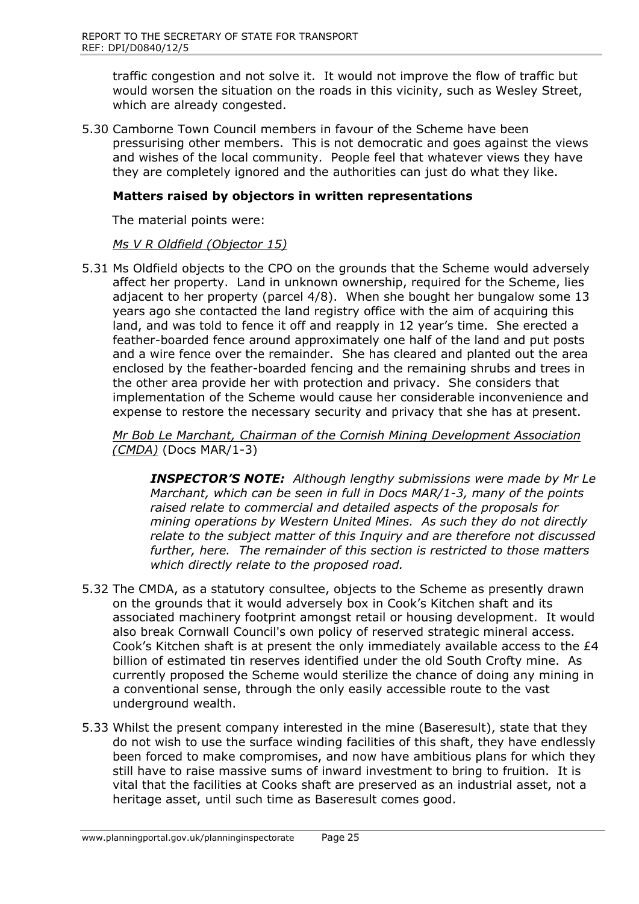traffic congestion and not solve it. It would not improve the flow of traffic but would worsen the situation on the roads in this vicinity, such as Wesley Street, which are already congested.

5.30 Camborne Town Council members in favour of the Scheme have been pressurising other members. This is not democratic and goes against the views and wishes of the local community. People feel that whatever views they have they are completely ignored and the authorities can just do what they like.

### Matters raised by objectors in written representations

The material points were:

_Ms V R Oldfield (Objector 15)_

5.31 Ms Oldfield objects to the CPO on the grounds that the Scheme would adversely affect her property. Land in unknown ownership, required for the Scheme, lies adjacent to her property (parcel 4/8). When she bought her bungalow some 13 years ago she contacted the land registry office with the aim of acquiring this land, and was told to fence it off and reapply in 12 year's time. She erected a feather-boarded fence around approximately one half of the land and put posts and a wire fence over the remainder. She has cleared and planted out the area enclosed by the feather-boarded fencing and the remaining shrubs and trees in the other area provide her with protection and privacy. She considers that implementation of the Scheme would cause her considerable inconvenience and expense to restore the necessary security and privacy that she has at present.

_Mr Bob Le Marchant, Chairman of the Cornish Mining Development Association (CMDA)_ (Docs MAR/1-3)

> ***INSPECTOR'S NOTE:*** *Although lengthy submissions were made by Mr Le Marchant, which can be seen in full in Docs MAR/1-3, many of the points raised relate to commercial and detailed aspects of the proposals for mining operations by Western United Mines. As such they do not directly relate to the subject matter of this Inquiry and are therefore not discussed further, here. The remainder of this section is restricted to those matters which directly relate to the proposed road.*

5.32 The CMDA, as a statutory consultee, objects to the Scheme as presently drawn on the grounds that it would adversely box in Cook's Kitchen shaft and its associated machinery footprint amongst retail or housing development. It would also break Cornwall Council's own policy of reserved strategic mineral access. Cook's Kitchen shaft is at present the only immediately available access to the £4 billion of estimated tin reserves identified under the old South Crofty mine. As currently proposed the Scheme would sterilize the chance of doing any mining in a conventional sense, through the only easily accessible route to the vast underground wealth.

5.33 Whilst the present company interested in the mine (Baseresult), state that they do not wish to use the surface winding facilities of this shaft, they have endlessly been forced to make compromises, and now have ambitious plans for which they still have to raise massive sums of inward investment to bring to fruition. It is vital that the facilities at Cooks shaft are preserved as an industrial asset, not a heritage asset, until such time as Baseresult comes good.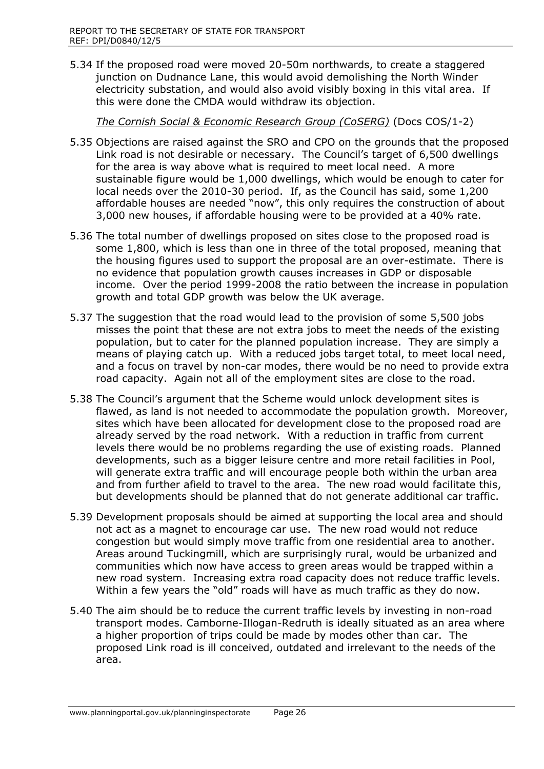5.34 If the proposed road were moved 20-50m northwards, to create a staggered junction on Dudnance Lane, this would avoid demolishing the North Winder electricity substation, and would also avoid visibly boxing in this vital area. If this were done the CMDA would withdraw its objection.

*The Cornish Social & Economic Research Group (CoSERG)* (Docs COS/1-2)

5.35 Objections are raised against the SRO and CPO on the grounds that the proposed Link road is not desirable or necessary. The Council's target of 6,500 dwellings for the area is way above what is required to meet local need. A more sustainable figure would be 1,000 dwellings, which would be enough to cater for local needs over the 2010-30 period. If, as the Council has said, some 1,200 affordable houses are needed "now", this only requires the construction of about 3,000 new houses, if affordable housing were to be provided at a 40% rate.

5.36 The total number of dwellings proposed on sites close to the proposed road is some 1,800, which is less than one in three of the total proposed, meaning that the housing figures used to support the proposal are an over-estimate. There is no evidence that population growth causes increases in GDP or disposable income. Over the period 1999-2008 the ratio between the increase in population growth and total GDP growth was below the UK average.

5.37 The suggestion that the road would lead to the provision of some 5,500 jobs misses the point that these are not extra jobs to meet the needs of the existing population, but to cater for the planned population increase. They are simply a means of playing catch up. With a reduced jobs target total, to meet local need, and a focus on travel by non-car modes, there would be no need to provide extra road capacity. Again not all of the employment sites are close to the road.

5.38 The Council's argument that the Scheme would unlock development sites is flawed, as land is not needed to accommodate the population growth. Moreover, sites which have been allocated for development close to the proposed road are already served by the road network. With a reduction in traffic from current levels there would be no problems regarding the use of existing roads. Planned developments, such as a bigger leisure centre and more retail facilities in Pool, will generate extra traffic and will encourage people both within the urban area and from further afield to travel to the area. The new road would facilitate this, but developments should be planned that do not generate additional car traffic.

5.39 Development proposals should be aimed at supporting the local area and should not act as a magnet to encourage car use. The new road would not reduce congestion but would simply move traffic from one residential area to another. Areas around Tuckingmill, which are surprisingly rural, would be urbanized and communities which now have access to green areas would be trapped within a new road system. Increasing extra road capacity does not reduce traffic levels. Within a few years the "old" roads will have as much traffic as they do now.

5.40 The aim should be to reduce the current traffic levels by investing in non-road transport modes. Camborne-Illogan-Redruth is ideally situated as an area where a higher proportion of trips could be made by modes other than car. The proposed Link road is ill conceived, outdated and irrelevant to the needs of the area.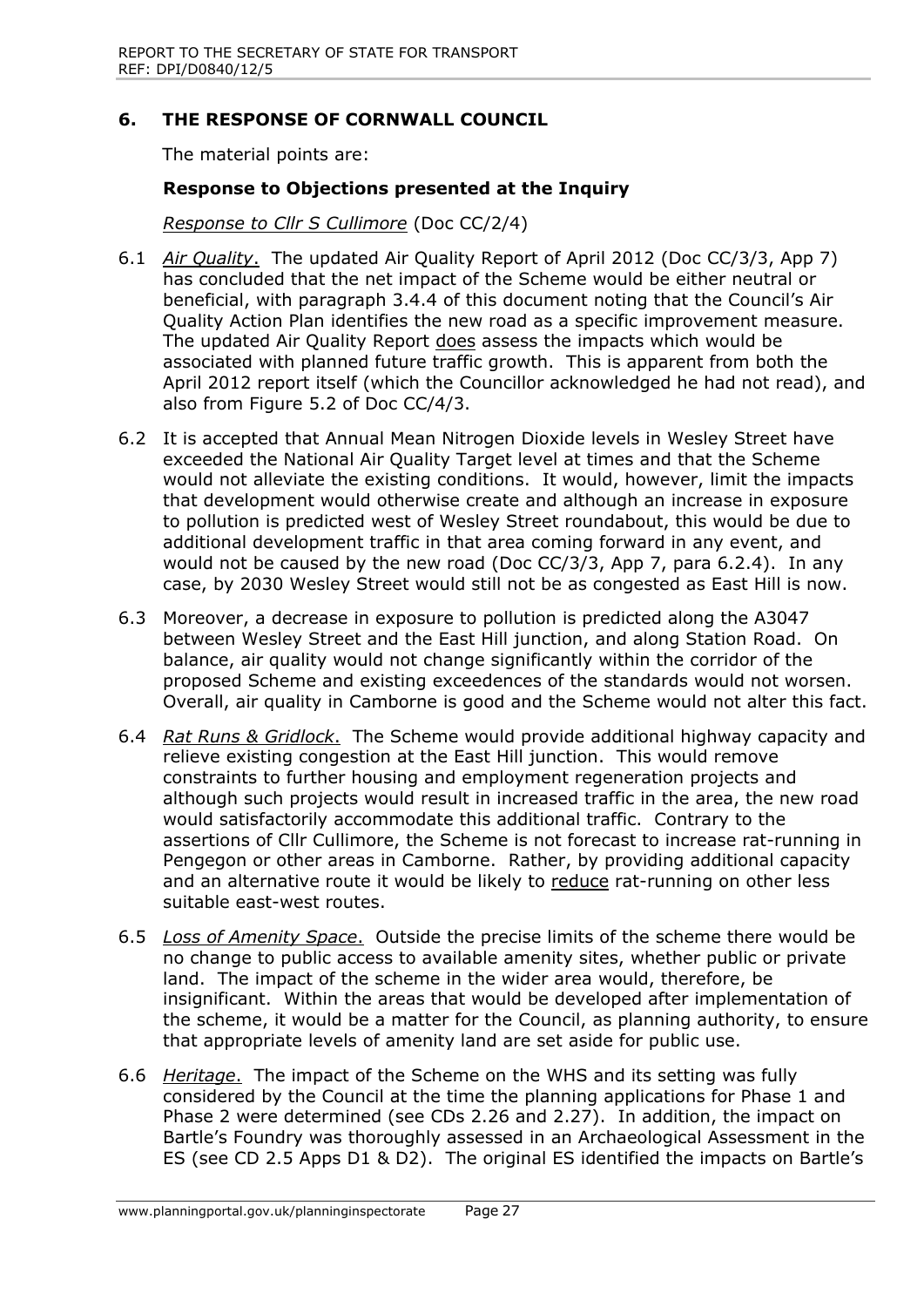## 6. THE RESPONSE OF CORNWALL COUNCIL

The material points are:

### Response to Objections presented at the Inquiry

*Response to Cllr S Cullimore* (Doc CC/2/4)

6.1 *Air Quality*. The updated Air Quality Report of April 2012 (Doc CC/3/3, App 7) has concluded that the net impact of the Scheme would be either neutral or beneficial, with paragraph 3.4.4 of this document noting that the Council's Air Quality Action Plan identifies the new road as a specific improvement measure. The updated Air Quality Report does assess the impacts which would be associated with planned future traffic growth. This is apparent from both the April 2012 report itself (which the Councillor acknowledged he had not read), and also from Figure 5.2 of Doc CC/4/3.

6.2 It is accepted that Annual Mean Nitrogen Dioxide levels in Wesley Street have exceeded the National Air Quality Target level at times and that the Scheme would not alleviate the existing conditions. It would, however, limit the impacts that development would otherwise create and although an increase in exposure to pollution is predicted west of Wesley Street roundabout, this would be due to additional development traffic in that area coming forward in any event, and would not be caused by the new road (Doc CC/3/3, App 7, para 6.2.4). In any case, by 2030 Wesley Street would still not be as congested as East Hill is now.

6.3 Moreover, a decrease in exposure to pollution is predicted along the A3047 between Wesley Street and the East Hill junction, and along Station Road. On balance, air quality would not change significantly within the corridor of the proposed Scheme and existing exceedences of the standards would not worsen. Overall, air quality in Camborne is good and the Scheme would not alter this fact.

6.4 *Rat Runs & Gridlock*. The Scheme would provide additional highway capacity and relieve existing congestion at the East Hill junction. This would remove constraints to further housing and employment regeneration projects and although such projects would result in increased traffic in the area, the new road would satisfactorily accommodate this additional traffic. Contrary to the assertions of Cllr Cullimore, the Scheme is not forecast to increase rat-running in Pengegon or other areas in Camborne. Rather, by providing additional capacity and an alternative route it would be likely to reduce rat-running on other less suitable east-west routes.

6.5 *Loss of Amenity Space*. Outside the precise limits of the scheme there would be no change to public access to available amenity sites, whether public or private land. The impact of the scheme in the wider area would, therefore, be insignificant. Within the areas that would be developed after implementation of the scheme, it would be a matter for the Council, as planning authority, to ensure that appropriate levels of amenity land are set aside for public use.

6.6 *Heritage*. The impact of the Scheme on the WHS and its setting was fully considered by the Council at the time the planning applications for Phase 1 and Phase 2 were determined (see CDs 2.26 and 2.27). In addition, the impact on Bartle's Foundry was thoroughly assessed in an Archaeological Assessment in the ES (see CD 2.5 Apps D1 & D2). The original ES identified the impacts on Bartle's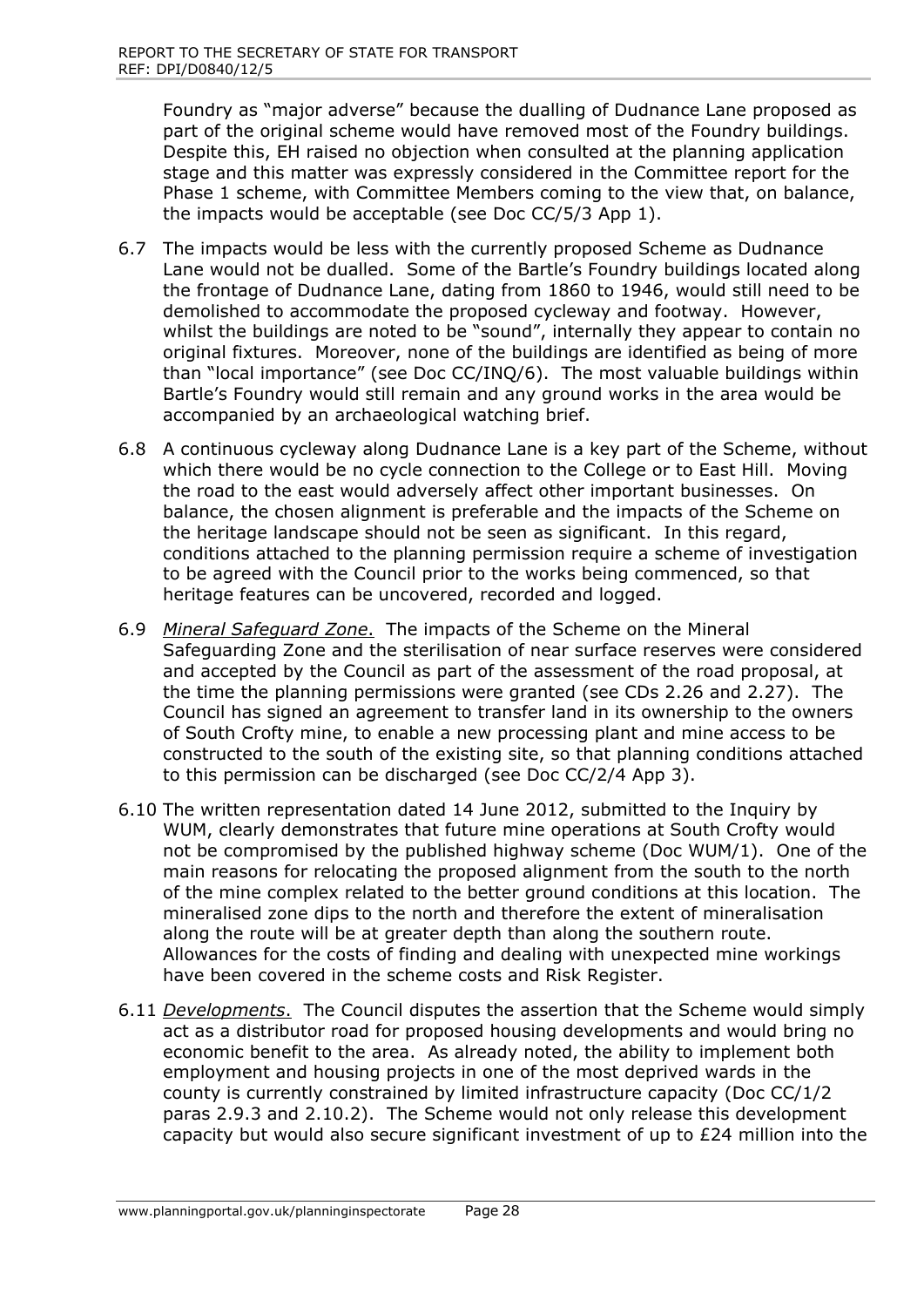Foundry as "major adverse" because the dualling of Dudnance Lane proposed as part of the original scheme would have removed most of the Foundry buildings. Despite this, EH raised no objection when consulted at the planning application stage and this matter was expressly considered in the Committee report for the Phase 1 scheme, with Committee Members coming to the view that, on balance, the impacts would be acceptable (see Doc CC/5/3 App 1).

6.7 The impacts would be less with the currently proposed Scheme as Dudnance Lane would not be dualled. Some of the Bartle's Foundry buildings located along the frontage of Dudnance Lane, dating from 1860 to 1946, would still need to be demolished to accommodate the proposed cycleway and footway. However, whilst the buildings are noted to be "sound", internally they appear to contain no original fixtures. Moreover, none of the buildings are identified as being of more than "local importance" (see Doc CC/INQ/6). The most valuable buildings within Bartle's Foundry would still remain and any ground works in the area would be accompanied by an archaeological watching brief.

6.8 A continuous cycleway along Dudnance Lane is a key part of the Scheme, without which there would be no cycle connection to the College or to East Hill. Moving the road to the east would adversely affect other important businesses. On balance, the chosen alignment is preferable and the impacts of the Scheme on the heritage landscape should not be seen as significant. In this regard, conditions attached to the planning permission require a scheme of investigation to be agreed with the Council prior to the works being commenced, so that heritage features can be uncovered, recorded and logged.

6.9 *Mineral Safeguard Zone*. The impacts of the Scheme on the Mineral Safeguarding Zone and the sterilisation of near surface reserves were considered and accepted by the Council as part of the assessment of the road proposal, at the time the planning permissions were granted (see CDs 2.26 and 2.27). The Council has signed an agreement to transfer land in its ownership to the owners of South Crofty mine, to enable a new processing plant and mine access to be constructed to the south of the existing site, so that planning conditions attached to this permission can be discharged (see Doc CC/2/4 App 3).

6.10 The written representation dated 14 June 2012, submitted to the Inquiry by WUM, clearly demonstrates that future mine operations at South Crofty would not be compromised by the published highway scheme (Doc WUM/1). One of the main reasons for relocating the proposed alignment from the south to the north of the mine complex related to the better ground conditions at this location. The mineralised zone dips to the north and therefore the extent of mineralisation along the route will be at greater depth than along the southern route. Allowances for the costs of finding and dealing with unexpected mine workings have been covered in the scheme costs and Risk Register.

6.11 *Developments*. The Council disputes the assertion that the Scheme would simply act as a distributor road for proposed housing developments and would bring no economic benefit to the area. As already noted, the ability to implement both employment and housing projects in one of the most deprived wards in the county is currently constrained by limited infrastructure capacity (Doc CC/1/2 paras 2.9.3 and 2.10.2). The Scheme would not only release this development capacity but would also secure significant investment of up to £24 million into the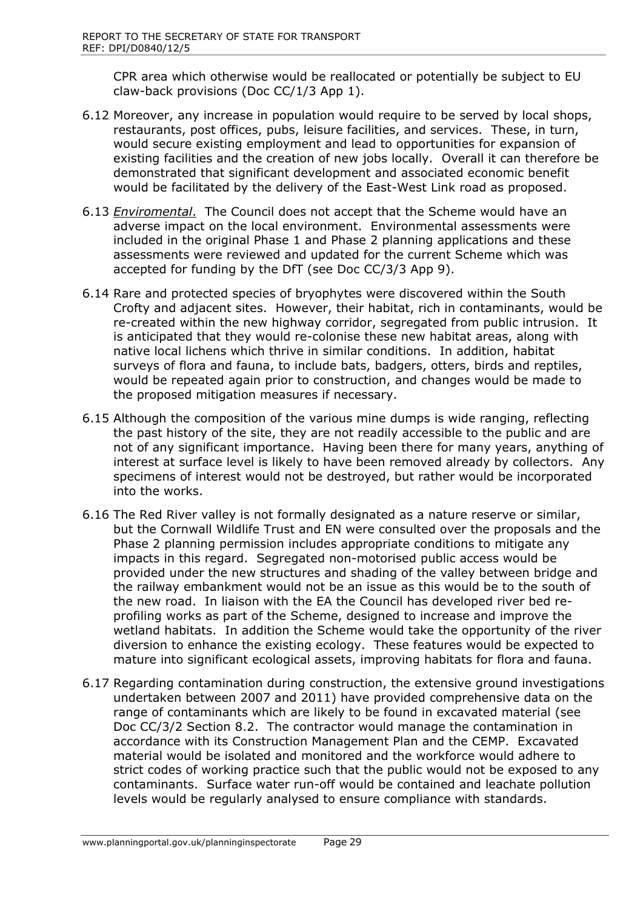CPR area which otherwise would be reallocated or potentially be subject to EU claw-back provisions (Doc CC/1/3 App 1).

6.12 Moreover, any increase in population would require to be served by local shops, restaurants, post offices, pubs, leisure facilities, and services. These, in turn, would secure existing employment and lead to opportunities for expansion of existing facilities and the creation of new jobs locally. Overall it can therefore be demonstrated that significant development and associated economic benefit would be facilitated by the delivery of the East-West Link road as proposed.

6.13 *Enviromental*. The Council does not accept that the Scheme would have an adverse impact on the local environment. Environmental assessments were included in the original Phase 1 and Phase 2 planning applications and these assessments were reviewed and updated for the current Scheme which was accepted for funding by the DfT (see Doc CC/3/3 App 9).

6.14 Rare and protected species of bryophytes were discovered within the South Crofty and adjacent sites. However, their habitat, rich in contaminants, would be re-created within the new highway corridor, segregated from public intrusion. It is anticipated that they would re-colonise these new habitat areas, along with native local lichens which thrive in similar conditions. In addition, habitat surveys of flora and fauna, to include bats, badgers, otters, birds and reptiles, would be repeated again prior to construction, and changes would be made to the proposed mitigation measures if necessary.

6.15 Although the composition of the various mine dumps is wide ranging, reflecting the past history of the site, they are not readily accessible to the public and are not of any significant importance. Having been there for many years, anything of interest at surface level is likely to have been removed already by collectors. Any specimens of interest would not be destroyed, but rather would be incorporated into the works.

6.16 The Red River valley is not formally designated as a nature reserve or similar, but the Cornwall Wildlife Trust and EN were consulted over the proposals and the Phase 2 planning permission includes appropriate conditions to mitigate any impacts in this regard. Segregated non-motorised public access would be provided under the new structures and shading of the valley between bridge and the railway embankment would not be an issue as this would be to the south of the new road. In liaison with the EA the Council has developed river bed re-profiling works as part of the Scheme, designed to increase and improve the wetland habitats. In addition the Scheme would take the opportunity of the river diversion to enhance the existing ecology. These features would be expected to mature into significant ecological assets, improving habitats for flora and fauna.

6.17 Regarding contamination during construction, the extensive ground investigations undertaken between 2007 and 2011) have provided comprehensive data on the range of contaminants which are likely to be found in excavated material (see Doc CC/3/2 Section 8.2. The contractor would manage the contamination in accordance with its Construction Management Plan and the CEMP. Excavated material would be isolated and monitored and the workforce would adhere to strict codes of working practice such that the public would not be exposed to any contaminants. Surface water run-off would be contained and leachate pollution levels would be regularly analysed to ensure compliance with standards.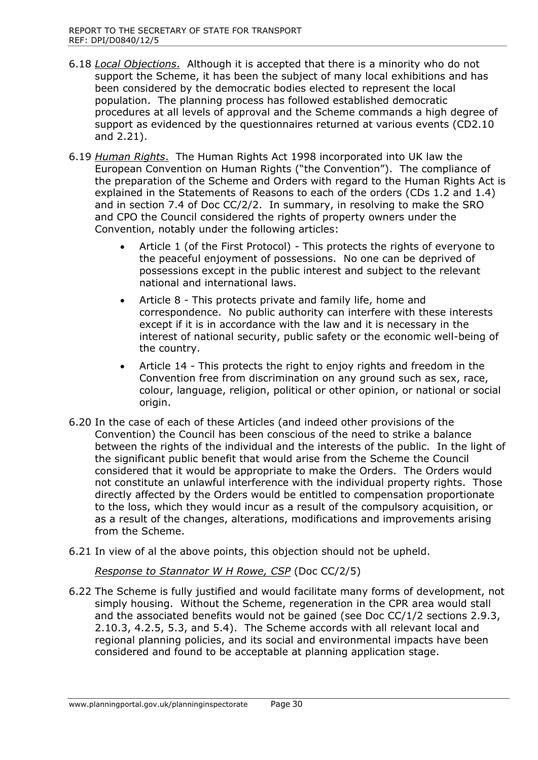6.18 *Local Objections*. Although it is accepted that there is a minority who do not support the Scheme, it has been the subject of many local exhibitions and has been considered by the democratic bodies elected to represent the local population. The planning process has followed established democratic procedures at all levels of approval and the Scheme commands a high degree of support as evidenced by the questionnaires returned at various events (CD2.10 and 2.21).

6.19 *Human Rights*. The Human Rights Act 1998 incorporated into UK law the European Convention on Human Rights ("the Convention"). The compliance of the preparation of the Scheme and Orders with regard to the Human Rights Act is explained in the Statements of Reasons to each of the orders (CDs 1.2 and 1.4) and in section 7.4 of Doc CC/2/2. In summary, in resolving to make the SRO and CPO the Council considered the rights of property owners under the Convention, notably under the following articles:

- Article 1 (of the First Protocol) - This protects the rights of everyone to the peaceful enjoyment of possessions. No one can be deprived of possessions except in the public interest and subject to the relevant national and international laws.
- Article 8 - This protects private and family life, home and correspondence. No public authority can interfere with these interests except if it is in accordance with the law and it is necessary in the interest of national security, public safety or the economic well-being of the country.
- Article 14 - This protects the right to enjoy rights and freedom in the Convention free from discrimination on any ground such as sex, race, colour, language, religion, political or other opinion, or national or social origin.

6.20 In the case of each of these Articles (and indeed other provisions of the Convention) the Council has been conscious of the need to strike a balance between the rights of the individual and the interests of the public. In the light of the significant public benefit that would arise from the Scheme the Council considered that it would be appropriate to make the Orders. The Orders would not constitute an unlawful interference with the individual property rights. Those directly affected by the Orders would be entitled to compensation proportionate to the loss, which they would incur as a result of the compulsory acquisition, or as a result of the changes, alterations, modifications and improvements arising from the Scheme.

6.21 In view of al the above points, this objection should not be upheld.

*Response to Stannator W H Rowe, CSP* (Doc CC/2/5)

6.22 The Scheme is fully justified and would facilitate many forms of development, not simply housing. Without the Scheme, regeneration in the CPR area would stall and the associated benefits would not be gained (see Doc CC/1/2 sections 2.9.3, 2.10.3, 4.2.5, 5.3, and 5.4). The Scheme accords with all relevant local and regional planning policies, and its social and environmental impacts have been considered and found to be acceptable at planning application stage.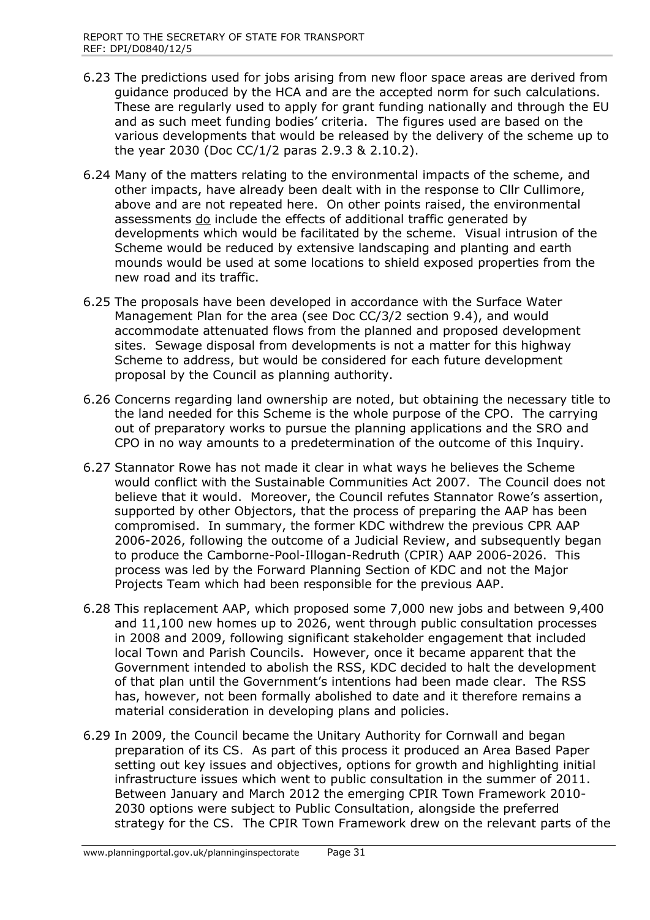6.23 The predictions used for jobs arising from new floor space areas are derived from guidance produced by the HCA and are the accepted norm for such calculations. These are regularly used to apply for grant funding nationally and through the EU and as such meet funding bodies' criteria. The figures used are based on the various developments that would be released by the delivery of the scheme up to the year 2030 (Doc CC/1/2 paras 2.9.3 & 2.10.2).

6.24 Many of the matters relating to the environmental impacts of the scheme, and other impacts, have already been dealt with in the response to Cllr Cullimore, above and are not repeated here. On other points raised, the environmental assessments do include the effects of additional traffic generated by developments which would be facilitated by the scheme. Visual intrusion of the Scheme would be reduced by extensive landscaping and planting and earth mounds would be used at some locations to shield exposed properties from the new road and its traffic.

6.25 The proposals have been developed in accordance with the Surface Water Management Plan for the area (see Doc CC/3/2 section 9.4), and would accommodate attenuated flows from the planned and proposed development sites. Sewage disposal from developments is not a matter for this highway Scheme to address, but would be considered for each future development proposal by the Council as planning authority.

6.26 Concerns regarding land ownership are noted, but obtaining the necessary title to the land needed for this Scheme is the whole purpose of the CPO. The carrying out of preparatory works to pursue the planning applications and the SRO and CPO in no way amounts to a predetermination of the outcome of this Inquiry.

6.27 Stannator Rowe has not made it clear in what ways he believes the Scheme would conflict with the Sustainable Communities Act 2007. The Council does not believe that it would. Moreover, the Council refutes Stannator Rowe's assertion, supported by other Objectors, that the process of preparing the AAP has been compromised. In summary, the former KDC withdrew the previous CPR AAP 2006-2026, following the outcome of a Judicial Review, and subsequently began to produce the Camborne-Pool-Illogan-Redruth (CPIR) AAP 2006-2026. This process was led by the Forward Planning Section of KDC and not the Major Projects Team which had been responsible for the previous AAP.

6.28 This replacement AAP, which proposed some 7,000 new jobs and between 9,400 and 11,100 new homes up to 2026, went through public consultation processes in 2008 and 2009, following significant stakeholder engagement that included local Town and Parish Councils. However, once it became apparent that the Government intended to abolish the RSS, KDC decided to halt the development of that plan until the Government's intentions had been made clear. The RSS has, however, not been formally abolished to date and it therefore remains a material consideration in developing plans and policies.

6.29 In 2009, the Council became the Unitary Authority for Cornwall and began preparation of its CS. As part of this process it produced an Area Based Paper setting out key issues and objectives, options for growth and highlighting initial infrastructure issues which went to public consultation in the summer of 2011. Between January and March 2012 the emerging CPIR Town Framework 2010-2030 options were subject to Public Consultation, alongside the preferred strategy for the CS. The CPIR Town Framework drew on the relevant parts of the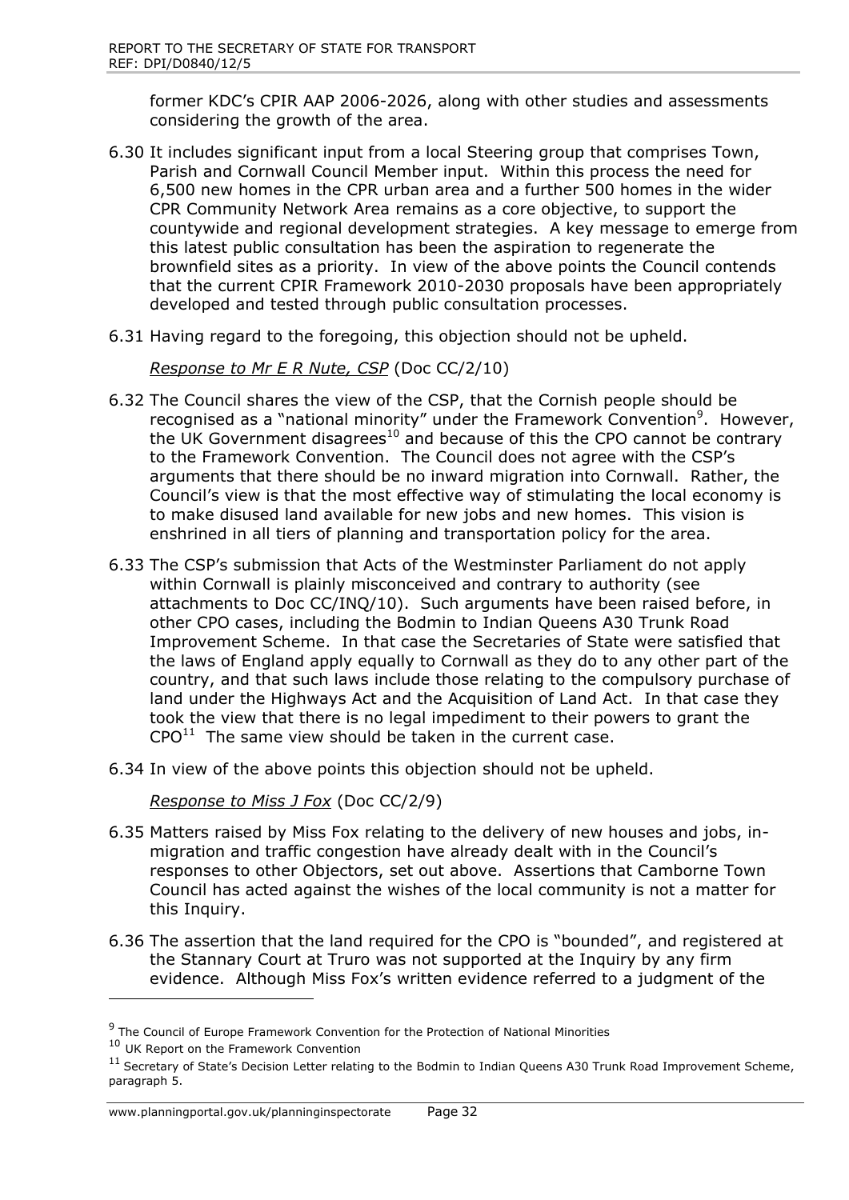former KDC's CPIR AAP 2006-2026, along with other studies and assessments considering the growth of the area.

6.30 It includes significant input from a local Steering group that comprises Town, Parish and Cornwall Council Member input. Within this process the need for 6,500 new homes in the CPR urban area and a further 500 homes in the wider CPR Community Network Area remains as a core objective, to support the countywide and regional development strategies. A key message to emerge from this latest public consultation has been the aspiration to regenerate the brownfield sites as a priority. In view of the above points the Council contends that the current CPIR Framework 2010-2030 proposals have been appropriately developed and tested through public consultation processes.

6.31 Having regard to the foregoing, this objection should not be upheld.

*Response to Mr E R Nute, CSP* (Doc CC/2/10)

6.32 The Council shares the view of the CSP, that the Cornish people should be recognised as a "national minority" under the Framework Convention[9]. However, the UK Government disagrees[10] and because of this the CPO cannot be contrary to the Framework Convention. The Council does not agree with the CSP's arguments that there should be no inward migration into Cornwall. Rather, the Council's view is that the most effective way of stimulating the local economy is to make disused land available for new jobs and new homes. This vision is enshrined in all tiers of planning and transportation policy for the area.

6.33 The CSP's submission that Acts of the Westminster Parliament do not apply within Cornwall is plainly misconceived and contrary to authority (see attachments to Doc CC/INQ/10). Such arguments have been raised before, in other CPO cases, including the Bodmin to Indian Queens A30 Trunk Road Improvement Scheme. In that case the Secretaries of State were satisfied that the laws of England apply equally to Cornwall as they do to any other part of the country, and that such laws include those relating to the compulsory purchase of land under the Highways Act and the Acquisition of Land Act. In that case they took the view that there is no legal impediment to their powers to grant the CPO[11] The same view should be taken in the current case.

6.34 In view of the above points this objection should not be upheld.

*Response to Miss J Fox* (Doc CC/2/9)

6.35 Matters raised by Miss Fox relating to the delivery of new houses and jobs, in-migration and traffic congestion have already dealt with in the Council's responses to other Objectors, set out above. Assertions that Camborne Town Council has acted against the wishes of the local community is not a matter for this Inquiry.

6.36 The assertion that the land required for the CPO is "bounded", and registered at the Stannary Court at Truro was not supported at the Inquiry by any firm evidence. Although Miss Fox's written evidence referred to a judgment of the

---

[9] The Council of Europe Framework Convention for the Protection of National Minorities

[10] UK Report on the Framework Convention

[11] Secretary of State's Decision Letter relating to the Bodmin to Indian Queens A30 Trunk Road Improvement Scheme, paragraph 5.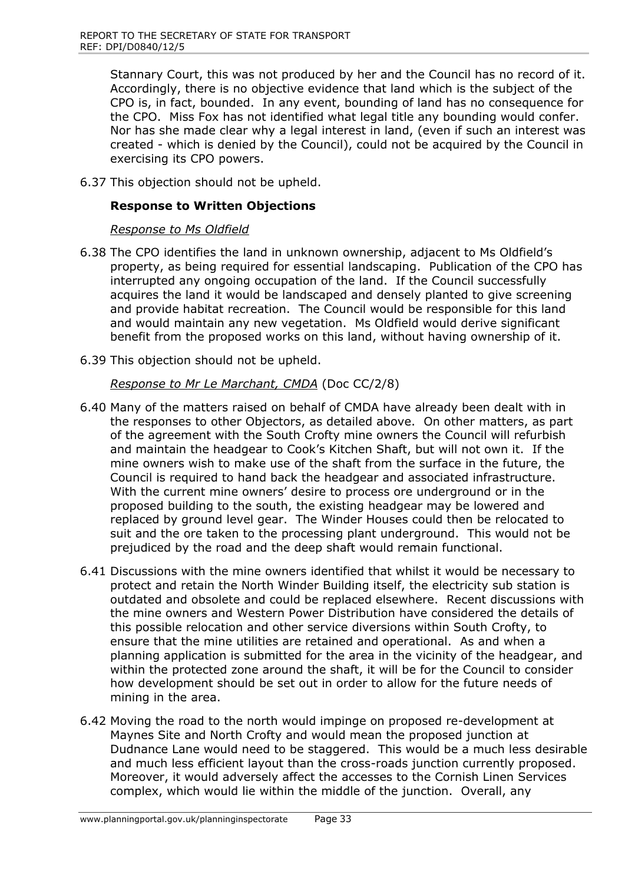Stannary Court, this was not produced by her and the Council has no record of it. Accordingly, there is no objective evidence that land which is the subject of the CPO is, in fact, bounded. In any event, bounding of land has no consequence for the CPO. Miss Fox has not identified what legal title any bounding would confer. Nor has she made clear why a legal interest in land, (even if such an interest was created - which is denied by the Council), could not be acquired by the Council in exercising its CPO powers.

6.37 This objection should not be upheld.

**Response to Written Objections**

*Response to Ms Oldfield*

6.38 The CPO identifies the land in unknown ownership, adjacent to Ms Oldfield's property, as being required for essential landscaping. Publication of the CPO has interrupted any ongoing occupation of the land. If the Council successfully acquires the land it would be landscaped and densely planted to give screening and provide habitat recreation. The Council would be responsible for this land and would maintain any new vegetation. Ms Oldfield would derive significant benefit from the proposed works on this land, without having ownership of it.

6.39 This objection should not be upheld.

*Response to Mr Le Marchant, CMDA* (Doc CC/2/8)

6.40 Many of the matters raised on behalf of CMDA have already been dealt with in the responses to other Objectors, as detailed above. On other matters, as part of the agreement with the South Crofty mine owners the Council will refurbish and maintain the headgear to Cook's Kitchen Shaft, but will not own it. If the mine owners wish to make use of the shaft from the surface in the future, the Council is required to hand back the headgear and associated infrastructure. With the current mine owners' desire to process ore underground or in the proposed building to the south, the existing headgear may be lowered and replaced by ground level gear. The Winder Houses could then be relocated to suit and the ore taken to the processing plant underground. This would not be prejudiced by the road and the deep shaft would remain functional.

6.41 Discussions with the mine owners identified that whilst it would be necessary to protect and retain the North Winder Building itself, the electricity sub station is outdated and obsolete and could be replaced elsewhere. Recent discussions with the mine owners and Western Power Distribution have considered the details of this possible relocation and other service diversions within South Crofty, to ensure that the mine utilities are retained and operational. As and when a planning application is submitted for the area in the vicinity of the headgear, and within the protected zone around the shaft, it will be for the Council to consider how development should be set out in order to allow for the future needs of mining in the area.

6.42 Moving the road to the north would impinge on proposed re-development at Maynes Site and North Crofty and would mean the proposed junction at Dudnance Lane would need to be staggered. This would be a much less desirable and much less efficient layout than the cross-roads junction currently proposed. Moreover, it would adversely affect the accesses to the Cornish Linen Services complex, which would lie within the middle of the junction. Overall, any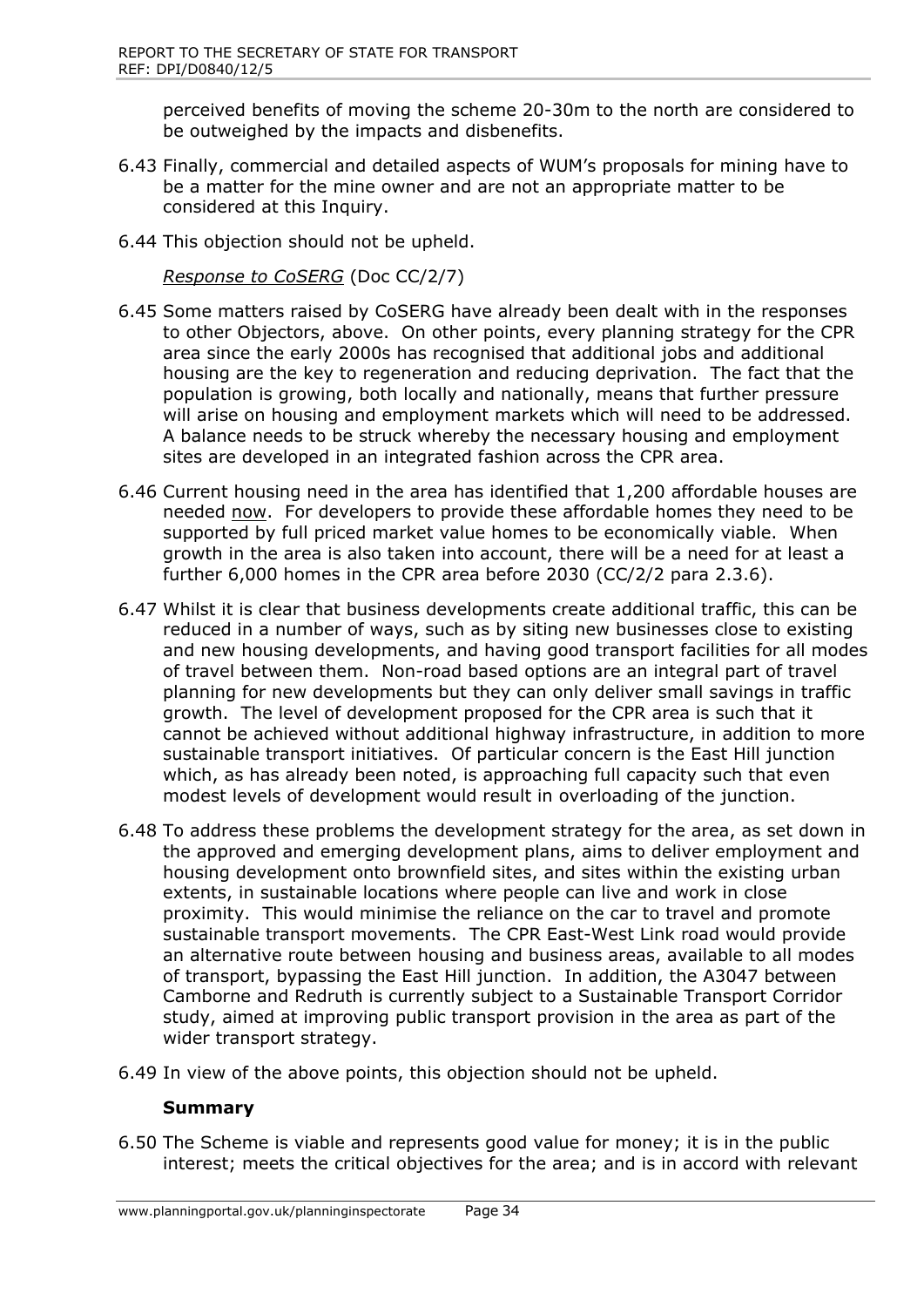perceived benefits of moving the scheme 20-30m to the north are considered to be outweighed by the impacts and disbenefits.

6.43 Finally, commercial and detailed aspects of WUM's proposals for mining have to be a matter for the mine owner and are not an appropriate matter to be considered at this Inquiry.

6.44 This objection should not be upheld.

*Response to CoSERG* (Doc CC/2/7)

6.45 Some matters raised by CoSERG have already been dealt with in the responses to other Objectors, above. On other points, every planning strategy for the CPR area since the early 2000s has recognised that additional jobs and additional housing are the key to regeneration and reducing deprivation. The fact that the population is growing, both locally and nationally, means that further pressure will arise on housing and employment markets which will need to be addressed. A balance needs to be struck whereby the necessary housing and employment sites are developed in an integrated fashion across the CPR area.

6.46 Current housing need in the area has identified that 1,200 affordable houses are needed now. For developers to provide these affordable homes they need to be supported by full priced market value homes to be economically viable. When growth in the area is also taken into account, there will be a need for at least a further 6,000 homes in the CPR area before 2030 (CC/2/2 para 2.3.6).

6.47 Whilst it is clear that business developments create additional traffic, this can be reduced in a number of ways, such as by siting new businesses close to existing and new housing developments, and having good transport facilities for all modes of travel between them. Non-road based options are an integral part of travel planning for new developments but they can only deliver small savings in traffic growth. The level of development proposed for the CPR area is such that it cannot be achieved without additional highway infrastructure, in addition to more sustainable transport initiatives. Of particular concern is the East Hill junction which, as has already been noted, is approaching full capacity such that even modest levels of development would result in overloading of the junction.

6.48 To address these problems the development strategy for the area, as set down in the approved and emerging development plans, aims to deliver employment and housing development onto brownfield sites, and sites within the existing urban extents, in sustainable locations where people can live and work in close proximity. This would minimise the reliance on the car to travel and promote sustainable transport movements. The CPR East-West Link road would provide an alternative route between housing and business areas, available to all modes of transport, bypassing the East Hill junction. In addition, the A3047 between Camborne and Redruth is currently subject to a Sustainable Transport Corridor study, aimed at improving public transport provision in the area as part of the wider transport strategy.

6.49 In view of the above points, this objection should not be upheld.

### Summary

6.50 The Scheme is viable and represents good value for money; it is in the public interest; meets the critical objectives for the area; and is in accord with relevant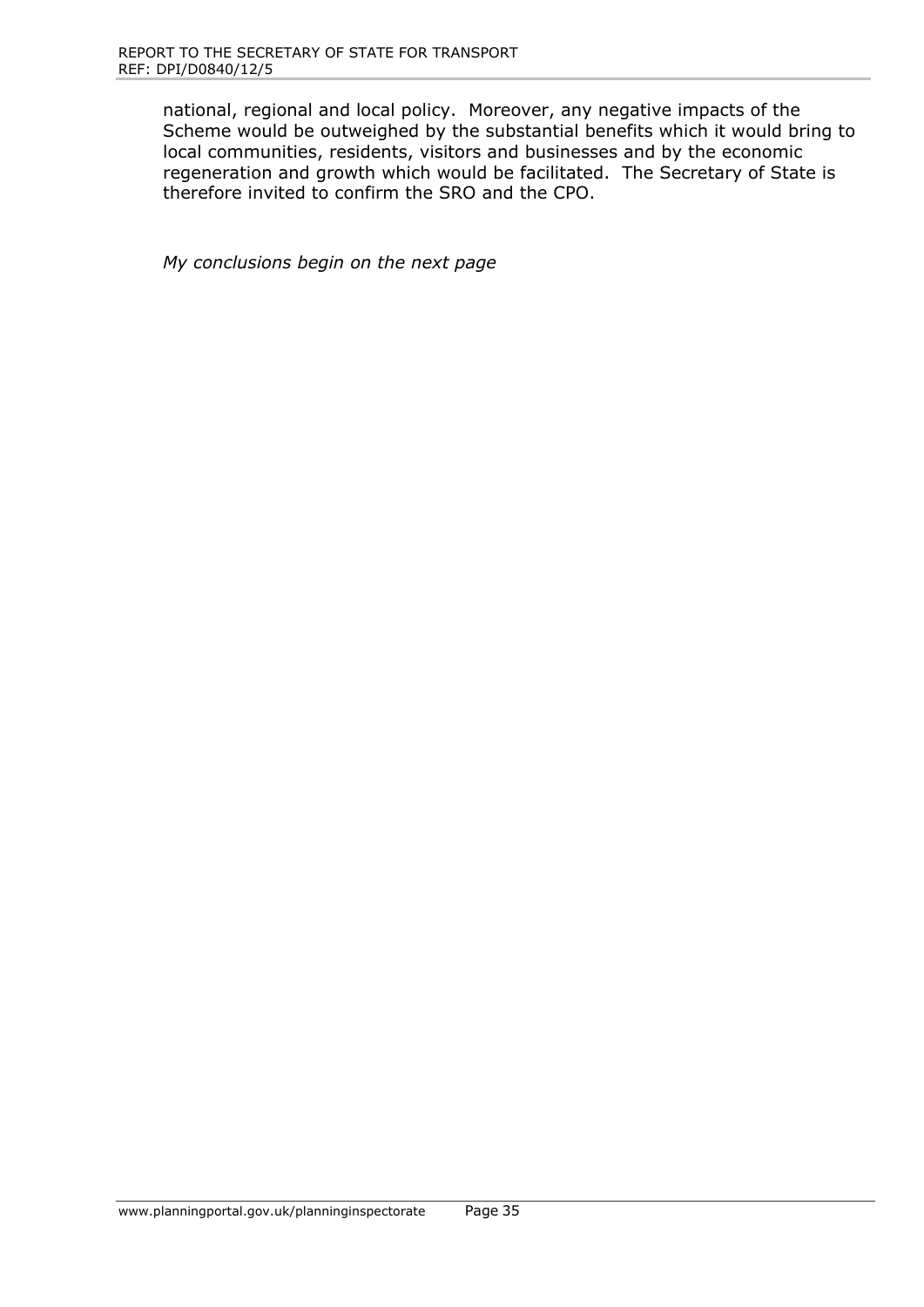national, regional and local policy. Moreover, any negative impacts of the Scheme would be outweighed by the substantial benefits which it would bring to local communities, residents, visitors and businesses and by the economic regeneration and growth which would be facilitated. The Secretary of State is therefore invited to confirm the SRO and the CPO.

*My conclusions begin on the next page*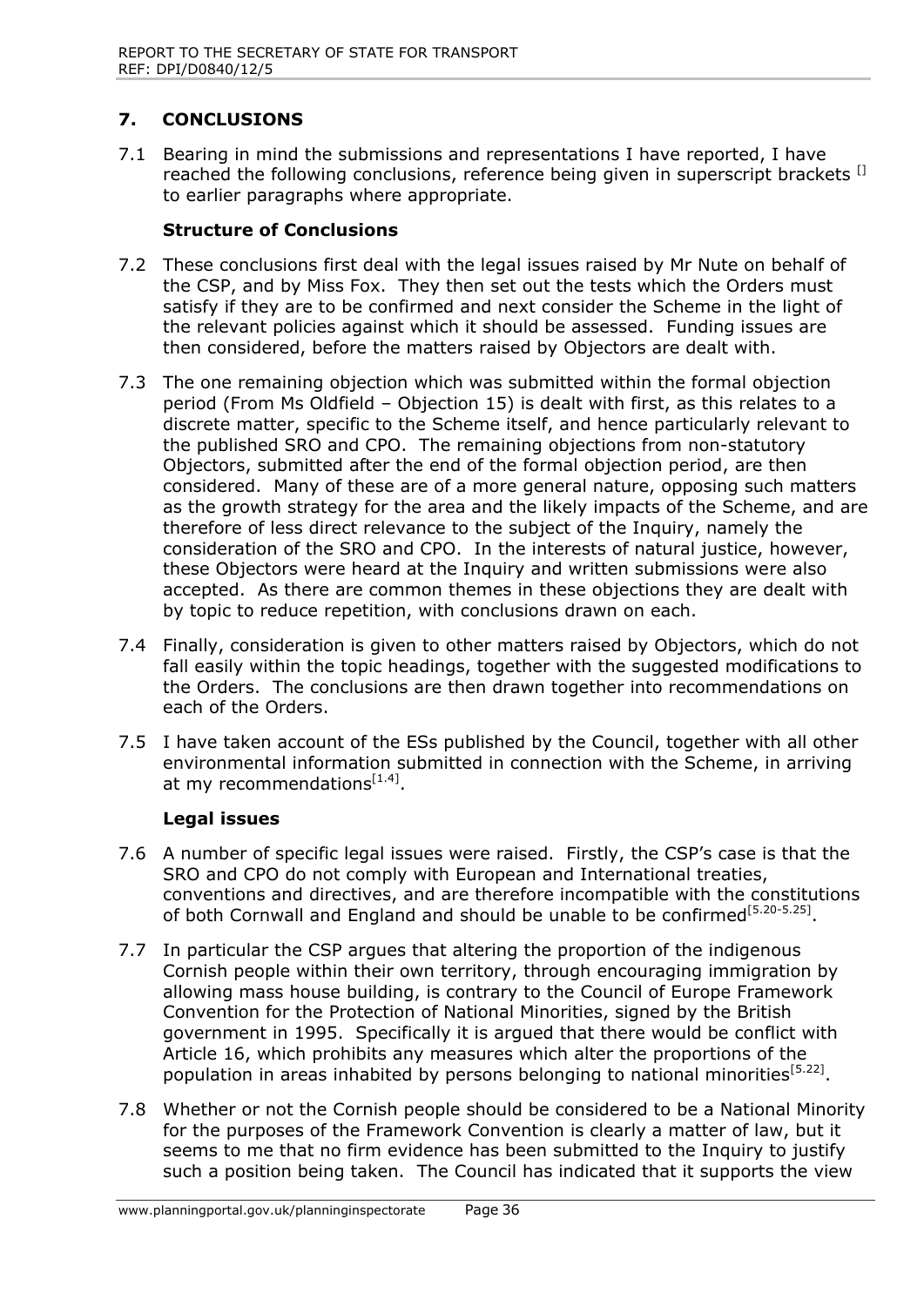## 7. CONCLUSIONS

7.1 Bearing in mind the submissions and representations I have reported, I have reached the following conclusions, reference being given in superscript brackets [] to earlier paragraphs where appropriate.

### Structure of Conclusions

7.2 These conclusions first deal with the legal issues raised by Mr Nute on behalf of the CSP, and by Miss Fox. They then set out the tests which the Orders must satisfy if they are to be confirmed and next consider the Scheme in the light of the relevant policies against which it should be assessed. Funding issues are then considered, before the matters raised by Objectors are dealt with.

7.3 The one remaining objection which was submitted within the formal objection period (From Ms Oldfield – Objection 15) is dealt with first, as this relates to a discrete matter, specific to the Scheme itself, and hence particularly relevant to the published SRO and CPO. The remaining objections from non-statutory Objectors, submitted after the end of the formal objection period, are then considered. Many of these are of a more general nature, opposing such matters as the growth strategy for the area and the likely impacts of the Scheme, and are therefore of less direct relevance to the subject of the Inquiry, namely the consideration of the SRO and CPO. In the interests of natural justice, however, these Objectors were heard at the Inquiry and written submissions were also accepted. As there are common themes in these objections they are dealt with by topic to reduce repetition, with conclusions drawn on each.

7.4 Finally, consideration is given to other matters raised by Objectors, which do not fall easily within the topic headings, together with the suggested modifications to the Orders. The conclusions are then drawn together into recommendations on each of the Orders.

7.5 I have taken account of the ESs published by the Council, together with all other environmental information submitted in connection with the Scheme, in arriving at my recommendations[1.4].

### Legal issues

7.6 A number of specific legal issues were raised. Firstly, the CSP's case is that the SRO and CPO do not comply with European and International treaties, conventions and directives, and are therefore incompatible with the constitutions of both Cornwall and England and should be unable to be confirmed[5.20-5.25].

7.7 In particular the CSP argues that altering the proportion of the indigenous Cornish people within their own territory, through encouraging immigration by allowing mass house building, is contrary to the Council of Europe Framework Convention for the Protection of National Minorities, signed by the British government in 1995. Specifically it is argued that there would be conflict with Article 16, which prohibits any measures which alter the proportions of the population in areas inhabited by persons belonging to national minorities[5.22].

7.8 Whether or not the Cornish people should be considered to be a National Minority for the purposes of the Framework Convention is clearly a matter of law, but it seems to me that no firm evidence has been submitted to the Inquiry to justify such a position being taken. The Council has indicated that it supports the view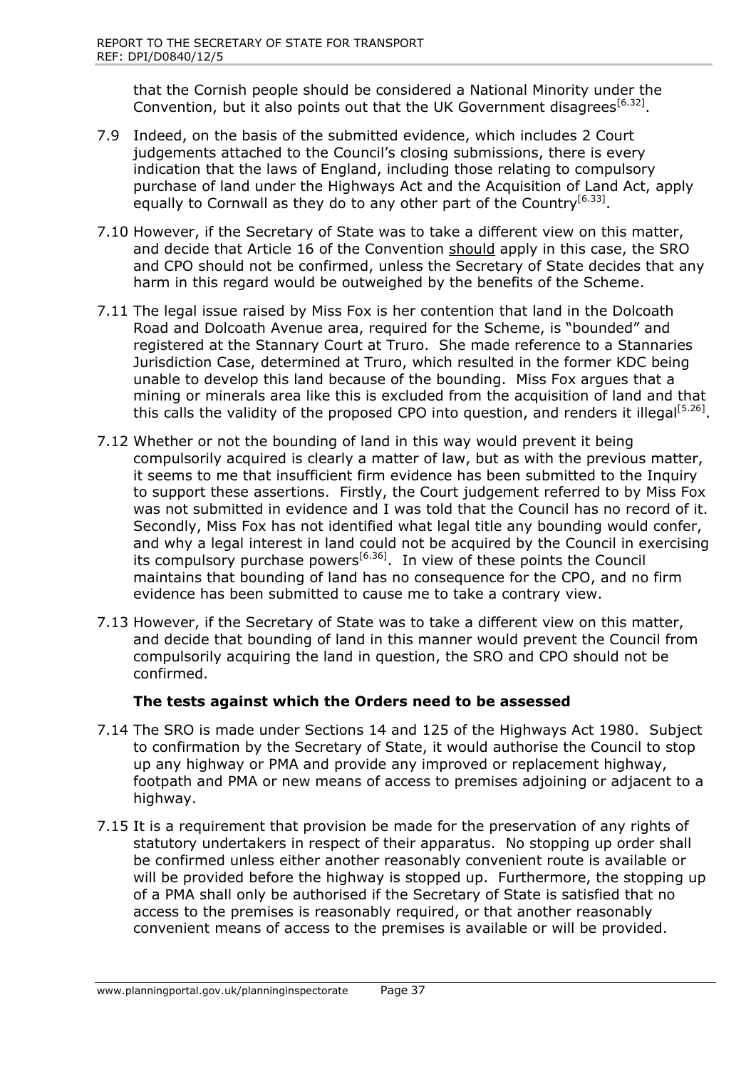that the Cornish people should be considered a National Minority under the Convention, but it also points out that the UK Government disagrees[6.32].

7.9 Indeed, on the basis of the submitted evidence, which includes 2 Court judgements attached to the Council's closing submissions, there is every indication that the laws of England, including those relating to compulsory purchase of land under the Highways Act and the Acquisition of Land Act, apply equally to Cornwall as they do to any other part of the Country[6.33].

7.10 However, if the Secretary of State was to take a different view on this matter, and decide that Article 16 of the Convention should apply in this case, the SRO and CPO should not be confirmed, unless the Secretary of State decides that any harm in this regard would be outweighed by the benefits of the Scheme.

7.11 The legal issue raised by Miss Fox is her contention that land in the Dolcoath Road and Dolcoath Avenue area, required for the Scheme, is "bounded" and registered at the Stannary Court at Truro. She made reference to a Stannaries Jurisdiction Case, determined at Truro, which resulted in the former KDC being unable to develop this land because of the bounding. Miss Fox argues that a mining or minerals area like this is excluded from the acquisition of land and that this calls the validity of the proposed CPO into question, and renders it illegal[5.26].

7.12 Whether or not the bounding of land in this way would prevent it being compulsorily acquired is clearly a matter of law, but as with the previous matter, it seems to me that insufficient firm evidence has been submitted to the Inquiry to support these assertions. Firstly, the Court judgement referred to by Miss Fox was not submitted in evidence and I was told that the Council has no record of it. Secondly, Miss Fox has not identified what legal title any bounding would confer, and why a legal interest in land could not be acquired by the Council in exercising its compulsory purchase powers[6.36]. In view of these points the Council maintains that bounding of land has no consequence for the CPO, and no firm evidence has been submitted to cause me to take a contrary view.

7.13 However, if the Secretary of State was to take a different view on this matter, and decide that bounding of land in this manner would prevent the Council from compulsorily acquiring the land in question, the SRO and CPO should not be confirmed.

### The tests against which the Orders need to be assessed

7.14 The SRO is made under Sections 14 and 125 of the Highways Act 1980. Subject to confirmation by the Secretary of State, it would authorise the Council to stop up any highway or PMA and provide any improved or replacement highway, footpath and PMA or new means of access to premises adjoining or adjacent to a highway.

7.15 It is a requirement that provision be made for the preservation of any rights of statutory undertakers in respect of their apparatus. No stopping up order shall be confirmed unless either another reasonably convenient route is available or will be provided before the highway is stopped up. Furthermore, the stopping up of a PMA shall only be authorised if the Secretary of State is satisfied that no access to the premises is reasonably required, or that another reasonably convenient means of access to the premises is available or will be provided.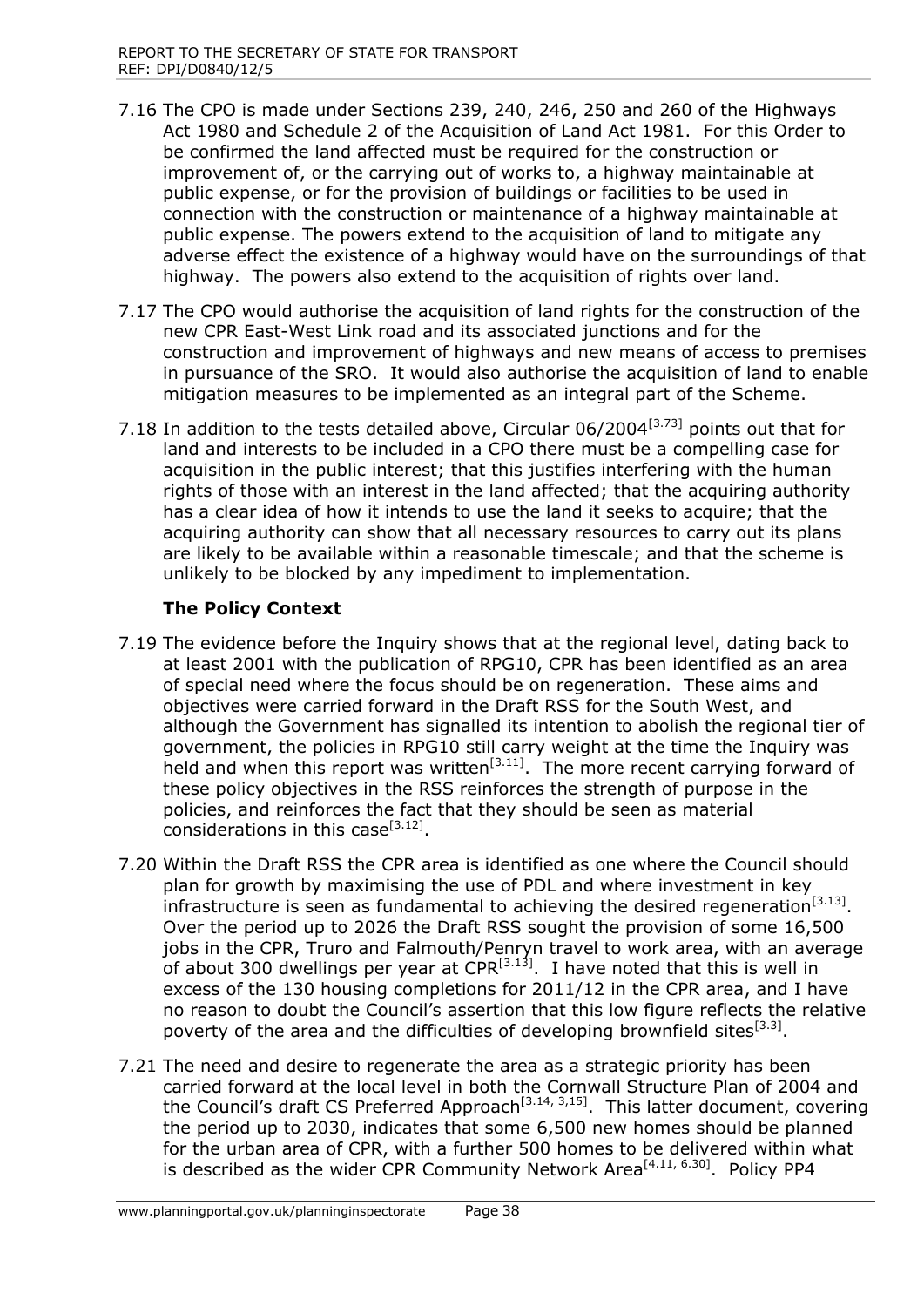7.16 The CPO is made under Sections 239, 240, 246, 250 and 260 of the Highways Act 1980 and Schedule 2 of the Acquisition of Land Act 1981. For this Order to be confirmed the land affected must be required for the construction or improvement of, or the carrying out of works to, a highway maintainable at public expense, or for the provision of buildings or facilities to be used in connection with the construction or maintenance of a highway maintainable at public expense. The powers extend to the acquisition of land to mitigate any adverse effect the existence of a highway would have on the surroundings of that highway. The powers also extend to the acquisition of rights over land.

7.17 The CPO would authorise the acquisition of land rights for the construction of the new CPR East-West Link road and its associated junctions and for the construction and improvement of highways and new means of access to premises in pursuance of the SRO. It would also authorise the acquisition of land to enable mitigation measures to be implemented as an integral part of the Scheme.

7.18 In addition to the tests detailed above, Circular 06/2004[3.73] points out that for land and interests to be included in a CPO there must be a compelling case for acquisition in the public interest; that this justifies interfering with the human rights of those with an interest in the land affected; that the acquiring authority has a clear idea of how it intends to use the land it seeks to acquire; that the acquiring authority can show that all necessary resources to carry out its plans are likely to be available within a reasonable timescale; and that the scheme is unlikely to be blocked by any impediment to implementation.

**The Policy Context**

7.19 The evidence before the Inquiry shows that at the regional level, dating back to at least 2001 with the publication of RPG10, CPR has been identified as an area of special need where the focus should be on regeneration. These aims and objectives were carried forward in the Draft RSS for the South West, and although the Government has signalled its intention to abolish the regional tier of government, the policies in RPG10 still carry weight at the time the Inquiry was held and when this report was written[3.11]. The more recent carrying forward of these policy objectives in the RSS reinforces the strength of purpose in the policies, and reinforces the fact that they should be seen as material considerations in this case[3.12].

7.20 Within the Draft RSS the CPR area is identified as one where the Council should plan for growth by maximising the use of PDL and where investment in key infrastructure is seen as fundamental to achieving the desired regeneration[3.13]. Over the period up to 2026 the Draft RSS sought the provision of some 16,500 jobs in the CPR, Truro and Falmouth/Penryn travel to work area, with an average of about 300 dwellings per year at CPR[3.13]. I have noted that this is well in excess of the 130 housing completions for 2011/12 in the CPR area, and I have no reason to doubt the Council's assertion that this low figure reflects the relative poverty of the area and the difficulties of developing brownfield sites[3.3].

7.21 The need and desire to regenerate the area as a strategic priority has been carried forward at the local level in both the Cornwall Structure Plan of 2004 and the Council's draft CS Preferred Approach[3.14, 3,15]. This latter document, covering the period up to 2030, indicates that some 6,500 new homes should be planned for the urban area of CPR, with a further 500 homes to be delivered within what is described as the wider CPR Community Network Area[4.11, 6.30]. Policy PP4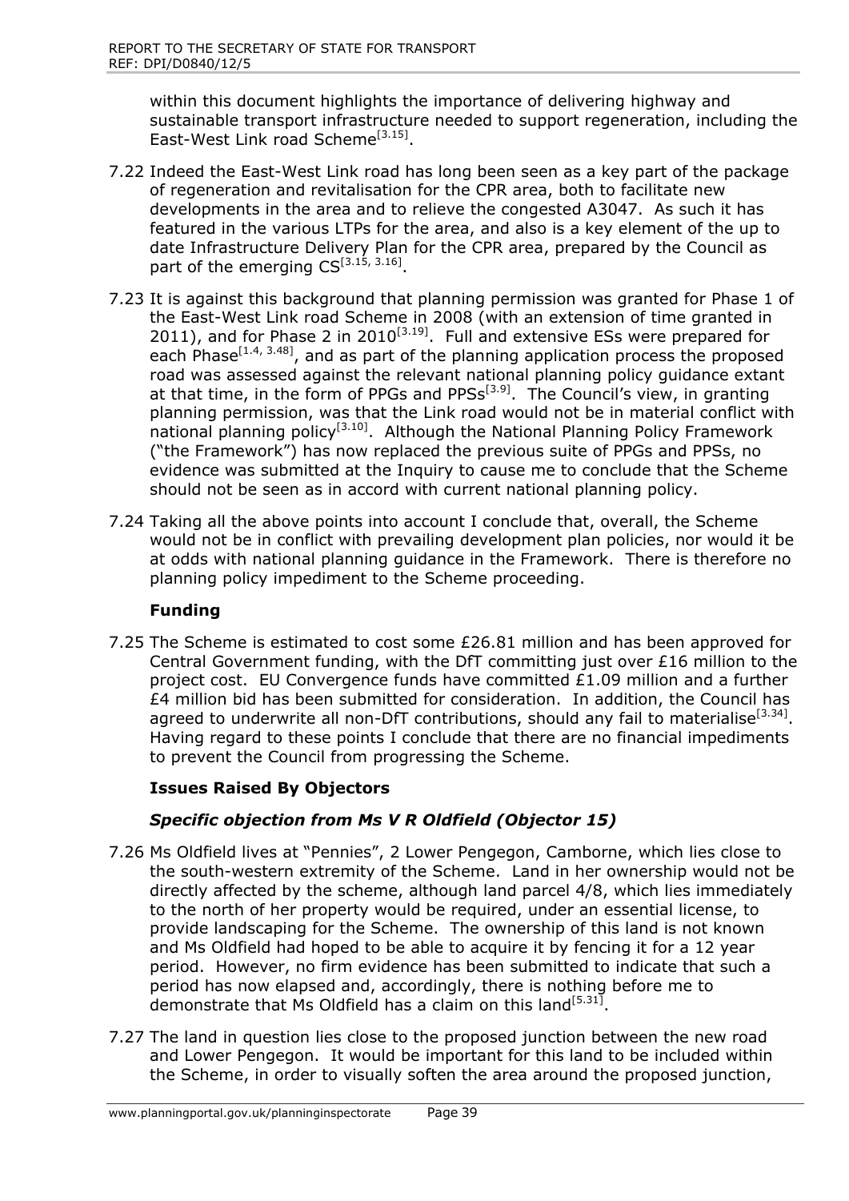within this document highlights the importance of delivering highway and sustainable transport infrastructure needed to support regeneration, including the East-West Link road Scheme[3.15].

7.22 Indeed the East-West Link road has long been seen as a key part of the package of regeneration and revitalisation for the CPR area, both to facilitate new developments in the area and to relieve the congested A3047. As such it has featured in the various LTPs for the area, and also is a key element of the up to date Infrastructure Delivery Plan for the CPR area, prepared by the Council as part of the emerging CS[3.15, 3.16].

7.23 It is against this background that planning permission was granted for Phase 1 of the East-West Link road Scheme in 2008 (with an extension of time granted in 2011), and for Phase 2 in 2010[3.19]. Full and extensive ESs were prepared for each Phase[1.4, 3.48], and as part of the planning application process the proposed road was assessed against the relevant national planning policy guidance extant at that time, in the form of PPGs and PPSs[3.9]. The Council's view, in granting planning permission, was that the Link road would not be in material conflict with national planning policy[3.10]. Although the National Planning Policy Framework ("the Framework") has now replaced the previous suite of PPGs and PPSs, no evidence was submitted at the Inquiry to cause me to conclude that the Scheme should not be seen as in accord with current national planning policy.

7.24 Taking all the above points into account I conclude that, overall, the Scheme would not be in conflict with prevailing development plan policies, nor would it be at odds with national planning guidance in the Framework. There is therefore no planning policy impediment to the Scheme proceeding.

### Funding

7.25 The Scheme is estimated to cost some £26.81 million and has been approved for Central Government funding, with the DfT committing just over £16 million to the project cost. EU Convergence funds have committed £1.09 million and a further £4 million bid has been submitted for consideration. In addition, the Council has agreed to underwrite all non-DfT contributions, should any fail to materialise[3.34]. Having regard to these points I conclude that there are no financial impediments to prevent the Council from progressing the Scheme.

### Issues Raised By Objectors

#### *Specific objection from Ms V R Oldfield (Objector 15)*

7.26 Ms Oldfield lives at "Pennies", 2 Lower Pengegon, Camborne, which lies close to the south-western extremity of the Scheme. Land in her ownership would not be directly affected by the scheme, although land parcel 4/8, which lies immediately to the north of her property would be required, under an essential license, to provide landscaping for the Scheme. The ownership of this land is not known and Ms Oldfield had hoped to be able to acquire it by fencing it for a 12 year period. However, no firm evidence has been submitted to indicate that such a period has now elapsed and, accordingly, there is nothing before me to demonstrate that Ms Oldfield has a claim on this land[5.31].

7.27 The land in question lies close to the proposed junction between the new road and Lower Pengegon. It would be important for this land to be included within the Scheme, in order to visually soften the area around the proposed junction,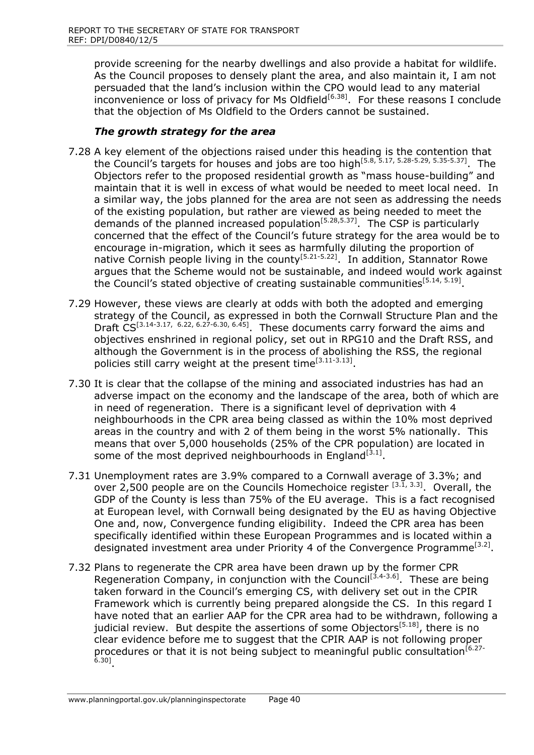provide screening for the nearby dwellings and also provide a habitat for wildlife. As the Council proposes to densely plant the area, and also maintain it, I am not persuaded that the land's inclusion within the CPO would lead to any material inconvenience or loss of privacy for Ms Oldfield[6.38]. For these reasons I conclude that the objection of Ms Oldfield to the Orders cannot be sustained.

### *The growth strategy for the area*

7.28 A key element of the objections raised under this heading is the contention that the Council's targets for houses and jobs are too high[5.8, 5.17, 5.28-5.29, 5.35-5.37]. The Objectors refer to the proposed residential growth as "mass house-building" and maintain that it is well in excess of what would be needed to meet local need. In a similar way, the jobs planned for the area are not seen as addressing the needs of the existing population, but rather are viewed as being needed to meet the demands of the planned increased population[5.28,5.37]. The CSP is particularly concerned that the effect of the Council's future strategy for the area would be to encourage in-migration, which it sees as harmfully diluting the proportion of native Cornish people living in the county[5.21-5.22]. In addition, Stannator Rowe argues that the Scheme would not be sustainable, and indeed would work against the Council's stated objective of creating sustainable communities[5.14, 5.19].

7.29 However, these views are clearly at odds with both the adopted and emerging strategy of the Council, as expressed in both the Cornwall Structure Plan and the Draft CS[3.14-3.17, 6.22, 6.27-6.30, 6.45]. These documents carry forward the aims and objectives enshrined in regional policy, set out in RPG10 and the Draft RSS, and although the Government is in the process of abolishing the RSS, the regional policies still carry weight at the present time[3.11-3.13].

7.30 It is clear that the collapse of the mining and associated industries has had an adverse impact on the economy and the landscape of the area, both of which are in need of regeneration. There is a significant level of deprivation with 4 neighbourhoods in the CPR area being classed as within the 10% most deprived areas in the country and with 2 of them being in the worst 5% nationally. This means that over 5,000 households (25% of the CPR population) are located in some of the most deprived neighbourhoods in England[3.1].

7.31 Unemployment rates are 3.9% compared to a Cornwall average of 3.3%; and over 2,500 people are on the Councils Homechoice register [3.1, 3.3]. Overall, the GDP of the County is less than 75% of the EU average. This is a fact recognised at European level, with Cornwall being designated by the EU as having Objective One and, now, Convergence funding eligibility. Indeed the CPR area has been specifically identified within these European Programmes and is located within a designated investment area under Priority 4 of the Convergence Programme[3.2].

7.32 Plans to regenerate the CPR area have been drawn up by the former CPR Regeneration Company, in conjunction with the Council[3.4-3.6]. These are being taken forward in the Council's emerging CS, with delivery set out in the CPIR Framework which is currently being prepared alongside the CS. In this regard I have noted that an earlier AAP for the CPR area had to be withdrawn, following a judicial review. But despite the assertions of some Objectors[5.18], there is no clear evidence before me to suggest that the CPIR AAP is not following proper procedures or that it is not being subject to meaningful public consultation[6.27-6.30].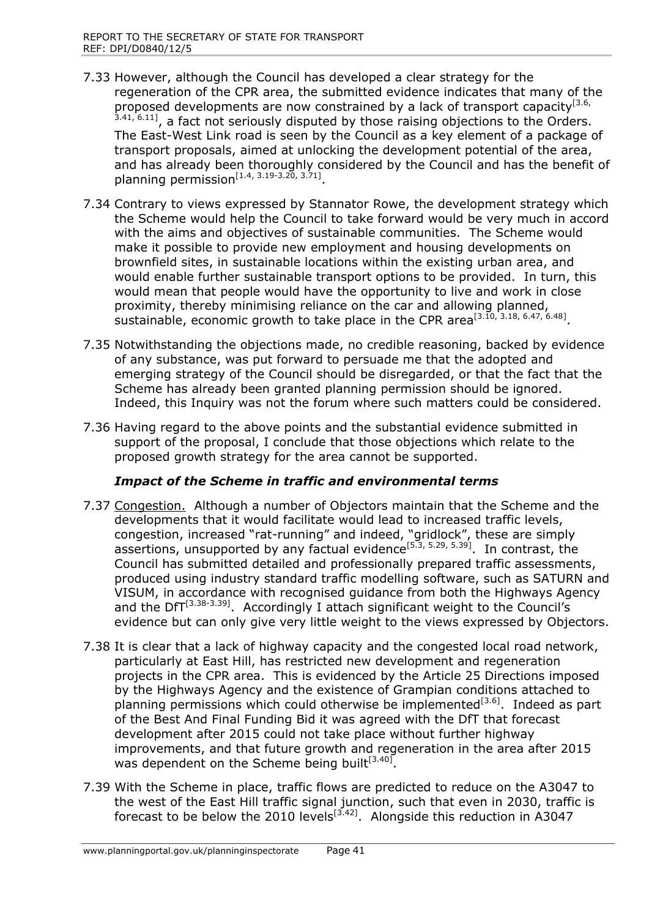7.33 However, although the Council has developed a clear strategy for the regeneration of the CPR area, the submitted evidence indicates that many of the proposed developments are now constrained by a lack of transport capacity[3.6, 3.41, 6.11], a fact not seriously disputed by those raising objections to the Orders. The East-West Link road is seen by the Council as a key element of a package of transport proposals, aimed at unlocking the development potential of the area, and has already been thoroughly considered by the Council and has the benefit of planning permission[1.4, 3.19-3.20, 3.71].

7.34 Contrary to views expressed by Stannator Rowe, the development strategy which the Scheme would help the Council to take forward would be very much in accord with the aims and objectives of sustainable communities. The Scheme would make it possible to provide new employment and housing developments on brownfield sites, in sustainable locations within the existing urban area, and would enable further sustainable transport options to be provided. In turn, this would mean that people would have the opportunity to live and work in close proximity, thereby minimising reliance on the car and allowing planned, sustainable, economic growth to take place in the CPR area[3.10, 3.18, 6.47, 6.48].

7.35 Notwithstanding the objections made, no credible reasoning, backed by evidence of any substance, was put forward to persuade me that the adopted and emerging strategy of the Council should be disregarded, or that the fact that the Scheme has already been granted planning permission should be ignored. Indeed, this Inquiry was not the forum where such matters could be considered.

7.36 Having regard to the above points and the substantial evidence submitted in support of the proposal, I conclude that those objections which relate to the proposed growth strategy for the area cannot be supported.

### *Impact of the Scheme in traffic and environmental terms*

7.37 Congestion. Although a number of Objectors maintain that the Scheme and the developments that it would facilitate would lead to increased traffic levels, congestion, increased "rat-running" and indeed, "gridlock", these are simply assertions, unsupported by any factual evidence[5.3, 5.29, 5.39]. In contrast, the Council has submitted detailed and professionally prepared traffic assessments, produced using industry standard traffic modelling software, such as SATURN and VISUM, in accordance with recognised guidance from both the Highways Agency and the DfT[3.38-3.39]. Accordingly I attach significant weight to the Council's evidence but can only give very little weight to the views expressed by Objectors.

7.38 It is clear that a lack of highway capacity and the congested local road network, particularly at East Hill, has restricted new development and regeneration projects in the CPR area. This is evidenced by the Article 25 Directions imposed by the Highways Agency and the existence of Grampian conditions attached to planning permissions which could otherwise be implemented[3.6]. Indeed as part of the Best And Final Funding Bid it was agreed with the DfT that forecast development after 2015 could not take place without further highway improvements, and that future growth and regeneration in the area after 2015 was dependent on the Scheme being built[3.40].

7.39 With the Scheme in place, traffic flows are predicted to reduce on the A3047 to the west of the East Hill traffic signal junction, such that even in 2030, traffic is forecast to be below the 2010 levels[3.42]. Alongside this reduction in A3047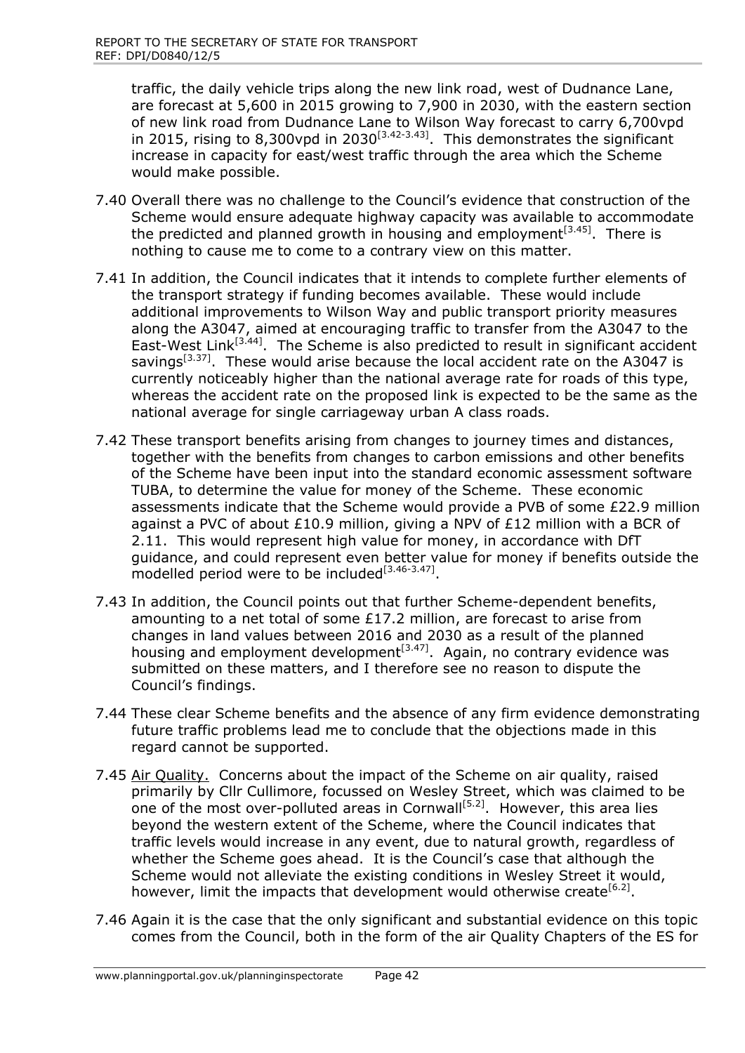traffic, the daily vehicle trips along the new link road, west of Dudnance Lane, are forecast at 5,600 in 2015 growing to 7,900 in 2030, with the eastern section of new link road from Dudnance Lane to Wilson Way forecast to carry 6,700vpd in 2015, rising to 8,300vpd in 2030[3.42-3.43]. This demonstrates the significant increase in capacity for east/west traffic through the area which the Scheme would make possible.

7.40 Overall there was no challenge to the Council's evidence that construction of the Scheme would ensure adequate highway capacity was available to accommodate the predicted and planned growth in housing and employment[3.45]. There is nothing to cause me to come to a contrary view on this matter.

7.41 In addition, the Council indicates that it intends to complete further elements of the transport strategy if funding becomes available. These would include additional improvements to Wilson Way and public transport priority measures along the A3047, aimed at encouraging traffic to transfer from the A3047 to the East-West Link[3.44]. The Scheme is also predicted to result in significant accident savings[3.37]. These would arise because the local accident rate on the A3047 is currently noticeably higher than the national average rate for roads of this type, whereas the accident rate on the proposed link is expected to be the same as the national average for single carriageway urban A class roads.

7.42 These transport benefits arising from changes to journey times and distances, together with the benefits from changes to carbon emissions and other benefits of the Scheme have been input into the standard economic assessment software TUBA, to determine the value for money of the Scheme. These economic assessments indicate that the Scheme would provide a PVB of some £22.9 million against a PVC of about £10.9 million, giving a NPV of £12 million with a BCR of 2.11. This would represent high value for money, in accordance with DfT guidance, and could represent even better value for money if benefits outside the modelled period were to be included[3.46-3.47].

7.43 In addition, the Council points out that further Scheme-dependent benefits, amounting to a net total of some £17.2 million, are forecast to arise from changes in land values between 2016 and 2030 as a result of the planned housing and employment development[3.47]. Again, no contrary evidence was submitted on these matters, and I therefore see no reason to dispute the Council's findings.

7.44 These clear Scheme benefits and the absence of any firm evidence demonstrating future traffic problems lead me to conclude that the objections made in this regard cannot be supported.

7.45 <u>Air Quality.</u> Concerns about the impact of the Scheme on air quality, raised primarily by Cllr Cullimore, focussed on Wesley Street, which was claimed to be one of the most over-polluted areas in Cornwall[5.2]. However, this area lies beyond the western extent of the Scheme, where the Council indicates that traffic levels would increase in any event, due to natural growth, regardless of whether the Scheme goes ahead. It is the Council's case that although the Scheme would not alleviate the existing conditions in Wesley Street it would, however, limit the impacts that development would otherwise create[6.2].

7.46 Again it is the case that the only significant and substantial evidence on this topic comes from the Council, both in the form of the air Quality Chapters of the ES for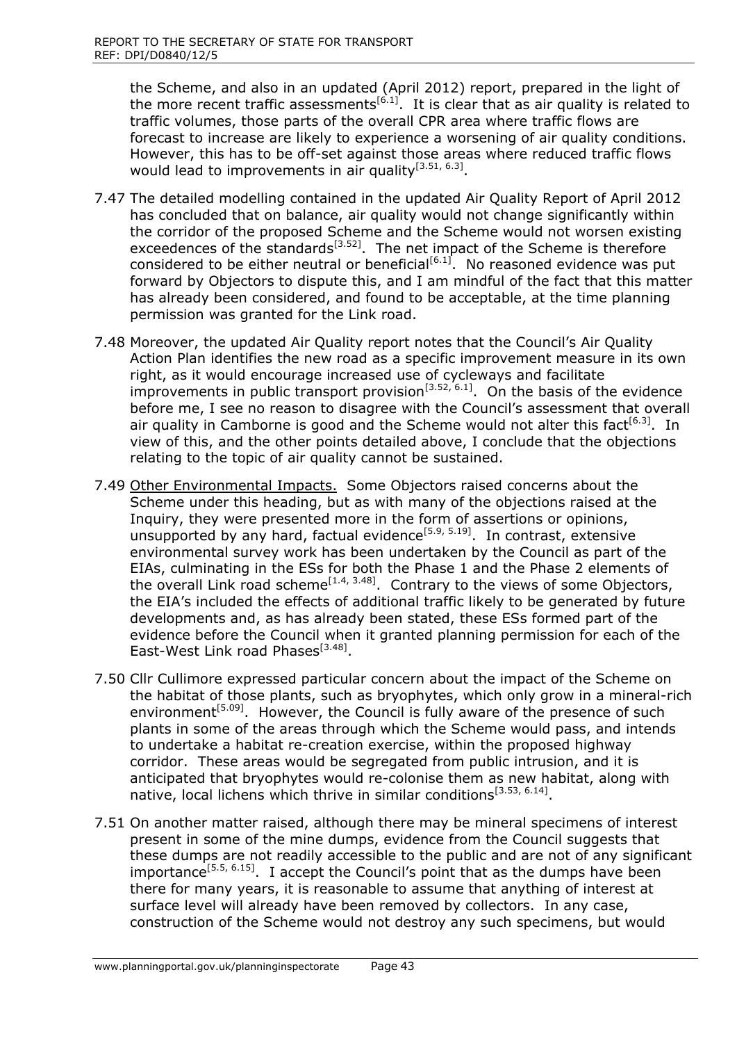the Scheme, and also in an updated (April 2012) report, prepared in the light of the more recent traffic assessments[6.1]. It is clear that as air quality is related to traffic volumes, those parts of the overall CPR area where traffic flows are forecast to increase are likely to experience a worsening of air quality conditions. However, this has to be off-set against those areas where reduced traffic flows would lead to improvements in air quality[3.51, 6.3].

7.47 The detailed modelling contained in the updated Air Quality Report of April 2012 has concluded that on balance, air quality would not change significantly within the corridor of the proposed Scheme and the Scheme would not worsen existing exceedences of the standards[3.52]. The net impact of the Scheme is therefore considered to be either neutral or beneficial[6.1]. No reasoned evidence was put forward by Objectors to dispute this, and I am mindful of the fact that this matter has already been considered, and found to be acceptable, at the time planning permission was granted for the Link road.

7.48 Moreover, the updated Air Quality report notes that the Council's Air Quality Action Plan identifies the new road as a specific improvement measure in its own right, as it would encourage increased use of cycleways and facilitate improvements in public transport provision[3.52, 6.1]. On the basis of the evidence before me, I see no reason to disagree with the Council's assessment that overall air quality in Camborne is good and the Scheme would not alter this fact[6.3]. In view of this, and the other points detailed above, I conclude that the objections relating to the topic of air quality cannot be sustained.

7.49 Other Environmental Impacts. Some Objectors raised concerns about the Scheme under this heading, but as with many of the objections raised at the Inquiry, they were presented more in the form of assertions or opinions, unsupported by any hard, factual evidence[5.9, 5.19]. In contrast, extensive environmental survey work has been undertaken by the Council as part of the EIAs, culminating in the ESs for both the Phase 1 and the Phase 2 elements of the overall Link road scheme[1.4, 3.48]. Contrary to the views of some Objectors, the EIA's included the effects of additional traffic likely to be generated by future developments and, as has already been stated, these ESs formed part of the evidence before the Council when it granted planning permission for each of the East-West Link road Phases[3.48].

7.50 Cllr Cullimore expressed particular concern about the impact of the Scheme on the habitat of those plants, such as bryophytes, which only grow in a mineral-rich environment[5.09]. However, the Council is fully aware of the presence of such plants in some of the areas through which the Scheme would pass, and intends to undertake a habitat re-creation exercise, within the proposed highway corridor. These areas would be segregated from public intrusion, and it is anticipated that bryophytes would re-colonise them as new habitat, along with native, local lichens which thrive in similar conditions[3.53, 6.14].

7.51 On another matter raised, although there may be mineral specimens of interest present in some of the mine dumps, evidence from the Council suggests that these dumps are not readily accessible to the public and are not of any significant importance[5.5, 6.15]. I accept the Council's point that as the dumps have been there for many years, it is reasonable to assume that anything of interest at surface level will already have been removed by collectors. In any case, construction of the Scheme would not destroy any such specimens, but would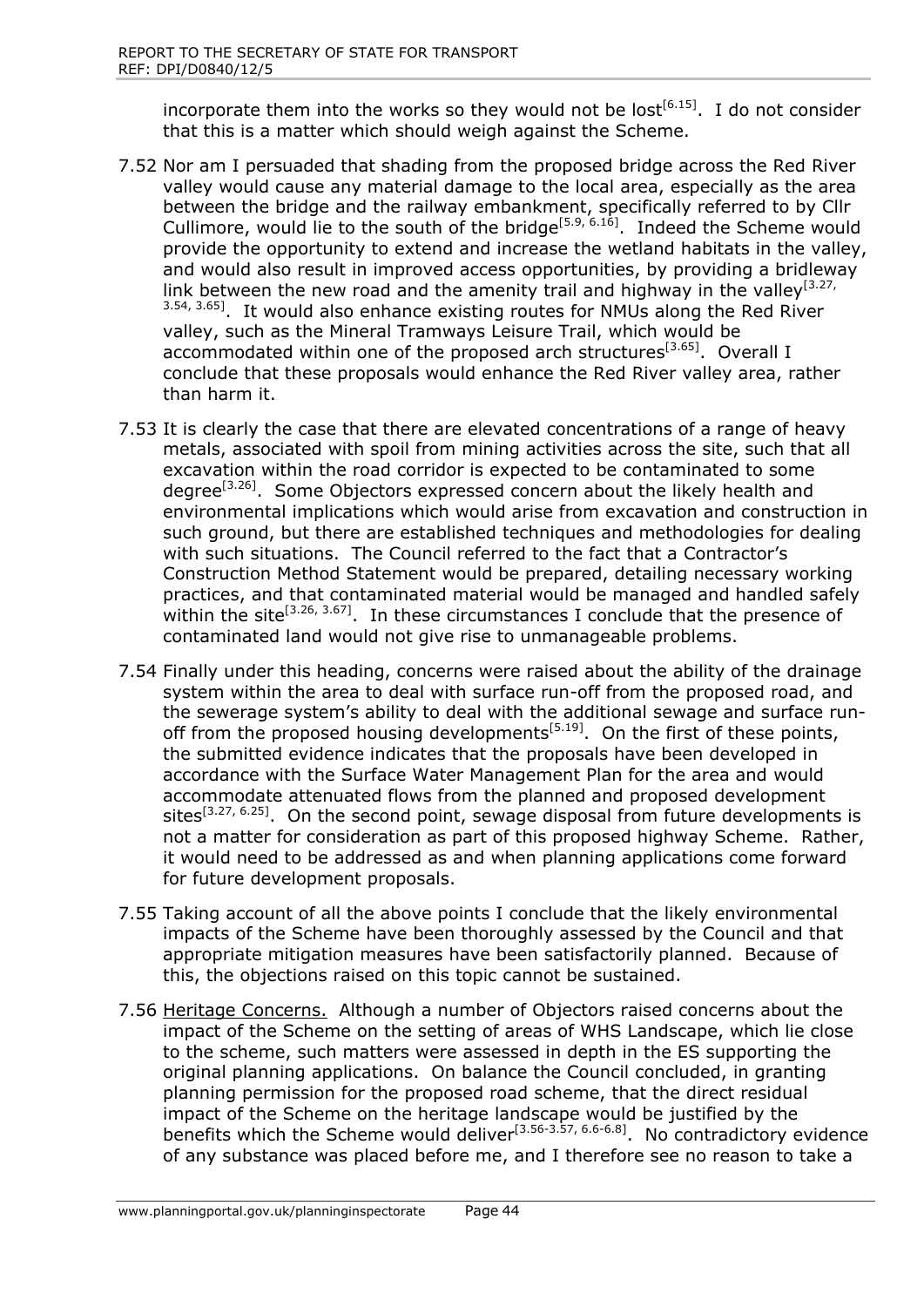incorporate them into the works so they would not be lost[6.15]. I do not consider that this is a matter which should weigh against the Scheme.

7.52 Nor am I persuaded that shading from the proposed bridge across the Red River valley would cause any material damage to the local area, especially as the area between the bridge and the railway embankment, specifically referred to by Cllr Cullimore, would lie to the south of the bridge[5.9, 6.16]. Indeed the Scheme would provide the opportunity to extend and increase the wetland habitats in the valley, and would also result in improved access opportunities, by providing a bridleway link between the new road and the amenity trail and highway in the valley[3.27, 3.54, 3.65]. It would also enhance existing routes for NMUs along the Red River valley, such as the Mineral Tramways Leisure Trail, which would be accommodated within one of the proposed arch structures[3.65]. Overall I conclude that these proposals would enhance the Red River valley area, rather than harm it.

7.53 It is clearly the case that there are elevated concentrations of a range of heavy metals, associated with spoil from mining activities across the site, such that all excavation within the road corridor is expected to be contaminated to some degree[3.26]. Some Objectors expressed concern about the likely health and environmental implications which would arise from excavation and construction in such ground, but there are established techniques and methodologies for dealing with such situations. The Council referred to the fact that a Contractor's Construction Method Statement would be prepared, detailing necessary working practices, and that contaminated material would be managed and handled safely within the site[3.26, 3.67]. In these circumstances I conclude that the presence of contaminated land would not give rise to unmanageable problems.

7.54 Finally under this heading, concerns were raised about the ability of the drainage system within the area to deal with surface run-off from the proposed road, and the sewerage system's ability to deal with the additional sewage and surface run-off from the proposed housing developments[5.19]. On the first of these points, the submitted evidence indicates that the proposals have been developed in accordance with the Surface Water Management Plan for the area and would accommodate attenuated flows from the planned and proposed development sites[3.27, 6.25]. On the second point, sewage disposal from future developments is not a matter for consideration as part of this proposed highway Scheme. Rather, it would need to be addressed as and when planning applications come forward for future development proposals.

7.55 Taking account of all the above points I conclude that the likely environmental impacts of the Scheme have been thoroughly assessed by the Council and that appropriate mitigation measures have been satisfactorily planned. Because of this, the objections raised on this topic cannot be sustained.

7.56 Heritage Concerns. Although a number of Objectors raised concerns about the impact of the Scheme on the setting of areas of WHS Landscape, which lie close to the scheme, such matters were assessed in depth in the ES supporting the original planning applications. On balance the Council concluded, in granting planning permission for the proposed road scheme, that the direct residual impact of the Scheme on the heritage landscape would be justified by the benefits which the Scheme would deliver[3.56-3.57, 6.6-6.8]. No contradictory evidence of any substance was placed before me, and I therefore see no reason to take a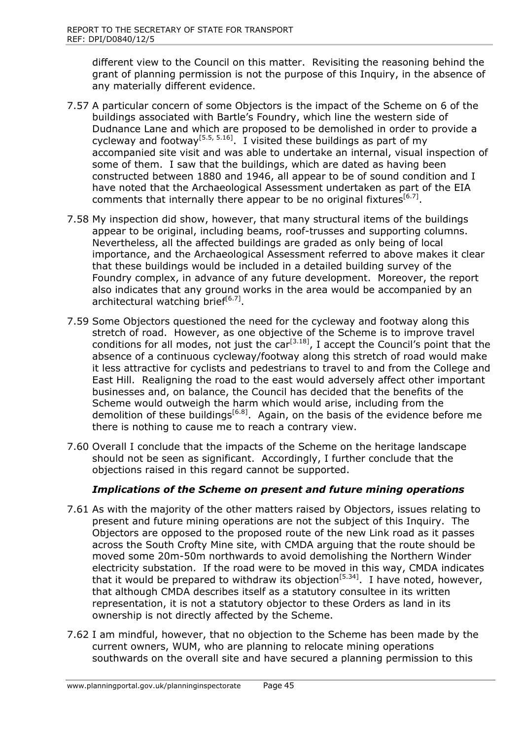different view to the Council on this matter. Revisiting the reasoning behind the grant of planning permission is not the purpose of this Inquiry, in the absence of any materially different evidence.

7.57 A particular concern of some Objectors is the impact of the Scheme on 6 of the buildings associated with Bartle's Foundry, which line the western side of Dudnance Lane and which are proposed to be demolished in order to provide a cycleway and footway[5.5, 5.16]. I visited these buildings as part of my accompanied site visit and was able to undertake an internal, visual inspection of some of them. I saw that the buildings, which are dated as having been constructed between 1880 and 1946, all appear to be of sound condition and I have noted that the Archaeological Assessment undertaken as part of the EIA comments that internally there appear to be no original fixtures[6.7].

7.58 My inspection did show, however, that many structural items of the buildings appear to be original, including beams, roof-trusses and supporting columns. Nevertheless, all the affected buildings are graded as only being of local importance, and the Archaeological Assessment referred to above makes it clear that these buildings would be included in a detailed building survey of the Foundry complex, in advance of any future development. Moreover, the report also indicates that any ground works in the area would be accompanied by an architectural watching brief[6.7].

7.59 Some Objectors questioned the need for the cycleway and footway along this stretch of road. However, as one objective of the Scheme is to improve travel conditions for all modes, not just the car[3.18], I accept the Council's point that the absence of a continuous cycleway/footway along this stretch of road would make it less attractive for cyclists and pedestrians to travel to and from the College and East Hill. Realigning the road to the east would adversely affect other important businesses and, on balance, the Council has decided that the benefits of the Scheme would outweigh the harm which would arise, including from the demolition of these buildings[6.8]. Again, on the basis of the evidence before me there is nothing to cause me to reach a contrary view.

7.60 Overall I conclude that the impacts of the Scheme on the heritage landscape should not be seen as significant. Accordingly, I further conclude that the objections raised in this regard cannot be supported.

### *Implications of the Scheme on present and future mining operations*

7.61 As with the majority of the other matters raised by Objectors, issues relating to present and future mining operations are not the subject of this Inquiry. The Objectors are opposed to the proposed route of the new Link road as it passes across the South Crofty Mine site, with CMDA arguing that the route should be moved some 20m-50m northwards to avoid demolishing the Northern Winder electricity substation. If the road were to be moved in this way, CMDA indicates that it would be prepared to withdraw its objection[5.34]. I have noted, however, that although CMDA describes itself as a statutory consultee in its written representation, it is not a statutory objector to these Orders as land in its ownership is not directly affected by the Scheme.

7.62 I am mindful, however, that no objection to the Scheme has been made by the current owners, WUM, who are planning to relocate mining operations southwards on the overall site and have secured a planning permission to this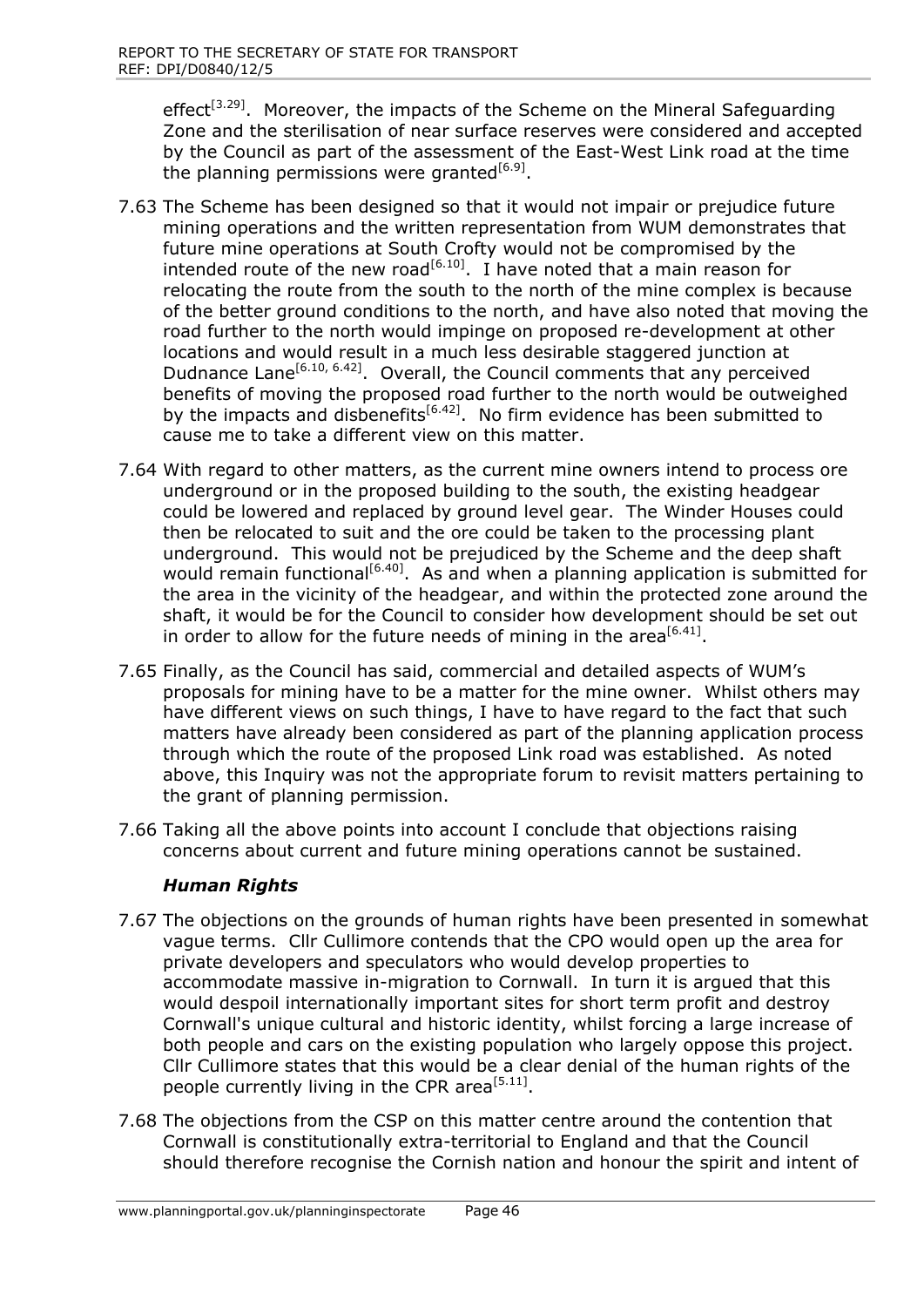effect[3.29]. Moreover, the impacts of the Scheme on the Mineral Safeguarding Zone and the sterilisation of near surface reserves were considered and accepted by the Council as part of the assessment of the East-West Link road at the time the planning permissions were granted[6.9].

7.63 The Scheme has been designed so that it would not impair or prejudice future mining operations and the written representation from WUM demonstrates that future mine operations at South Crofty would not be compromised by the intended route of the new road[6.10]. I have noted that a main reason for relocating the route from the south to the north of the mine complex is because of the better ground conditions to the north, and have also noted that moving the road further to the north would impinge on proposed re-development at other locations and would result in a much less desirable staggered junction at Dudnance Lane[6.10, 6.42]. Overall, the Council comments that any perceived benefits of moving the proposed road further to the north would be outweighed by the impacts and disbenefits[6.42]. No firm evidence has been submitted to cause me to take a different view on this matter.

7.64 With regard to other matters, as the current mine owners intend to process ore underground or in the proposed building to the south, the existing headgear could be lowered and replaced by ground level gear. The Winder Houses could then be relocated to suit and the ore could be taken to the processing plant underground. This would not be prejudiced by the Scheme and the deep shaft would remain functional[6.40]. As and when a planning application is submitted for the area in the vicinity of the headgear, and within the protected zone around the shaft, it would be for the Council to consider how development should be set out in order to allow for the future needs of mining in the area[6.41].

7.65 Finally, as the Council has said, commercial and detailed aspects of WUM's proposals for mining have to be a matter for the mine owner. Whilst others may have different views on such things, I have to have regard to the fact that such matters have already been considered as part of the planning application process through which the route of the proposed Link road was established. As noted above, this Inquiry was not the appropriate forum to revisit matters pertaining to the grant of planning permission.

7.66 Taking all the above points into account I conclude that objections raising concerns about current and future mining operations cannot be sustained.

### *Human Rights*

7.67 The objections on the grounds of human rights have been presented in somewhat vague terms. Cllr Cullimore contends that the CPO would open up the area for private developers and speculators who would develop properties to accommodate massive in-migration to Cornwall. In turn it is argued that this would despoil internationally important sites for short term profit and destroy Cornwall's unique cultural and historic identity, whilst forcing a large increase of both people and cars on the existing population who largely oppose this project. Cllr Cullimore states that this would be a clear denial of the human rights of the people currently living in the CPR area[5.11].

7.68 The objections from the CSP on this matter centre around the contention that Cornwall is constitutionally extra-territorial to England and that the Council should therefore recognise the Cornish nation and honour the spirit and intent of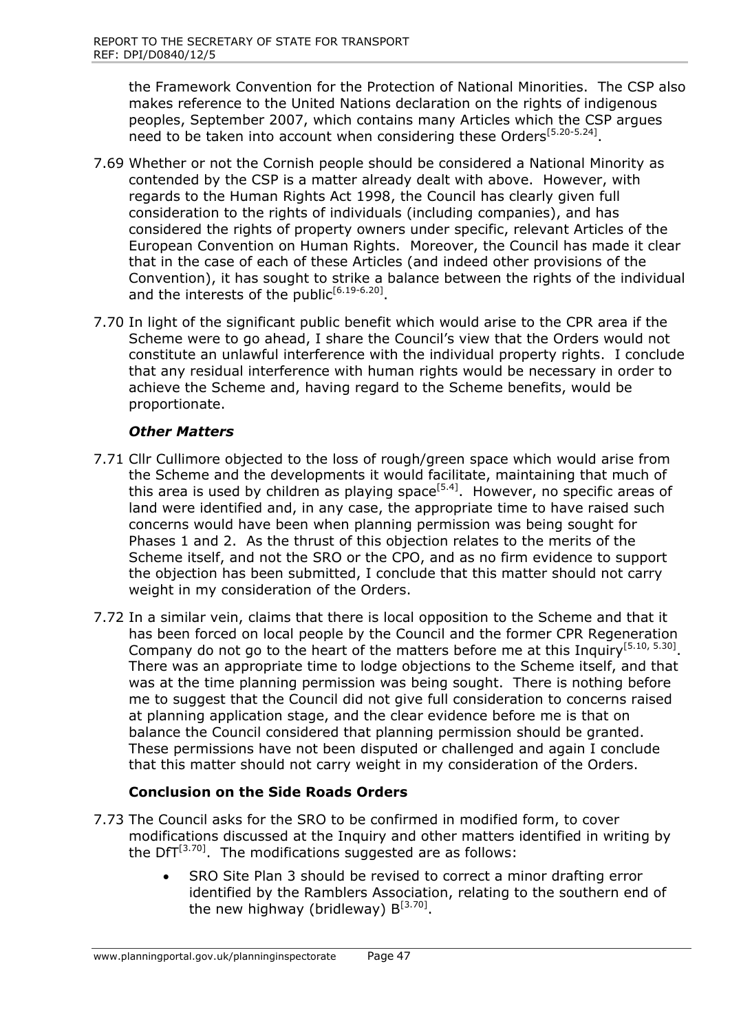the Framework Convention for the Protection of National Minorities. The CSP also makes reference to the United Nations declaration on the rights of indigenous peoples, September 2007, which contains many Articles which the CSP argues need to be taken into account when considering these Orders[5.20-5.24].

7.69 Whether or not the Cornish people should be considered a National Minority as contended by the CSP is a matter already dealt with above. However, with regards to the Human Rights Act 1998, the Council has clearly given full consideration to the rights of individuals (including companies), and has considered the rights of property owners under specific, relevant Articles of the European Convention on Human Rights. Moreover, the Council has made it clear that in the case of each of these Articles (and indeed other provisions of the Convention), it has sought to strike a balance between the rights of the individual and the interests of the public[6.19-6.20].

7.70 In light of the significant public benefit which would arise to the CPR area if the Scheme were to go ahead, I share the Council's view that the Orders would not constitute an unlawful interference with the individual property rights. I conclude that any residual interference with human rights would be necessary in order to achieve the Scheme and, having regard to the Scheme benefits, would be proportionate.

### *Other Matters*

7.71 Cllr Cullimore objected to the loss of rough/green space which would arise from the Scheme and the developments it would facilitate, maintaining that much of this area is used by children as playing space[5.4]. However, no specific areas of land were identified and, in any case, the appropriate time to have raised such concerns would have been when planning permission was being sought for Phases 1 and 2. As the thrust of this objection relates to the merits of the Scheme itself, and not the SRO or the CPO, and as no firm evidence to support the objection has been submitted, I conclude that this matter should not carry weight in my consideration of the Orders.

7.72 In a similar vein, claims that there is local opposition to the Scheme and that it has been forced on local people by the Council and the former CPR Regeneration Company do not go to the heart of the matters before me at this Inquiry[5.10, 5.30]. There was an appropriate time to lodge objections to the Scheme itself, and that was at the time planning permission was being sought. There is nothing before me to suggest that the Council did not give full consideration to concerns raised at planning application stage, and the clear evidence before me is that on balance the Council considered that planning permission should be granted. These permissions have not been disputed or challenged and again I conclude that this matter should not carry weight in my consideration of the Orders.

### **Conclusion on the Side Roads Orders**

7.73 The Council asks for the SRO to be confirmed in modified form, to cover modifications discussed at the Inquiry and other matters identified in writing by the DfT[3.70]. The modifications suggested are as follows:

- SRO Site Plan 3 should be revised to correct a minor drafting error identified by the Ramblers Association, relating to the southern end of the new highway (bridleway) B[3.70].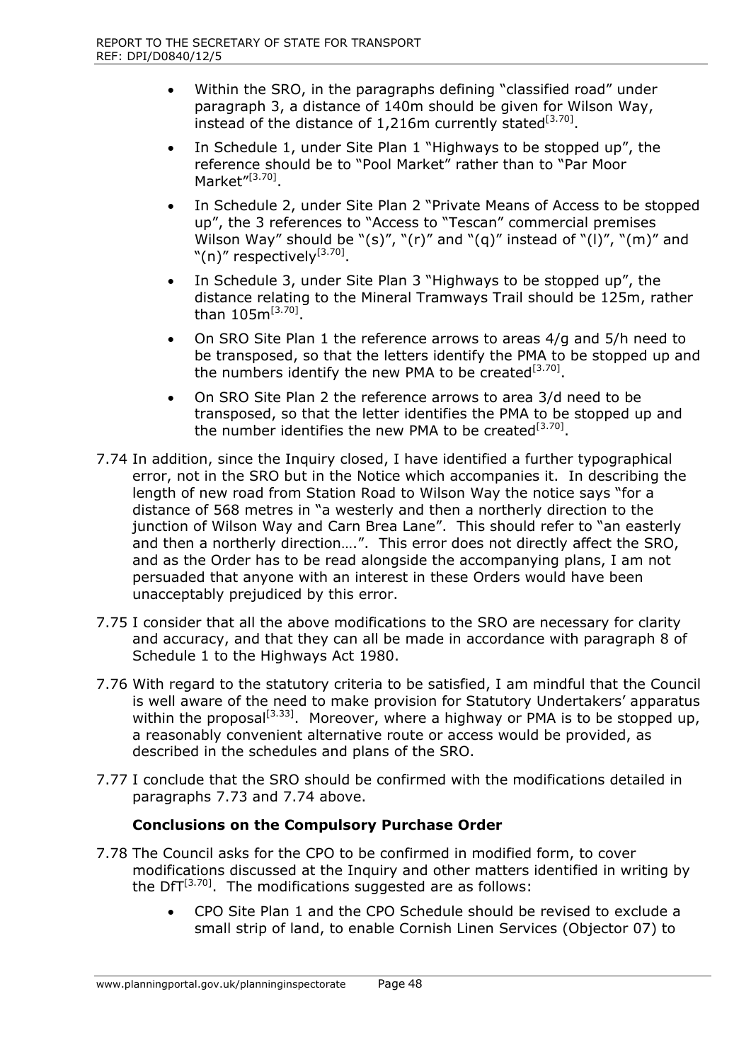- Within the SRO, in the paragraphs defining "classified road" under paragraph 3, a distance of 140m should be given for Wilson Way, instead of the distance of 1,216m currently stated[3.70].
- In Schedule 1, under Site Plan 1 "Highways to be stopped up", the reference should be to "Pool Market" rather than to "Par Moor Market"[3.70].
- In Schedule 2, under Site Plan 2 "Private Means of Access to be stopped up", the 3 references to "Access to "Tescan" commercial premises Wilson Way" should be "(s)", "(r)" and "(q)" instead of "(l)", "(m)" and "(n)" respectively[3.70].
- In Schedule 3, under Site Plan 3 "Highways to be stopped up", the distance relating to the Mineral Tramways Trail should be 125m, rather than 105m[3.70].
- On SRO Site Plan 1 the reference arrows to areas 4/g and 5/h need to be transposed, so that the letters identify the PMA to be stopped up and the numbers identify the new PMA to be created[3.70].
- On SRO Site Plan 2 the reference arrows to area 3/d need to be transposed, so that the letter identifies the PMA to be stopped up and the number identifies the new PMA to be created[3.70].

7.74 In addition, since the Inquiry closed, I have identified a further typographical error, not in the SRO but in the Notice which accompanies it. In describing the length of new road from Station Road to Wilson Way the notice says "for a distance of 568 metres in "a westerly and then a northerly direction to the junction of Wilson Way and Carn Brea Lane". This should refer to "an easterly and then a northerly direction….". This error does not directly affect the SRO, and as the Order has to be read alongside the accompanying plans, I am not persuaded that anyone with an interest in these Orders would have been unacceptably prejudiced by this error.

7.75 I consider that all the above modifications to the SRO are necessary for clarity and accuracy, and that they can all be made in accordance with paragraph 8 of Schedule 1 to the Highways Act 1980.

7.76 With regard to the statutory criteria to be satisfied, I am mindful that the Council is well aware of the need to make provision for Statutory Undertakers' apparatus within the proposal[3.33]. Moreover, where a highway or PMA is to be stopped up, a reasonably convenient alternative route or access would be provided, as described in the schedules and plans of the SRO.

7.77 I conclude that the SRO should be confirmed with the modifications detailed in paragraphs 7.73 and 7.74 above.

### Conclusions on the Compulsory Purchase Order

7.78 The Council asks for the CPO to be confirmed in modified form, to cover modifications discussed at the Inquiry and other matters identified in writing by the DfT[3.70]. The modifications suggested are as follows:

- CPO Site Plan 1 and the CPO Schedule should be revised to exclude a small strip of land, to enable Cornish Linen Services (Objector 07) to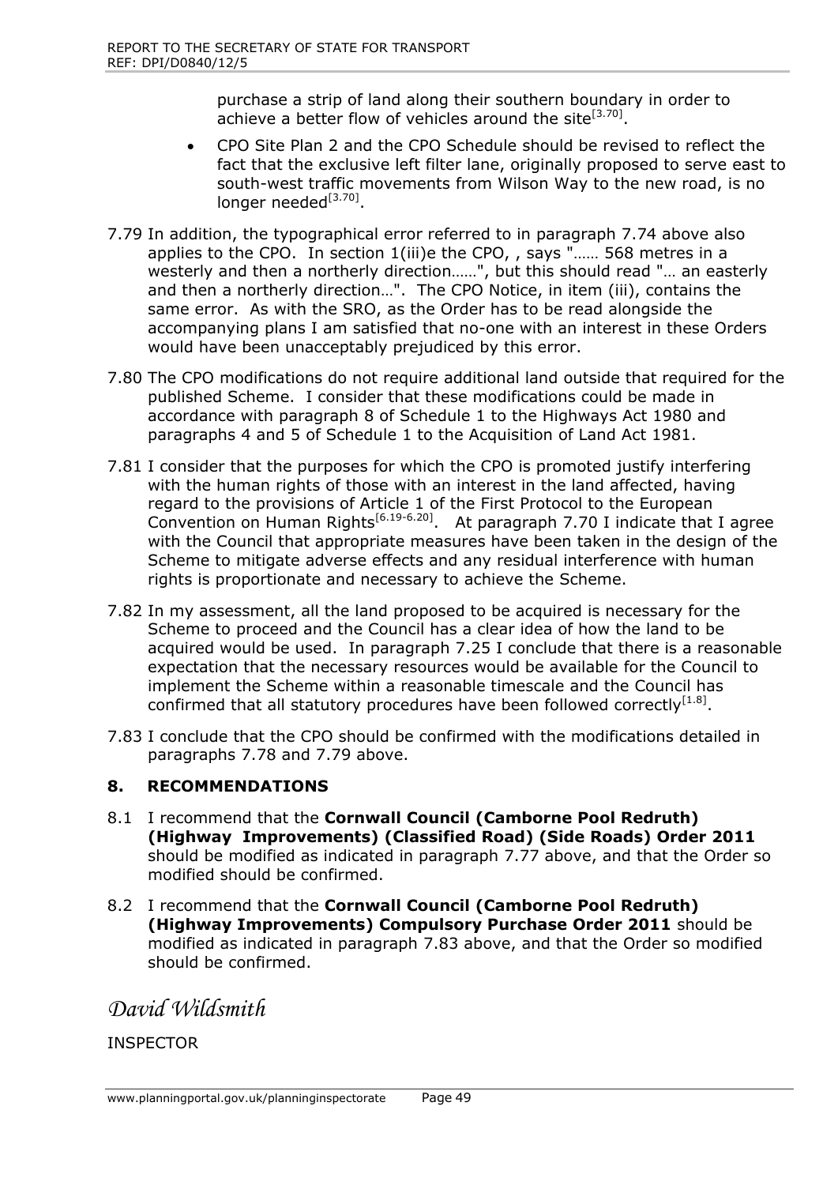purchase a strip of land along their southern boundary in order to achieve a better flow of vehicles around the site[3.70].

- CPO Site Plan 2 and the CPO Schedule should be revised to reflect the fact that the exclusive left filter lane, originally proposed to serve east to south-west traffic movements from Wilson Way to the new road, is no longer needed[3.70].

7.79 In addition, the typographical error referred to in paragraph 7.74 above also applies to the CPO. In section 1(iii)e the CPO, , says "…… 568 metres in a westerly and then a northerly direction……", but this should read "… an easterly and then a northerly direction…". The CPO Notice, in item (iii), contains the same error. As with the SRO, as the Order has to be read alongside the accompanying plans I am satisfied that no-one with an interest in these Orders would have been unacceptably prejudiced by this error.

7.80 The CPO modifications do not require additional land outside that required for the published Scheme. I consider that these modifications could be made in accordance with paragraph 8 of Schedule 1 to the Highways Act 1980 and paragraphs 4 and 5 of Schedule 1 to the Acquisition of Land Act 1981.

7.81 I consider that the purposes for which the CPO is promoted justify interfering with the human rights of those with an interest in the land affected, having regard to the provisions of Article 1 of the First Protocol to the European Convention on Human Rights[6.19-6.20]. At paragraph 7.70 I indicate that I agree with the Council that appropriate measures have been taken in the design of the Scheme to mitigate adverse effects and any residual interference with human rights is proportionate and necessary to achieve the Scheme.

7.82 In my assessment, all the land proposed to be acquired is necessary for the Scheme to proceed and the Council has a clear idea of how the land to be acquired would be used. In paragraph 7.25 I conclude that there is a reasonable expectation that the necessary resources would be available for the Council to implement the Scheme within a reasonable timescale and the Council has confirmed that all statutory procedures have been followed correctly[1.8].

7.83 I conclude that the CPO should be confirmed with the modifications detailed in paragraphs 7.78 and 7.79 above.

## 8. RECOMMENDATIONS

8.1 I recommend that the **Cornwall Council (Camborne Pool Redruth) (Highway Improvements) (Classified Road) (Side Roads) Order 2011** should be modified as indicated in paragraph 7.77 above, and that the Order so modified should be confirmed.

8.2 I recommend that the **Cornwall Council (Camborne Pool Redruth) (Highway Improvements) Compulsory Purchase Order 2011** should be modified as indicated in paragraph 7.83 above, and that the Order so modified should be confirmed.

*David Wildsmith*

INSPECTOR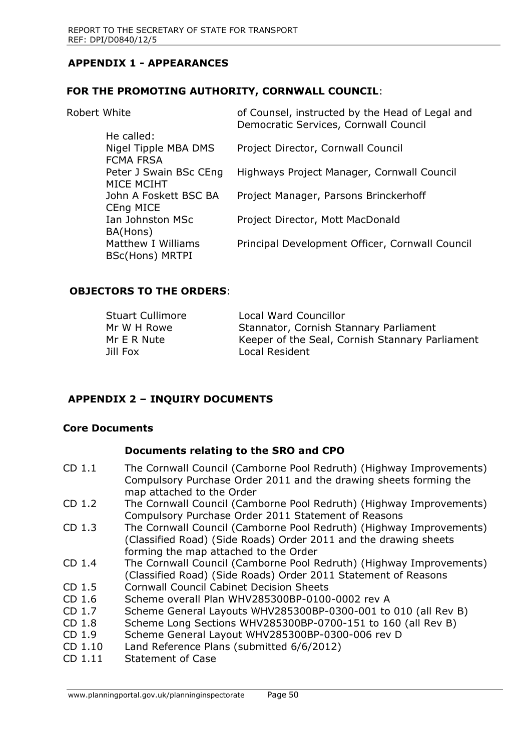## APPENDIX 1 - APPEARANCES

### FOR THE PROMOTING AUTHORITY, CORNWALL COUNCIL:

| | |
|---|---|
| Robert White | of Counsel, instructed by the Head of Legal and Democratic Services, Cornwall Council |
| He called: | |
| Nigel Tipple MBA DMS FCMA FRSA | Project Director, Cornwall Council |
| Peter J Swain BSc CEng MICE MCIHT | Highways Project Manager, Cornwall Council |
| John A Foskett BSC BA CEng MICE | Project Manager, Parsons Brinckerhoff |
| Ian Johnston MSc BA(Hons) | Project Director, Mott MacDonald |
| Matthew I Williams BSc(Hons) MRTPI | Principal Development Officer, Cornwall Council |

### OBJECTORS TO THE ORDERS:

| | |
|---|---|
| Stuart Cullimore | Local Ward Councillor |
| Mr W H Rowe | Stannator, Cornish Stannary Parliament |
| Mr E R Nute | Keeper of the Seal, Cornish Stannary Parliament |
| Jill Fox | Local Resident |

## APPENDIX 2 – INQUIRY DOCUMENTS

### Core Documents

#### Documents relating to the SRO and CPO

| | |
|---|---|
| CD 1.1 | The Cornwall Council (Camborne Pool Redruth) (Highway Improvements) Compulsory Purchase Order 2011 and the drawing sheets forming the map attached to the Order |
| CD 1.2 | The Cornwall Council (Camborne Pool Redruth) (Highway Improvements) Compulsory Purchase Order 2011 Statement of Reasons |
| CD 1.3 | The Cornwall Council (Camborne Pool Redruth) (Highway Improvements) (Classified Road) (Side Roads) Order 2011 and the drawing sheets forming the map attached to the Order |
| CD 1.4 | The Cornwall Council (Camborne Pool Redruth) (Highway Improvements) (Classified Road) (Side Roads) Order 2011 Statement of Reasons |
| CD 1.5 | Cornwall Council Cabinet Decision Sheets |
| CD 1.6 | Scheme overall Plan WHV285300BP-0100-0002 rev A |
| CD 1.7 | Scheme General Layouts WHV285300BP-0300-001 to 010 (all Rev B) |
| CD 1.8 | Scheme Long Sections WHV285300BP-0700-151 to 160 (all Rev B) |
| CD 1.9 | Scheme General Layout WHV285300BP-0300-006 rev D |
| CD 1.10 | Land Reference Plans (submitted 6/6/2012) |
| CD 1.11 | Statement of Case |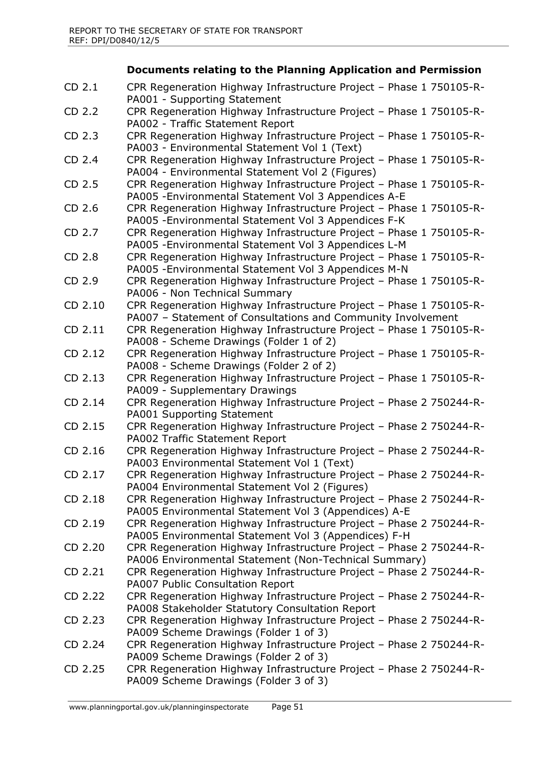### Documents relating to the Planning Application and Permission

| | |
|---|---|
| CD 2.1 | CPR Regeneration Highway Infrastructure Project – Phase 1 750105-R-PA001 - Supporting Statement |
| CD 2.2 | CPR Regeneration Highway Infrastructure Project – Phase 1 750105-R-PA002 - Traffic Statement Report |
| CD 2.3 | CPR Regeneration Highway Infrastructure Project – Phase 1 750105-R-PA003 - Environmental Statement Vol 1 (Text) |
| CD 2.4 | CPR Regeneration Highway Infrastructure Project – Phase 1 750105-R-PA004 - Environmental Statement Vol 2 (Figures) |
| CD 2.5 | CPR Regeneration Highway Infrastructure Project – Phase 1 750105-R-PA005 -Environmental Statement Vol 3 Appendices A-E |
| CD 2.6 | CPR Regeneration Highway Infrastructure Project – Phase 1 750105-R-PA005 -Environmental Statement Vol 3 Appendices F-K |
| CD 2.7 | CPR Regeneration Highway Infrastructure Project – Phase 1 750105-R-PA005 -Environmental Statement Vol 3 Appendices L-M |
| CD 2.8 | CPR Regeneration Highway Infrastructure Project – Phase 1 750105-R-PA005 -Environmental Statement Vol 3 Appendices M-N |
| CD 2.9 | CPR Regeneration Highway Infrastructure Project – Phase 1 750105-R-PA006 - Non Technical Summary |
| CD 2.10 | CPR Regeneration Highway Infrastructure Project – Phase 1 750105-R-PA007 – Statement of Consultations and Community Involvement |
| CD 2.11 | CPR Regeneration Highway Infrastructure Project – Phase 1 750105-R-PA008 - Scheme Drawings (Folder 1 of 2) |
| CD 2.12 | CPR Regeneration Highway Infrastructure Project – Phase 1 750105-R-PA008 - Scheme Drawings (Folder 2 of 2) |
| CD 2.13 | CPR Regeneration Highway Infrastructure Project – Phase 1 750105-R-PA009 - Supplementary Drawings |
| CD 2.14 | CPR Regeneration Highway Infrastructure Project – Phase 2 750244-R-PA001 Supporting Statement |
| CD 2.15 | CPR Regeneration Highway Infrastructure Project – Phase 2 750244-R-PA002 Traffic Statement Report |
| CD 2.16 | CPR Regeneration Highway Infrastructure Project – Phase 2 750244-R-PA003 Environmental Statement Vol 1 (Text) |
| CD 2.17 | CPR Regeneration Highway Infrastructure Project – Phase 2 750244-R-PA004 Environmental Statement Vol 2 (Figures) |
| CD 2.18 | CPR Regeneration Highway Infrastructure Project – Phase 2 750244-R-PA005 Environmental Statement Vol 3 (Appendices) A-E |
| CD 2.19 | CPR Regeneration Highway Infrastructure Project – Phase 2 750244-R-PA005 Environmental Statement Vol 3 (Appendices) F-H |
| CD 2.20 | CPR Regeneration Highway Infrastructure Project – Phase 2 750244-R-PA006 Environmental Statement (Non-Technical Summary) |
| CD 2.21 | CPR Regeneration Highway Infrastructure Project – Phase 2 750244-R-PA007 Public Consultation Report |
| CD 2.22 | CPR Regeneration Highway Infrastructure Project – Phase 2 750244-R-PA008 Stakeholder Statutory Consultation Report |
| CD 2.23 | CPR Regeneration Highway Infrastructure Project – Phase 2 750244-R-PA009 Scheme Drawings (Folder 1 of 3) |
| CD 2.24 | CPR Regeneration Highway Infrastructure Project – Phase 2 750244-R-PA009 Scheme Drawings (Folder 2 of 3) |
| CD 2.25 | CPR Regeneration Highway Infrastructure Project – Phase 2 750244-R-PA009 Scheme Drawings (Folder 3 of 3) |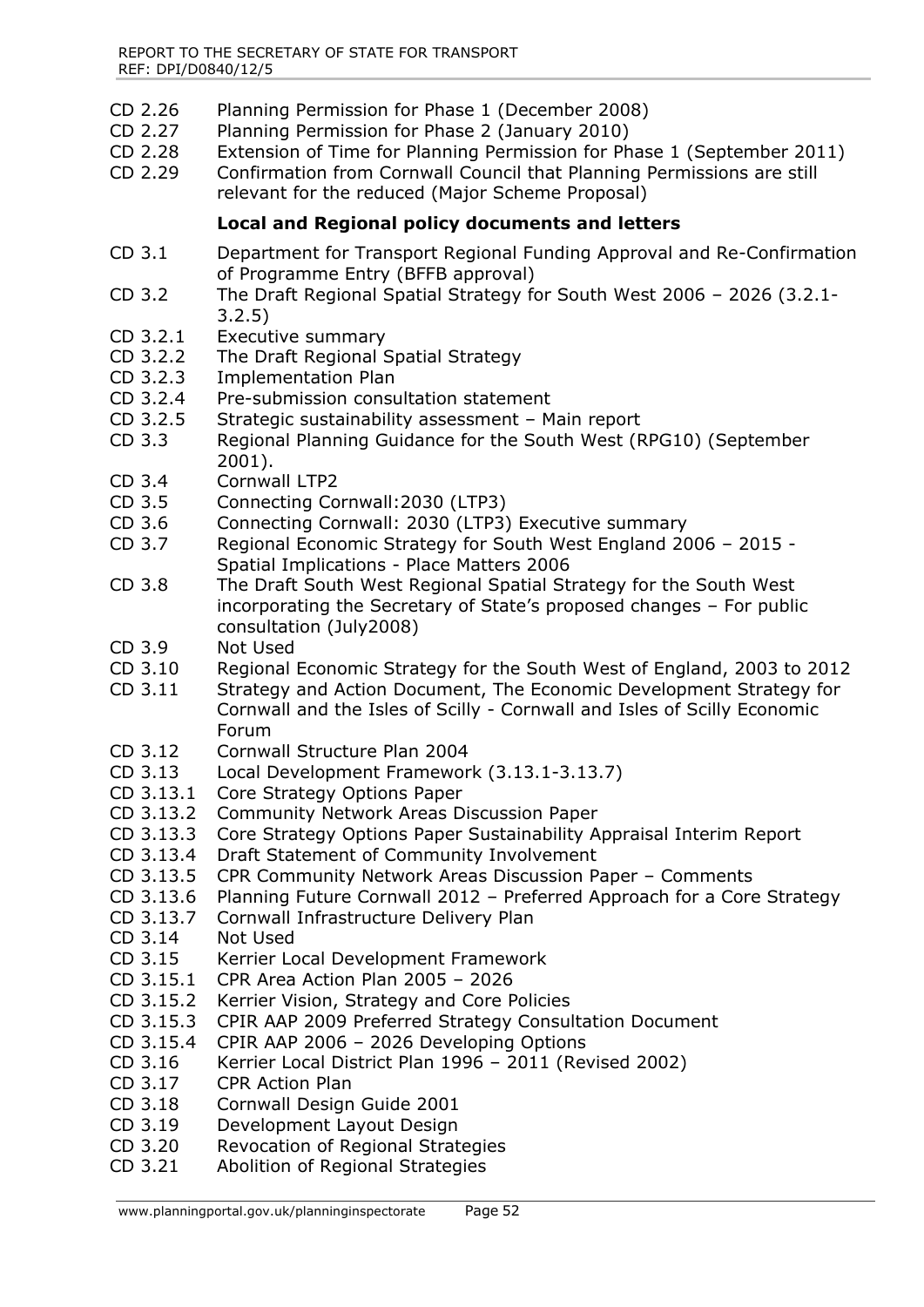CD 2.26 Planning Permission for Phase 1 (December 2008)
CD 2.27 Planning Permission for Phase 2 (January 2010)
CD 2.28 Extension of Time for Planning Permission for Phase 1 (September 2011)
CD 2.29 Confirmation from Cornwall Council that Planning Permissions are still relevant for the reduced (Major Scheme Proposal)

**Local and Regional policy documents and letters**

CD 3.1 Department for Transport Regional Funding Approval and Re-Confirmation of Programme Entry (BFFB approval)
CD 3.2 The Draft Regional Spatial Strategy for South West 2006 – 2026 (3.2.1-3.2.5)
CD 3.2.1 Executive summary
CD 3.2.2 The Draft Regional Spatial Strategy
CD 3.2.3 Implementation Plan
CD 3.2.4 Pre-submission consultation statement
CD 3.2.5 Strategic sustainability assessment – Main report
CD 3.3 Regional Planning Guidance for the South West (RPG10) (September 2001).
CD 3.4 Cornwall LTP2
CD 3.5 Connecting Cornwall:2030 (LTP3)
CD 3.6 Connecting Cornwall: 2030 (LTP3) Executive summary
CD 3.7 Regional Economic Strategy for South West England 2006 – 2015 - Spatial Implications - Place Matters 2006
CD 3.8 The Draft South West Regional Spatial Strategy for the South West incorporating the Secretary of State's proposed changes – For public consultation (July2008)
CD 3.9 Not Used
CD 3.10 Regional Economic Strategy for the South West of England, 2003 to 2012
CD 3.11 Strategy and Action Document, The Economic Development Strategy for Cornwall and the Isles of Scilly - Cornwall and Isles of Scilly Economic Forum
CD 3.12 Cornwall Structure Plan 2004
CD 3.13 Local Development Framework (3.13.1-3.13.7)
CD 3.13.1 Core Strategy Options Paper
CD 3.13.2 Community Network Areas Discussion Paper
CD 3.13.3 Core Strategy Options Paper Sustainability Appraisal Interim Report
CD 3.13.4 Draft Statement of Community Involvement
CD 3.13.5 CPR Community Network Areas Discussion Paper – Comments
CD 3.13.6 Planning Future Cornwall 2012 – Preferred Approach for a Core Strategy
CD 3.13.7 Cornwall Infrastructure Delivery Plan
CD 3.14 Not Used
CD 3.15 Kerrier Local Development Framework
CD 3.15.1 CPR Area Action Plan 2005 – 2026
CD 3.15.2 Kerrier Vision, Strategy and Core Policies
CD 3.15.3 CPIR AAP 2009 Preferred Strategy Consultation Document
CD 3.15.4 CPIR AAP 2006 – 2026 Developing Options
CD 3.16 Kerrier Local District Plan 1996 – 2011 (Revised 2002)
CD 3.17 CPR Action Plan
CD 3.18 Cornwall Design Guide 2001
CD 3.19 Development Layout Design
CD 3.20 Revocation of Regional Strategies
CD 3.21 Abolition of Regional Strategies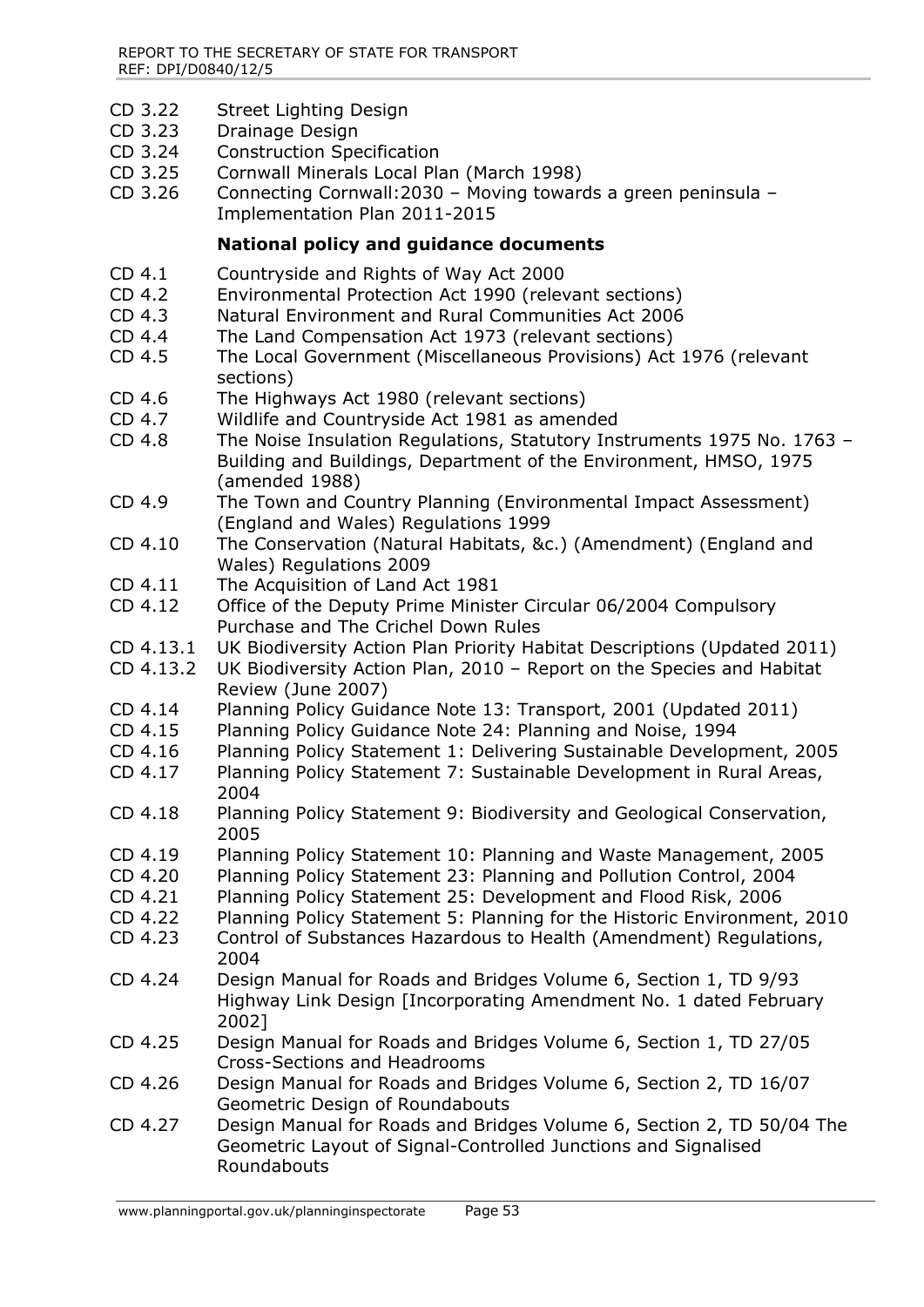CD 3.22 Street Lighting Design
CD 3.23 Drainage Design
CD 3.24 Construction Specification
CD 3.25 Cornwall Minerals Local Plan (March 1998)
CD 3.26 Connecting Cornwall:2030 – Moving towards a green peninsula – Implementation Plan 2011-2015

**National policy and guidance documents**

CD 4.1 Countryside and Rights of Way Act 2000
CD 4.2 Environmental Protection Act 1990 (relevant sections)
CD 4.3 Natural Environment and Rural Communities Act 2006
CD 4.4 The Land Compensation Act 1973 (relevant sections)
CD 4.5 The Local Government (Miscellaneous Provisions) Act 1976 (relevant sections)
CD 4.6 The Highways Act 1980 (relevant sections)
CD 4.7 Wildlife and Countryside Act 1981 as amended
CD 4.8 The Noise Insulation Regulations, Statutory Instruments 1975 No. 1763 – Building and Buildings, Department of the Environment, HMSO, 1975 (amended 1988)
CD 4.9 The Town and Country Planning (Environmental Impact Assessment) (England and Wales) Regulations 1999
CD 4.10 The Conservation (Natural Habitats, &c.) (Amendment) (England and Wales) Regulations 2009
CD 4.11 The Acquisition of Land Act 1981
CD 4.12 Office of the Deputy Prime Minister Circular 06/2004 Compulsory Purchase and The Crichel Down Rules
CD 4.13.1 UK Biodiversity Action Plan Priority Habitat Descriptions (Updated 2011)
CD 4.13.2 UK Biodiversity Action Plan, 2010 – Report on the Species and Habitat Review (June 2007)
CD 4.14 Planning Policy Guidance Note 13: Transport, 2001 (Updated 2011)
CD 4.15 Planning Policy Guidance Note 24: Planning and Noise, 1994
CD 4.16 Planning Policy Statement 1: Delivering Sustainable Development, 2005
CD 4.17 Planning Policy Statement 7: Sustainable Development in Rural Areas, 2004
CD 4.18 Planning Policy Statement 9: Biodiversity and Geological Conservation, 2005
CD 4.19 Planning Policy Statement 10: Planning and Waste Management, 2005
CD 4.20 Planning Policy Statement 23: Planning and Pollution Control, 2004
CD 4.21 Planning Policy Statement 25: Development and Flood Risk, 2006
CD 4.22 Planning Policy Statement 5: Planning for the Historic Environment, 2010
CD 4.23 Control of Substances Hazardous to Health (Amendment) Regulations, 2004
CD 4.24 Design Manual for Roads and Bridges Volume 6, Section 1, TD 9/93 Highway Link Design [Incorporating Amendment No. 1 dated February 2002]
CD 4.25 Design Manual for Roads and Bridges Volume 6, Section 1, TD 27/05 Cross-Sections and Headrooms
CD 4.26 Design Manual for Roads and Bridges Volume 6, Section 2, TD 16/07 Geometric Design of Roundabouts
CD 4.27 Design Manual for Roads and Bridges Volume 6, Section 2, TD 50/04 The Geometric Layout of Signal-Controlled Junctions and Signalised Roundabouts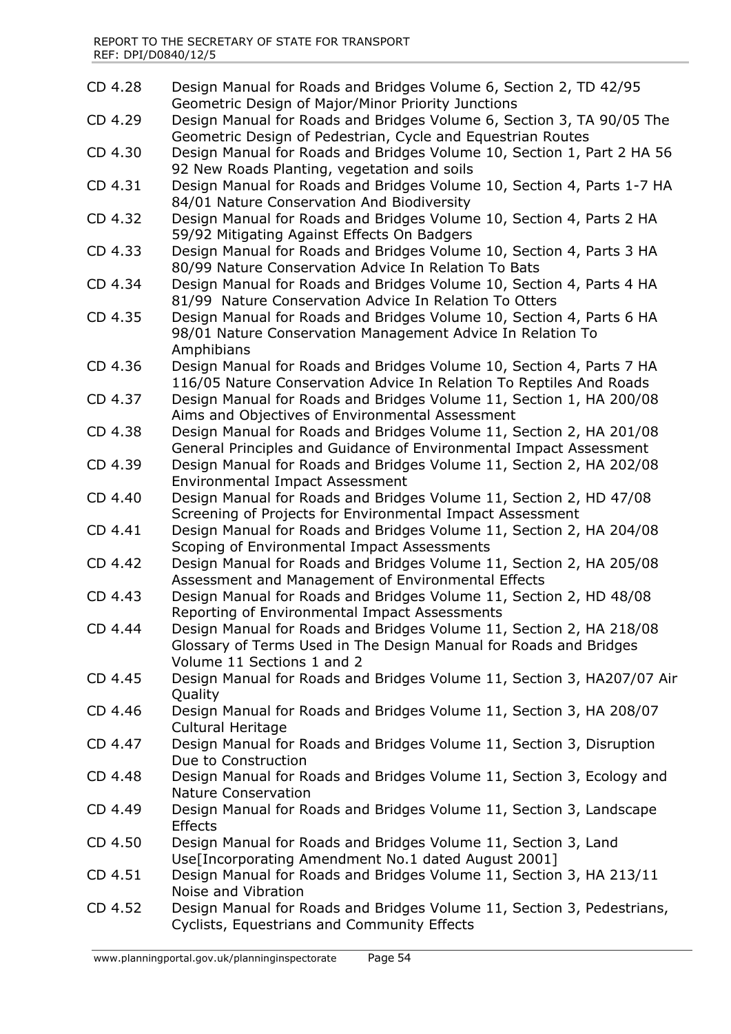| | |
|---|---|
| CD 4.28 | Design Manual for Roads and Bridges Volume 6, Section 2, TD 42/95 Geometric Design of Major/Minor Priority Junctions |
| CD 4.29 | Design Manual for Roads and Bridges Volume 6, Section 3, TA 90/05 The Geometric Design of Pedestrian, Cycle and Equestrian Routes |
| CD 4.30 | Design Manual for Roads and Bridges Volume 10, Section 1, Part 2 HA 56 92 New Roads Planting, vegetation and soils |
| CD 4.31 | Design Manual for Roads and Bridges Volume 10, Section 4, Parts 1-7 HA 84/01 Nature Conservation And Biodiversity |
| CD 4.32 | Design Manual for Roads and Bridges Volume 10, Section 4, Parts 2 HA 59/92 Mitigating Against Effects On Badgers |
| CD 4.33 | Design Manual for Roads and Bridges Volume 10, Section 4, Parts 3 HA 80/99 Nature Conservation Advice In Relation To Bats |
| CD 4.34 | Design Manual for Roads and Bridges Volume 10, Section 4, Parts 4 HA 81/99 Nature Conservation Advice In Relation To Otters |
| CD 4.35 | Design Manual for Roads and Bridges Volume 10, Section 4, Parts 6 HA 98/01 Nature Conservation Management Advice In Relation To Amphibians |
| CD 4.36 | Design Manual for Roads and Bridges Volume 10, Section 4, Parts 7 HA 116/05 Nature Conservation Advice In Relation To Reptiles And Roads |
| CD 4.37 | Design Manual for Roads and Bridges Volume 11, Section 1, HA 200/08 Aims and Objectives of Environmental Assessment |
| CD 4.38 | Design Manual for Roads and Bridges Volume 11, Section 2, HA 201/08 General Principles and Guidance of Environmental Impact Assessment |
| CD 4.39 | Design Manual for Roads and Bridges Volume 11, Section 2, HA 202/08 Environmental Impact Assessment |
| CD 4.40 | Design Manual for Roads and Bridges Volume 11, Section 2, HD 47/08 Screening of Projects for Environmental Impact Assessment |
| CD 4.41 | Design Manual for Roads and Bridges Volume 11, Section 2, HA 204/08 Scoping of Environmental Impact Assessments |
| CD 4.42 | Design Manual for Roads and Bridges Volume 11, Section 2, HA 205/08 Assessment and Management of Environmental Effects |
| CD 4.43 | Design Manual for Roads and Bridges Volume 11, Section 2, HD 48/08 Reporting of Environmental Impact Assessments |
| CD 4.44 | Design Manual for Roads and Bridges Volume 11, Section 2, HA 218/08 Glossary of Terms Used in The Design Manual for Roads and Bridges Volume 11 Sections 1 and 2 |
| CD 4.45 | Design Manual for Roads and Bridges Volume 11, Section 3, HA207/07 Air Quality |
| CD 4.46 | Design Manual for Roads and Bridges Volume 11, Section 3, HA 208/07 Cultural Heritage |
| CD 4.47 | Design Manual for Roads and Bridges Volume 11, Section 3, Disruption Due to Construction |
| CD 4.48 | Design Manual for Roads and Bridges Volume 11, Section 3, Ecology and Nature Conservation |
| CD 4.49 | Design Manual for Roads and Bridges Volume 11, Section 3, Landscape Effects |
| CD 4.50 | Design Manual for Roads and Bridges Volume 11, Section 3, Land Use[Incorporating Amendment No.1 dated August 2001] |
| CD 4.51 | Design Manual for Roads and Bridges Volume 11, Section 3, HA 213/11 Noise and Vibration |
| CD 4.52 | Design Manual for Roads and Bridges Volume 11, Section 3, Pedestrians, Cyclists, Equestrians and Community Effects |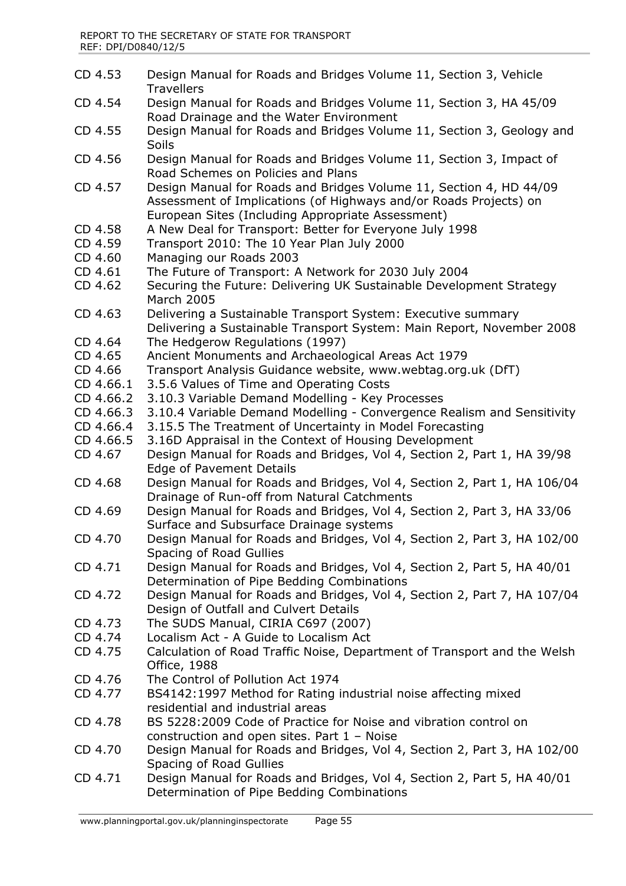| | |
|---|---|
| CD 4.53 | Design Manual for Roads and Bridges Volume 11, Section 3, Vehicle Travellers |
| CD 4.54 | Design Manual for Roads and Bridges Volume 11, Section 3, HA 45/09 Road Drainage and the Water Environment |
| CD 4.55 | Design Manual for Roads and Bridges Volume 11, Section 3, Geology and Soils |
| CD 4.56 | Design Manual for Roads and Bridges Volume 11, Section 3, Impact of Road Schemes on Policies and Plans |
| CD 4.57 | Design Manual for Roads and Bridges Volume 11, Section 4, HD 44/09 Assessment of Implications (of Highways and/or Roads Projects) on European Sites (Including Appropriate Assessment) |
| CD 4.58 | A New Deal for Transport: Better for Everyone July 1998 |
| CD 4.59 | Transport 2010: The 10 Year Plan July 2000 |
| CD 4.60 | Managing our Roads 2003 |
| CD 4.61 | The Future of Transport: A Network for 2030 July 2004 |
| CD 4.62 | Securing the Future: Delivering UK Sustainable Development Strategy March 2005 |
| CD 4.63 | Delivering a Sustainable Transport System: Executive summary Delivering a Sustainable Transport System: Main Report, November 2008 |
| CD 4.64 | The Hedgerow Regulations (1997) |
| CD 4.65 | Ancient Monuments and Archaeological Areas Act 1979 |
| CD 4.66 | Transport Analysis Guidance website, www.webtag.org.uk (DfT) |
| CD 4.66.1 | 3.5.6 Values of Time and Operating Costs |
| CD 4.66.2 | 3.10.3 Variable Demand Modelling - Key Processes |
| CD 4.66.3 | 3.10.4 Variable Demand Modelling - Convergence Realism and Sensitivity |
| CD 4.66.4 | 3.15.5 The Treatment of Uncertainty in Model Forecasting |
| CD 4.66.5 | 3.16D Appraisal in the Context of Housing Development |
| CD 4.67 | Design Manual for Roads and Bridges, Vol 4, Section 2, Part 1, HA 39/98 Edge of Pavement Details |
| CD 4.68 | Design Manual for Roads and Bridges, Vol 4, Section 2, Part 1, HA 106/04 Drainage of Run-off from Natural Catchments |
| CD 4.69 | Design Manual for Roads and Bridges, Vol 4, Section 2, Part 3, HA 33/06 Surface and Subsurface Drainage systems |
| CD 4.70 | Design Manual for Roads and Bridges, Vol 4, Section 2, Part 3, HA 102/00 Spacing of Road Gullies |
| CD 4.71 | Design Manual for Roads and Bridges, Vol 4, Section 2, Part 5, HA 40/01 Determination of Pipe Bedding Combinations |
| CD 4.72 | Design Manual for Roads and Bridges, Vol 4, Section 2, Part 7, HA 107/04 Design of Outfall and Culvert Details |
| CD 4.73 | The SUDS Manual, CIRIA C697 (2007) |
| CD 4.74 | Localism Act - A Guide to Localism Act |
| CD 4.75 | Calculation of Road Traffic Noise, Department of Transport and the Welsh Office, 1988 |
| CD 4.76 | The Control of Pollution Act 1974 |
| CD 4.77 | BS4142:1997 Method for Rating industrial noise affecting mixed residential and industrial areas |
| CD 4.78 | BS 5228:2009 Code of Practice for Noise and vibration control on construction and open sites. Part 1 – Noise |
| CD 4.70 | Design Manual for Roads and Bridges, Vol 4, Section 2, Part 3, HA 102/00 Spacing of Road Gullies |
| CD 4.71 | Design Manual for Roads and Bridges, Vol 4, Section 2, Part 5, HA 40/01 Determination of Pipe Bedding Combinations |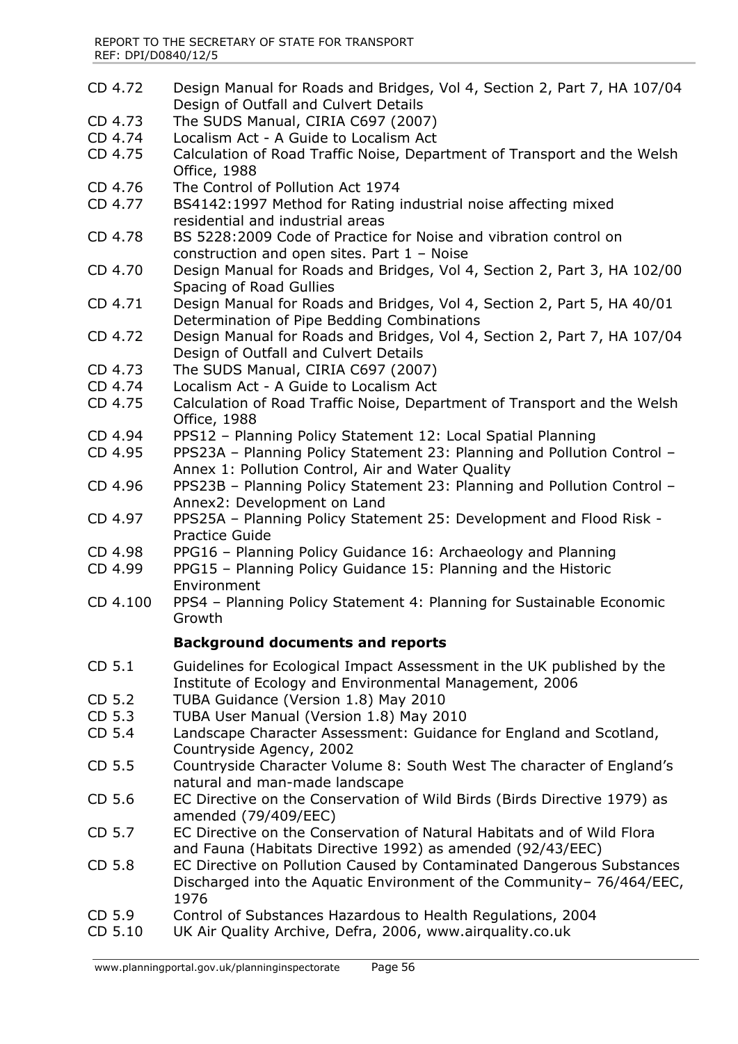CD 4.72	Design Manual for Roads and Bridges, Vol 4, Section 2, Part 7, HA 107/04 Design of Outfall and Culvert Details

CD 4.73	The SUDS Manual, CIRIA C697 (2007)

CD 4.74	Localism Act - A Guide to Localism Act

CD 4.75	Calculation of Road Traffic Noise, Department of Transport and the Welsh Office, 1988

CD 4.76	The Control of Pollution Act 1974

CD 4.77	BS4142:1997 Method for Rating industrial noise affecting mixed residential and industrial areas

CD 4.78	BS 5228:2009 Code of Practice for Noise and vibration control on construction and open sites. Part 1 – Noise

CD 4.70	Design Manual for Roads and Bridges, Vol 4, Section 2, Part 3, HA 102/00 Spacing of Road Gullies

CD 4.71	Design Manual for Roads and Bridges, Vol 4, Section 2, Part 5, HA 40/01 Determination of Pipe Bedding Combinations

CD 4.72	Design Manual for Roads and Bridges, Vol 4, Section 2, Part 7, HA 107/04 Design of Outfall and Culvert Details

CD 4.73	The SUDS Manual, CIRIA C697 (2007)

CD 4.74	Localism Act - A Guide to Localism Act

CD 4.75	Calculation of Road Traffic Noise, Department of Transport and the Welsh Office, 1988

CD 4.94	PPS12 – Planning Policy Statement 12: Local Spatial Planning

CD 4.95	PPS23A – Planning Policy Statement 23: Planning and Pollution Control – Annex 1: Pollution Control, Air and Water Quality

CD 4.96	PPS23B – Planning Policy Statement 23: Planning and Pollution Control – Annex2: Development on Land

CD 4.97	PPS25A – Planning Policy Statement 25: Development and Flood Risk - Practice Guide

CD 4.98	PPG16 – Planning Policy Guidance 16: Archaeology and Planning

CD 4.99	PPG15 – Planning Policy Guidance 15: Planning and the Historic Environment

CD 4.100	PPS4 – Planning Policy Statement 4: Planning for Sustainable Economic Growth

**Background documents and reports**

CD 5.1	Guidelines for Ecological Impact Assessment in the UK published by the Institute of Ecology and Environmental Management, 2006

CD 5.2	TUBA Guidance (Version 1.8) May 2010

CD 5.3	TUBA User Manual (Version 1.8) May 2010

CD 5.4	Landscape Character Assessment: Guidance for England and Scotland, Countryside Agency, 2002

CD 5.5	Countryside Character Volume 8: South West The character of England's natural and man-made landscape

CD 5.6	EC Directive on the Conservation of Wild Birds (Birds Directive 1979) as amended (79/409/EEC)

CD 5.7	EC Directive on the Conservation of Natural Habitats and of Wild Flora and Fauna (Habitats Directive 1992) as amended (92/43/EEC)

CD 5.8	EC Directive on Pollution Caused by Contaminated Dangerous Substances Discharged into the Aquatic Environment of the Community– 76/464/EEC, 1976

CD 5.9	Control of Substances Hazardous to Health Regulations, 2004

CD 5.10	UK Air Quality Archive, Defra, 2006, www.airquality.co.uk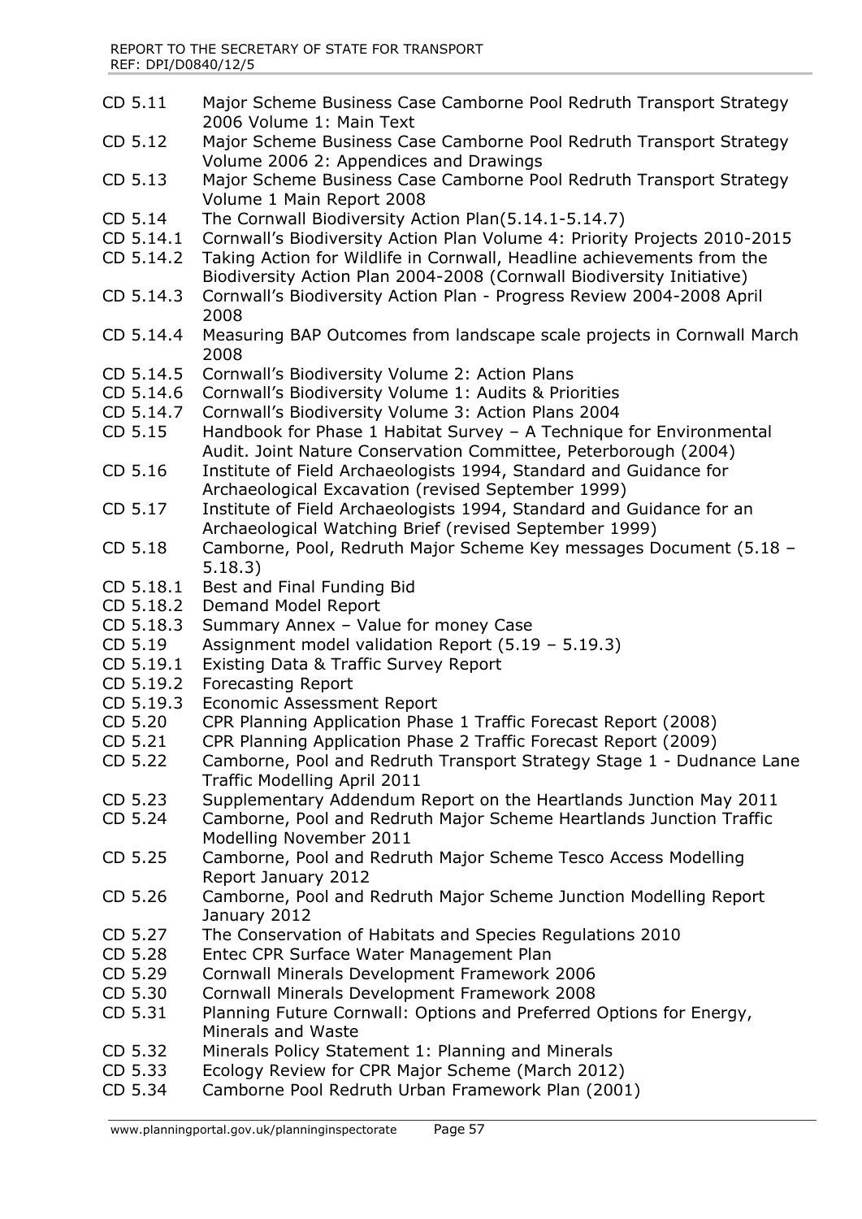| | |
|---|---|
| CD 5.11 | Major Scheme Business Case Camborne Pool Redruth Transport Strategy 2006 Volume 1: Main Text |
| CD 5.12 | Major Scheme Business Case Camborne Pool Redruth Transport Strategy Volume 2006 2: Appendices and Drawings |
| CD 5.13 | Major Scheme Business Case Camborne Pool Redruth Transport Strategy Volume 1 Main Report 2008 |
| CD 5.14 | The Cornwall Biodiversity Action Plan(5.14.1-5.14.7) |
| CD 5.14.1 | Cornwall's Biodiversity Action Plan Volume 4: Priority Projects 2010-2015 |
| CD 5.14.2 | Taking Action for Wildlife in Cornwall, Headline achievements from the Biodiversity Action Plan 2004-2008 (Cornwall Biodiversity Initiative) |
| CD 5.14.3 | Cornwall's Biodiversity Action Plan - Progress Review 2004-2008 April 2008 |
| CD 5.14.4 | Measuring BAP Outcomes from landscape scale projects in Cornwall March 2008 |
| CD 5.14.5 | Cornwall's Biodiversity Volume 2: Action Plans |
| CD 5.14.6 | Cornwall's Biodiversity Volume 1: Audits & Priorities |
| CD 5.14.7 | Cornwall's Biodiversity Volume 3: Action Plans 2004 |
| CD 5.15 | Handbook for Phase 1 Habitat Survey – A Technique for Environmental Audit. Joint Nature Conservation Committee, Peterborough (2004) |
| CD 5.16 | Institute of Field Archaeologists 1994, Standard and Guidance for Archaeological Excavation (revised September 1999) |
| CD 5.17 | Institute of Field Archaeologists 1994, Standard and Guidance for an Archaeological Watching Brief (revised September 1999) |
| CD 5.18 | Camborne, Pool, Redruth Major Scheme Key messages Document (5.18 – 5.18.3) |
| CD 5.18.1 | Best and Final Funding Bid |
| CD 5.18.2 | Demand Model Report |
| CD 5.18.3 | Summary Annex – Value for money Case |
| CD 5.19 | Assignment model validation Report (5.19 – 5.19.3) |
| CD 5.19.1 | Existing Data & Traffic Survey Report |
| CD 5.19.2 | Forecasting Report |
| CD 5.19.3 | Economic Assessment Report |
| CD 5.20 | CPR Planning Application Phase 1 Traffic Forecast Report (2008) |
| CD 5.21 | CPR Planning Application Phase 2 Traffic Forecast Report (2009) |
| CD 5.22 | Camborne, Pool and Redruth Transport Strategy Stage 1 - Dudnance Lane Traffic Modelling April 2011 |
| CD 5.23 | Supplementary Addendum Report on the Heartlands Junction May 2011 |
| CD 5.24 | Camborne, Pool and Redruth Major Scheme Heartlands Junction Traffic Modelling November 2011 |
| CD 5.25 | Camborne, Pool and Redruth Major Scheme Tesco Access Modelling Report January 2012 |
| CD 5.26 | Camborne, Pool and Redruth Major Scheme Junction Modelling Report January 2012 |
| CD 5.27 | The Conservation of Habitats and Species Regulations 2010 |
| CD 5.28 | Entec CPR Surface Water Management Plan |
| CD 5.29 | Cornwall Minerals Development Framework 2006 |
| CD 5.30 | Cornwall Minerals Development Framework 2008 |
| CD 5.31 | Planning Future Cornwall: Options and Preferred Options for Energy, Minerals and Waste |
| CD 5.32 | Minerals Policy Statement 1: Planning and Minerals |
| CD 5.33 | Ecology Review for CPR Major Scheme (March 2012) |
| CD 5.34 | Camborne Pool Redruth Urban Framework Plan (2001) |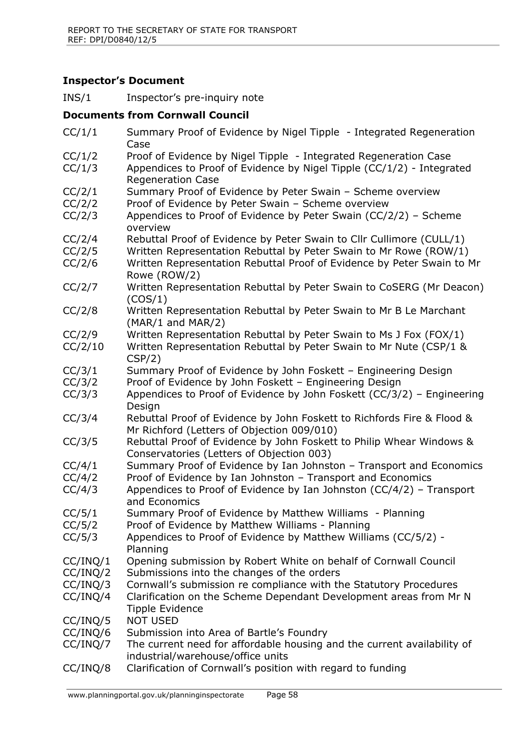**Inspector's Document**

| | |
|---|---|
| INS/1 | Inspector's pre-inquiry note |

**Documents from Cornwall Council**

| | |
|---|---|
| CC/1/1 | Summary Proof of Evidence by Nigel Tipple - Integrated Regeneration Case |
| CC/1/2 | Proof of Evidence by Nigel Tipple - Integrated Regeneration Case |
| CC/1/3 | Appendices to Proof of Evidence by Nigel Tipple (CC/1/2) - Integrated Regeneration Case |
| CC/2/1 | Summary Proof of Evidence by Peter Swain – Scheme overview |
| CC/2/2 | Proof of Evidence by Peter Swain – Scheme overview |
| CC/2/3 | Appendices to Proof of Evidence by Peter Swain (CC/2/2) – Scheme overview |
| CC/2/4 | Rebuttal Proof of Evidence by Peter Swain to Cllr Cullimore (CULL/1) |
| CC/2/5 | Written Representation Rebuttal by Peter Swain to Mr Rowe (ROW/1) |
| CC/2/6 | Written Representation Rebuttal Proof of Evidence by Peter Swain to Mr Rowe (ROW/2) |
| CC/2/7 | Written Representation Rebuttal by Peter Swain to CoSERG (Mr Deacon) (COS/1) |
| CC/2/8 | Written Representation Rebuttal by Peter Swain to Mr B Le Marchant (MAR/1 and MAR/2) |
| CC/2/9 | Written Representation Rebuttal by Peter Swain to Ms J Fox (FOX/1) |
| CC/2/10 | Written Representation Rebuttal by Peter Swain to Mr Nute (CSP/1 & CSP/2) |
| CC/3/1 | Summary Proof of Evidence by John Foskett – Engineering Design |
| CC/3/2 | Proof of Evidence by John Foskett – Engineering Design |
| CC/3/3 | Appendices to Proof of Evidence by John Foskett (CC/3/2) – Engineering Design |
| CC/3/4 | Rebuttal Proof of Evidence by John Foskett to Richfords Fire & Flood & Mr Richford (Letters of Objection 009/010) |
| CC/3/5 | Rebuttal Proof of Evidence by John Foskett to Philip Whear Windows & Conservatories (Letters of Objection 003) |
| CC/4/1 | Summary Proof of Evidence by Ian Johnston – Transport and Economics |
| CC/4/2 | Proof of Evidence by Ian Johnston – Transport and Economics |
| CC/4/3 | Appendices to Proof of Evidence by Ian Johnston (CC/4/2) – Transport and Economics |
| CC/5/1 | Summary Proof of Evidence by Matthew Williams - Planning |
| CC/5/2 | Proof of Evidence by Matthew Williams - Planning |
| CC/5/3 | Appendices to Proof of Evidence by Matthew Williams (CC/5/2) - Planning |
| CC/INQ/1 | Opening submission by Robert White on behalf of Cornwall Council |
| CC/INQ/2 | Submissions into the changes of the orders |
| CC/INQ/3 | Cornwall's submission re compliance with the Statutory Procedures |
| CC/INQ/4 | Clarification on the Scheme Dependant Development areas from Mr N Tipple Evidence |
| CC/INQ/5 | NOT USED |
| CC/INQ/6 | Submission into Area of Bartle's Foundry |
| CC/INQ/7 | The current need for affordable housing and the current availability of industrial/warehouse/office units |
| CC/INQ/8 | Clarification of Cornwall's position with regard to funding |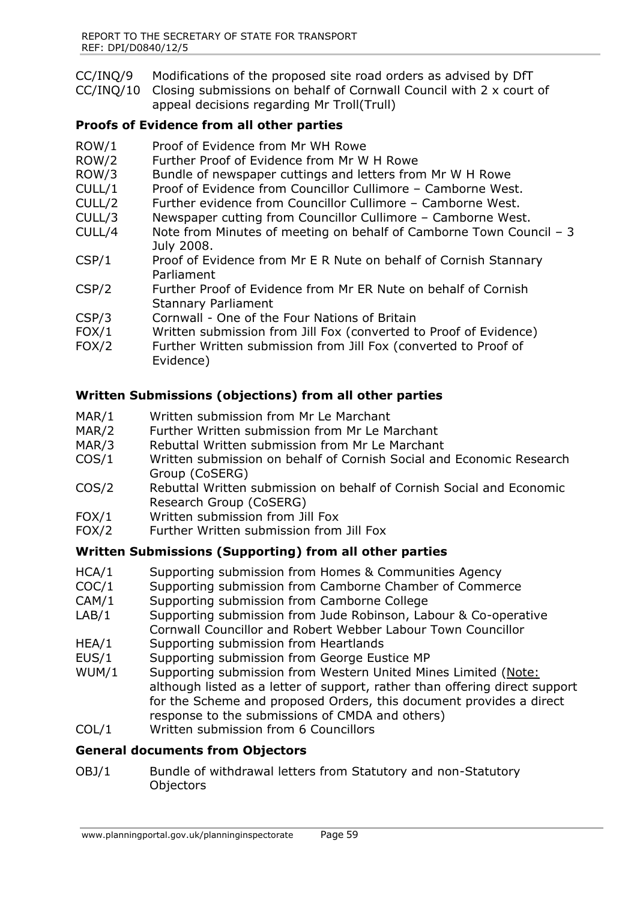| | |
|---|---|
| CC/INQ/9 | Modifications of the proposed site road orders as advised by DfT |
| CC/INQ/10 | Closing submissions on behalf of Cornwall Council with 2 x court of appeal decisions regarding Mr Troll(Trull) |

**Proofs of Evidence from all other parties**

| | |
|---|---|
| ROW/1 | Proof of Evidence from Mr WH Rowe |
| ROW/2 | Further Proof of Evidence from Mr W H Rowe |
| ROW/3 | Bundle of newspaper cuttings and letters from Mr W H Rowe |
| CULL/1 | Proof of Evidence from Councillor Cullimore – Camborne West. |
| CULL/2 | Further evidence from Councillor Cullimore – Camborne West. |
| CULL/3 | Newspaper cutting from Councillor Cullimore – Camborne West. |
| CULL/4 | Note from Minutes of meeting on behalf of Camborne Town Council – 3 July 2008. |
| CSP/1 | Proof of Evidence from Mr E R Nute on behalf of Cornish Stannary Parliament |
| CSP/2 | Further Proof of Evidence from Mr ER Nute on behalf of Cornish Stannary Parliament |
| CSP/3 | Cornwall - One of the Four Nations of Britain |
| FOX/1 | Written submission from Jill Fox (converted to Proof of Evidence) |
| FOX/2 | Further Written submission from Jill Fox (converted to Proof of Evidence) |

**Written Submissions (objections) from all other parties**

| | |
|---|---|
| MAR/1 | Written submission from Mr Le Marchant |
| MAR/2 | Further Written submission from Mr Le Marchant |
| MAR/3 | Rebuttal Written submission from Mr Le Marchant |
| COS/1 | Written submission on behalf of Cornish Social and Economic Research Group (CoSERG) |
| COS/2 | Rebuttal Written submission on behalf of Cornish Social and Economic Research Group (CoSERG) |
| FOX/1 | Written submission from Jill Fox |
| FOX/2 | Further Written submission from Jill Fox |

**Written Submissions (Supporting) from all other parties**

| | |
|---|---|
| HCA/1 | Supporting submission from Homes & Communities Agency |
| COC/1 | Supporting submission from Camborne Chamber of Commerce |
| CAM/1 | Supporting submission from Camborne College |
| LAB/1 | Supporting submission from Jude Robinson, Labour & Co-operative Cornwall Councillor and Robert Webber Labour Town Councillor |
| HEA/1 | Supporting submission from Heartlands |
| EUS/1 | Supporting submission from George Eustice MP |
| WUM/1 | Supporting submission from Western United Mines Limited (Note: although listed as a letter of support, rather than offering direct support for the Scheme and proposed Orders, this document provides a direct response to the submissions of CMDA and others) |
| COL/1 | Written submission from 6 Councillors |

**General documents from Objectors**

| | |
|---|---|
| OBJ/1 | Bundle of withdrawal letters from Statutory and non-Statutory Objectors |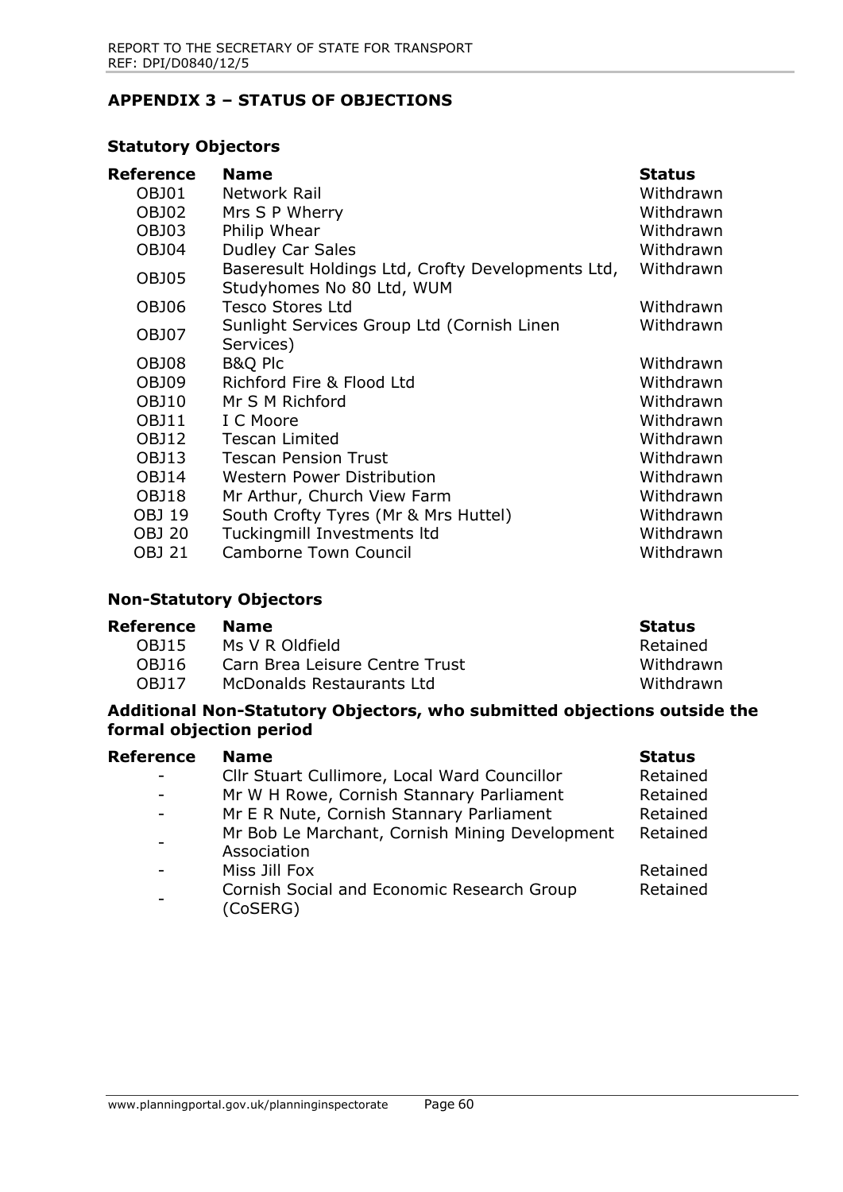## APPENDIX 3 – STATUS OF OBJECTIONS

### Statutory Objectors

| Reference | Name | Status |
|---|---|---|
| OBJ01 | Network Rail | Withdrawn |
| OBJ02 | Mrs S P Wherry | Withdrawn |
| OBJ03 | Philip Whear | Withdrawn |
| OBJ04 | Dudley Car Sales | Withdrawn |
| OBJ05 | Baseresult Holdings Ltd, Crofty Developments Ltd, Studyhomes No 80 Ltd, WUM | Withdrawn |
| OBJ06 | Tesco Stores Ltd | Withdrawn |
| OBJ07 | Sunlight Services Group Ltd (Cornish Linen Services) | Withdrawn |
| OBJ08 | B&Q Plc | Withdrawn |
| OBJ09 | Richford Fire & Flood Ltd | Withdrawn |
| OBJ10 | Mr S M Richford | Withdrawn |
| OBJ11 | I C Moore | Withdrawn |
| OBJ12 | Tescan Limited | Withdrawn |
| OBJ13 | Tescan Pension Trust | Withdrawn |
| OBJ14 | Western Power Distribution | Withdrawn |
| OBJ18 | Mr Arthur, Church View Farm | Withdrawn |
| OBJ 19 | South Crofty Tyres (Mr & Mrs Huttel) | Withdrawn |
| OBJ 20 | Tuckingmill Investments ltd | Withdrawn |
| OBJ 21 | Camborne Town Council | Withdrawn |

### Non-Statutory Objectors

| Reference | Name | Status |
|---|---|---|
| OBJ15 | Ms V R Oldfield | Retained |
| OBJ16 | Carn Brea Leisure Centre Trust | Withdrawn |
| OBJ17 | McDonalds Restaurants Ltd | Withdrawn |

### Additional Non-Statutory Objectors, who submitted objections outside the formal objection period

| Reference | Name | Status |
|---|---|---|
| - | Cllr Stuart Cullimore, Local Ward Councillor | Retained |
| - | Mr W H Rowe, Cornish Stannary Parliament | Retained |
| - | Mr E R Nute, Cornish Stannary Parliament | Retained |
| - | Mr Bob Le Marchant, Cornish Mining Development Association | Retained |
| - | Miss Jill Fox | Retained |
| - | Cornish Social and Economic Research Group (CoSERG) | Retained |